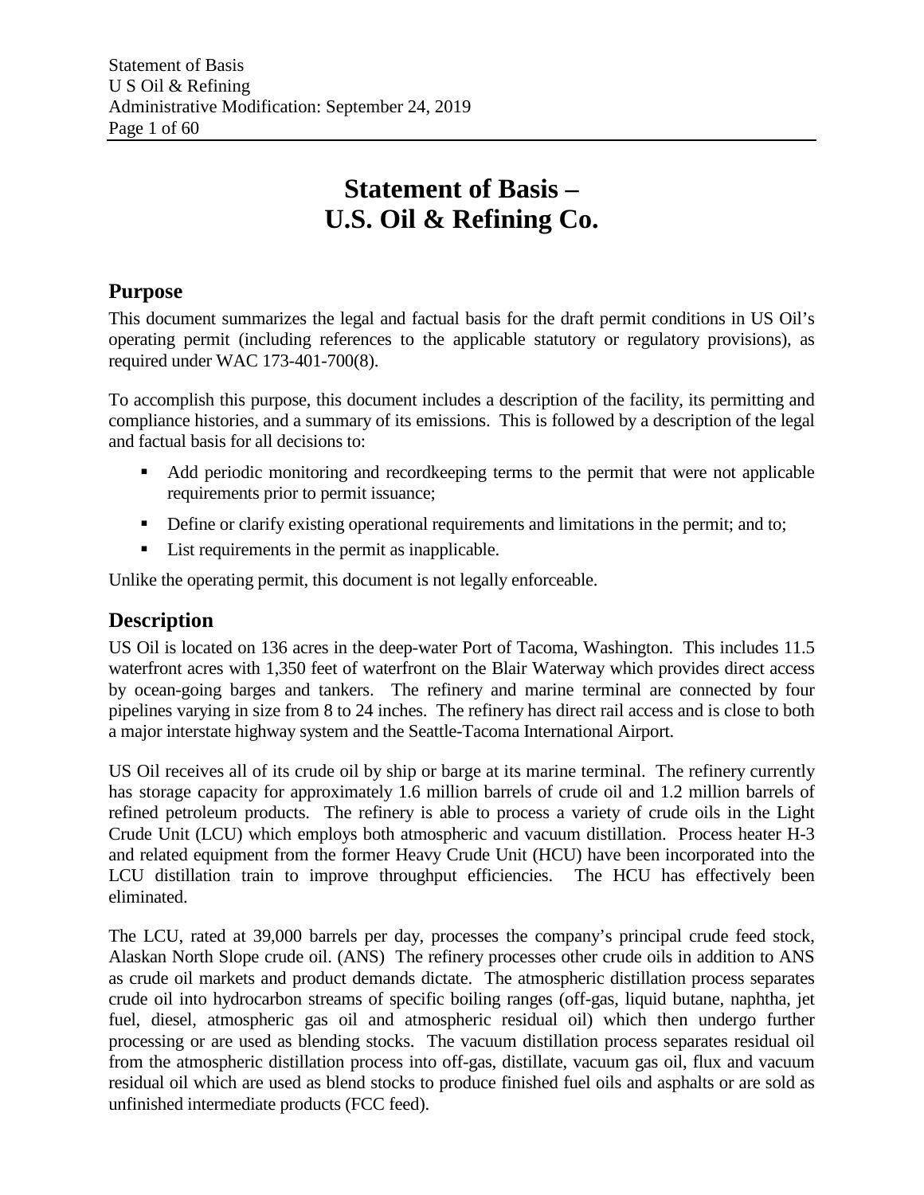# Statement of Basis – U.S. Oil & Refining Co.

## Purpose

This document summarizes the legal and factual basis for the draft permit conditions in US Oil's operating permit (including references to the applicable statutory or regulatory provisions), as required under WAC 173-401-700(8).

To accomplish this purpose, this document includes a description of the facility, its permitting and compliance histories, and a summary of its emissions. This is followed by a description of the legal and factual basis for all decisions to:

- Add periodic monitoring and recordkeeping terms to the permit that were not applicable requirements prior to permit issuance;
- Define or clarify existing operational requirements and limitations in the permit; and to;
- List requirements in the permit as inapplicable.

Unlike the operating permit, this document is not legally enforceable.

## Description

US Oil is located on 136 acres in the deep-water Port of Tacoma, Washington. This includes 11.5 waterfront acres with 1,350 feet of waterfront on the Blair Waterway which provides direct access by ocean-going barges and tankers. The refinery and marine terminal are connected by four pipelines varying in size from 8 to 24 inches. The refinery has direct rail access and is close to both a major interstate highway system and the Seattle-Tacoma International Airport.

US Oil receives all of its crude oil by ship or barge at its marine terminal. The refinery currently has storage capacity for approximately 1.6 million barrels of crude oil and 1.2 million barrels of refined petroleum products. The refinery is able to process a variety of crude oils in the Light Crude Unit (LCU) which employs both atmospheric and vacuum distillation. Process heater H-3 and related equipment from the former Heavy Crude Unit (HCU) have been incorporated into the LCU distillation train to improve throughput efficiencies. The HCU has effectively been eliminated.

The LCU, rated at 39,000 barrels per day, processes the company's principal crude feed stock, Alaskan North Slope crude oil. (ANS) The refinery processes other crude oils in addition to ANS as crude oil markets and product demands dictate. The atmospheric distillation process separates crude oil into hydrocarbon streams of specific boiling ranges (off-gas, liquid butane, naphtha, jet fuel, diesel, atmospheric gas oil and atmospheric residual oil) which then undergo further processing or are used as blending stocks. The vacuum distillation process separates residual oil from the atmospheric distillation process into off-gas, distillate, vacuum gas oil, flux and vacuum residual oil which are used as blend stocks to produce finished fuel oils and asphalts or are sold as unfinished intermediate products (FCC feed).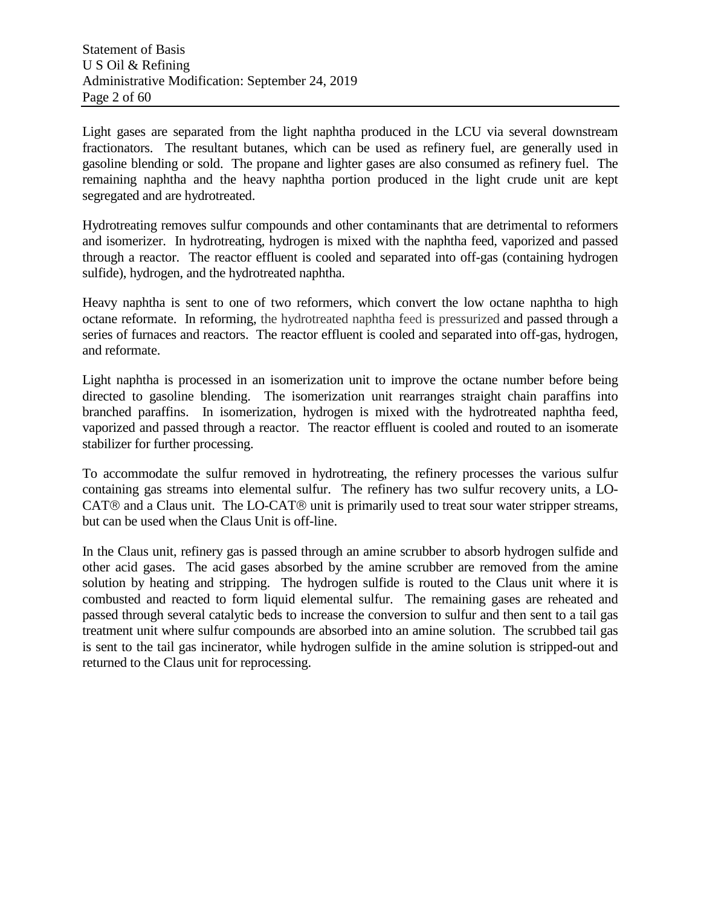Light gases are separated from the light naphtha produced in the LCU via several downstream fractionators. The resultant butanes, which can be used as refinery fuel, are generally used in gasoline blending or sold. The propane and lighter gases are also consumed as refinery fuel. The remaining naphtha and the heavy naphtha portion produced in the light crude unit are kept segregated and are hydrotreated.

Hydrotreating removes sulfur compounds and other contaminants that are detrimental to reformers and isomerizer. In hydrotreating, hydrogen is mixed with the naphtha feed, vaporized and passed through a reactor. The reactor effluent is cooled and separated into off-gas (containing hydrogen sulfide), hydrogen, and the hydrotreated naphtha.

Heavy naphtha is sent to one of two reformers, which convert the low octane naphtha to high octane reformate. In reforming, the hydrotreated naphtha feed is pressurized and passed through a series of furnaces and reactors. The reactor effluent is cooled and separated into off-gas, hydrogen, and reformate.

Light naphtha is processed in an isomerization unit to improve the octane number before being directed to gasoline blending. The isomerization unit rearranges straight chain paraffins into branched paraffins. In isomerization, hydrogen is mixed with the hydrotreated naphtha feed, vaporized and passed through a reactor. The reactor effluent is cooled and routed to an isomerate stabilizer for further processing.

To accommodate the sulfur removed in hydrotreating, the refinery processes the various sulfur containing gas streams into elemental sulfur. The refinery has two sulfur recovery units, a LO-CAT® and a Claus unit. The LO-CAT® unit is primarily used to treat sour water stripper streams, but can be used when the Claus Unit is off-line.

In the Claus unit, refinery gas is passed through an amine scrubber to absorb hydrogen sulfide and other acid gases. The acid gases absorbed by the amine scrubber are removed from the amine solution by heating and stripping. The hydrogen sulfide is routed to the Claus unit where it is combusted and reacted to form liquid elemental sulfur. The remaining gases are reheated and passed through several catalytic beds to increase the conversion to sulfur and then sent to a tail gas treatment unit where sulfur compounds are absorbed into an amine solution. The scrubbed tail gas is sent to the tail gas incinerator, while hydrogen sulfide in the amine solution is stripped-out and returned to the Claus unit for reprocessing.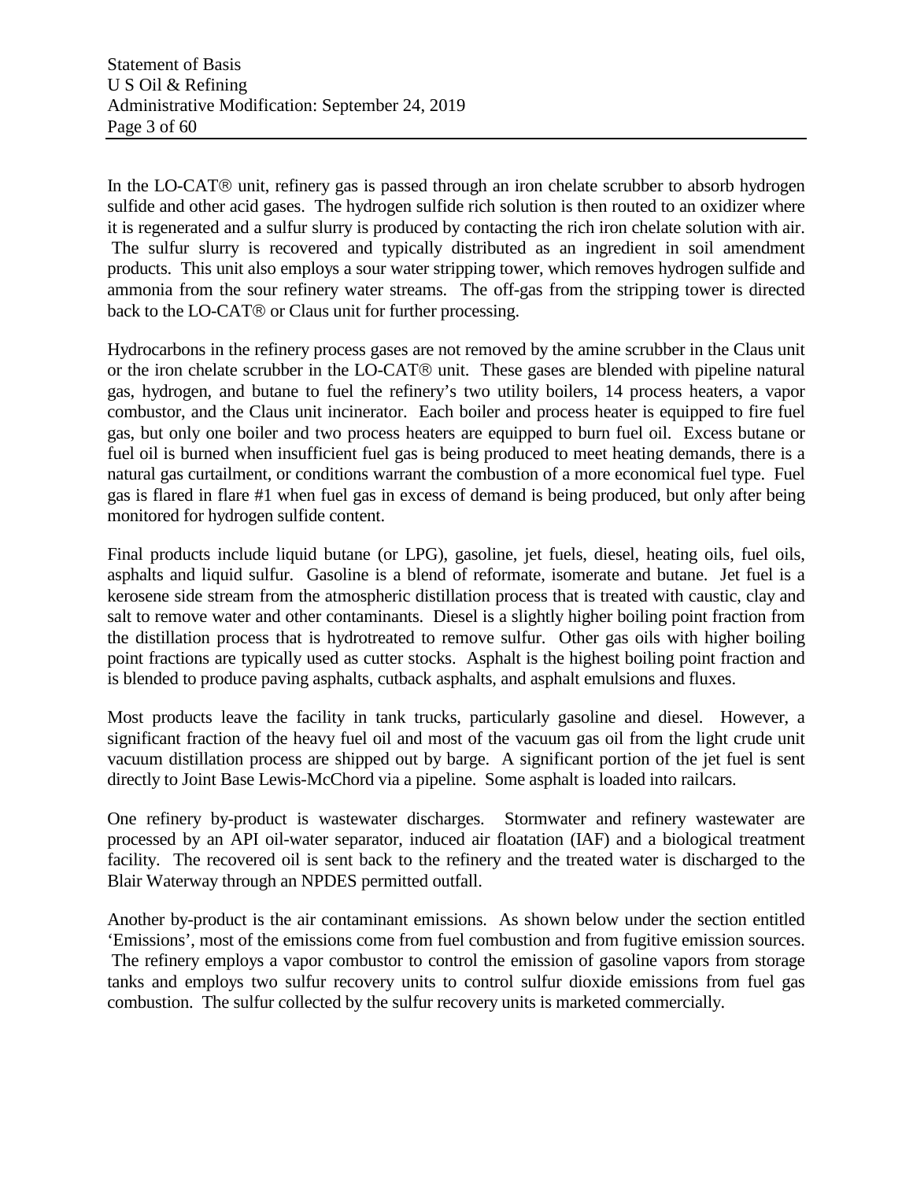In the LO-CAT® unit, refinery gas is passed through an iron chelate scrubber to absorb hydrogen sulfide and other acid gases. The hydrogen sulfide rich solution is then routed to an oxidizer where it is regenerated and a sulfur slurry is produced by contacting the rich iron chelate solution with air. The sulfur slurry is recovered and typically distributed as an ingredient in soil amendment products. This unit also employs a sour water stripping tower, which removes hydrogen sulfide and ammonia from the sour refinery water streams. The off-gas from the stripping tower is directed back to the LO-CAT® or Claus unit for further processing.

Hydrocarbons in the refinery process gases are not removed by the amine scrubber in the Claus unit or the iron chelate scrubber in the LO-CAT® unit. These gases are blended with pipeline natural gas, hydrogen, and butane to fuel the refinery's two utility boilers, 14 process heaters, a vapor combustor, and the Claus unit incinerator. Each boiler and process heater is equipped to fire fuel gas, but only one boiler and two process heaters are equipped to burn fuel oil. Excess butane or fuel oil is burned when insufficient fuel gas is being produced to meet heating demands, there is a natural gas curtailment, or conditions warrant the combustion of a more economical fuel type. Fuel gas is flared in flare #1 when fuel gas in excess of demand is being produced, but only after being monitored for hydrogen sulfide content.

Final products include liquid butane (or LPG), gasoline, jet fuels, diesel, heating oils, fuel oils, asphalts and liquid sulfur. Gasoline is a blend of reformate, isomerate and butane. Jet fuel is a kerosene side stream from the atmospheric distillation process that is treated with caustic, clay and salt to remove water and other contaminants. Diesel is a slightly higher boiling point fraction from the distillation process that is hydrotreated to remove sulfur. Other gas oils with higher boiling point fractions are typically used as cutter stocks. Asphalt is the highest boiling point fraction and is blended to produce paving asphalts, cutback asphalts, and asphalt emulsions and fluxes.

Most products leave the facility in tank trucks, particularly gasoline and diesel. However, a significant fraction of the heavy fuel oil and most of the vacuum gas oil from the light crude unit vacuum distillation process are shipped out by barge. A significant portion of the jet fuel is sent directly to Joint Base Lewis-McChord via a pipeline. Some asphalt is loaded into railcars.

One refinery by-product is wastewater discharges. Stormwater and refinery wastewater are processed by an API oil-water separator, induced air floatation (IAF) and a biological treatment facility. The recovered oil is sent back to the refinery and the treated water is discharged to the Blair Waterway through an NPDES permitted outfall.

Another by-product is the air contaminant emissions. As shown below under the section entitled 'Emissions', most of the emissions come from fuel combustion and from fugitive emission sources. The refinery employs a vapor combustor to control the emission of gasoline vapors from storage tanks and employs two sulfur recovery units to control sulfur dioxide emissions from fuel gas combustion. The sulfur collected by the sulfur recovery units is marketed commercially.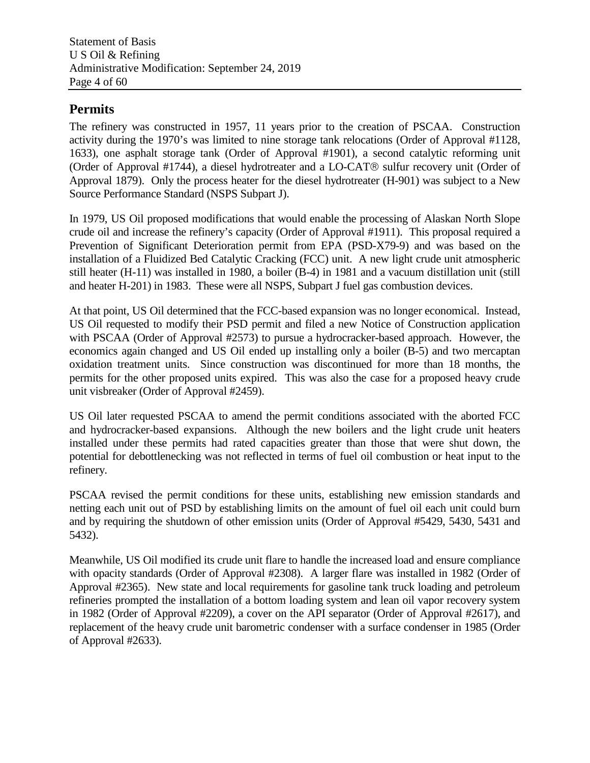## Permits

The refinery was constructed in 1957, 11 years prior to the creation of PSCAA. Construction activity during the 1970's was limited to nine storage tank relocations (Order of Approval #1128, 1633), one asphalt storage tank (Order of Approval #1901), a second catalytic reforming unit (Order of Approval #1744), a diesel hydrotreater and a LO-CAT® sulfur recovery unit (Order of Approval 1879). Only the process heater for the diesel hydrotreater (H-901) was subject to a New Source Performance Standard (NSPS Subpart J).

In 1979, US Oil proposed modifications that would enable the processing of Alaskan North Slope crude oil and increase the refinery's capacity (Order of Approval #1911). This proposal required a Prevention of Significant Deterioration permit from EPA (PSD-X79-9) and was based on the installation of a Fluidized Bed Catalytic Cracking (FCC) unit. A new light crude unit atmospheric still heater (H-11) was installed in 1980, a boiler (B-4) in 1981 and a vacuum distillation unit (still and heater H-201) in 1983. These were all NSPS, Subpart J fuel gas combustion devices.

At that point, US Oil determined that the FCC-based expansion was no longer economical. Instead, US Oil requested to modify their PSD permit and filed a new Notice of Construction application with PSCAA (Order of Approval #2573) to pursue a hydrocracker-based approach. However, the economics again changed and US Oil ended up installing only a boiler (B-5) and two mercaptan oxidation treatment units. Since construction was discontinued for more than 18 months, the permits for the other proposed units expired. This was also the case for a proposed heavy crude unit visbreaker (Order of Approval #2459).

US Oil later requested PSCAA to amend the permit conditions associated with the aborted FCC and hydrocracker-based expansions. Although the new boilers and the light crude unit heaters installed under these permits had rated capacities greater than those that were shut down, the potential for debottlenecking was not reflected in terms of fuel oil combustion or heat input to the refinery.

PSCAA revised the permit conditions for these units, establishing new emission standards and netting each unit out of PSD by establishing limits on the amount of fuel oil each unit could burn and by requiring the shutdown of other emission units (Order of Approval #5429, 5430, 5431 and 5432).

Meanwhile, US Oil modified its crude unit flare to handle the increased load and ensure compliance with opacity standards (Order of Approval #2308). A larger flare was installed in 1982 (Order of Approval #2365). New state and local requirements for gasoline tank truck loading and petroleum refineries prompted the installation of a bottom loading system and lean oil vapor recovery system in 1982 (Order of Approval #2209), a cover on the API separator (Order of Approval #2617), and replacement of the heavy crude unit barometric condenser with a surface condenser in 1985 (Order of Approval #2633).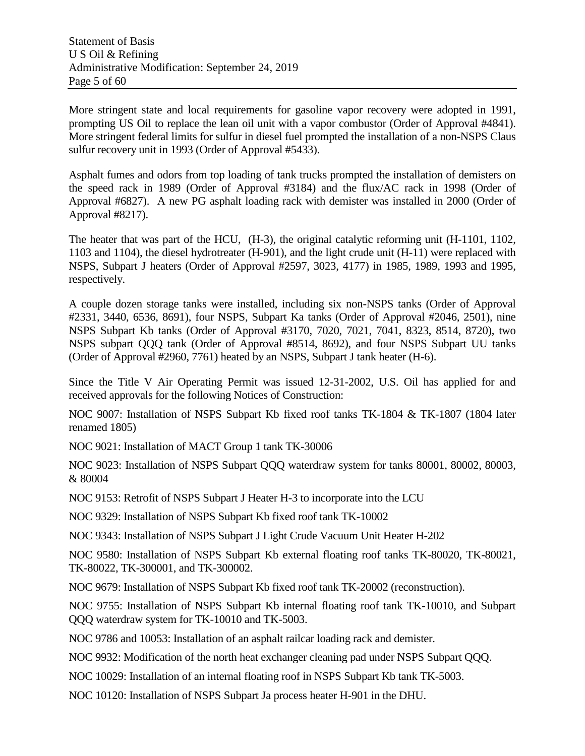More stringent state and local requirements for gasoline vapor recovery were adopted in 1991, prompting US Oil to replace the lean oil unit with a vapor combustor (Order of Approval #4841). More stringent federal limits for sulfur in diesel fuel prompted the installation of a non-NSPS Claus sulfur recovery unit in 1993 (Order of Approval #5433).

Asphalt fumes and odors from top loading of tank trucks prompted the installation of demisters on the speed rack in 1989 (Order of Approval #3184) and the flux/AC rack in 1998 (Order of Approval #6827). A new PG asphalt loading rack with demister was installed in 2000 (Order of Approval #8217).

The heater that was part of the HCU, (H-3), the original catalytic reforming unit (H-1101, 1102, 1103 and 1104), the diesel hydrotreater (H-901), and the light crude unit (H-11) were replaced with NSPS, Subpart J heaters (Order of Approval #2597, 3023, 4177) in 1985, 1989, 1993 and 1995, respectively.

A couple dozen storage tanks were installed, including six non-NSPS tanks (Order of Approval #2331, 3440, 6536, 8691), four NSPS, Subpart Ka tanks (Order of Approval #2046, 2501), nine NSPS Subpart Kb tanks (Order of Approval #3170, 7020, 7021, 7041, 8323, 8514, 8720), two NSPS subpart QQQ tank (Order of Approval #8514, 8692), and four NSPS Subpart UU tanks (Order of Approval #2960, 7761) heated by an NSPS, Subpart J tank heater (H-6).

Since the Title V Air Operating Permit was issued 12-31-2002, U.S. Oil has applied for and received approvals for the following Notices of Construction:

NOC 9007: Installation of NSPS Subpart Kb fixed roof tanks TK-1804 & TK-1807 (1804 later renamed 1805)

NOC 9021: Installation of MACT Group 1 tank TK-30006

NOC 9023: Installation of NSPS Subpart QQQ waterdraw system for tanks 80001, 80002, 80003, & 80004

NOC 9153: Retrofit of NSPS Subpart J Heater H-3 to incorporate into the LCU

NOC 9329: Installation of NSPS Subpart Kb fixed roof tank TK-10002

NOC 9343: Installation of NSPS Subpart J Light Crude Vacuum Unit Heater H-202

NOC 9580: Installation of NSPS Subpart Kb external floating roof tanks TK-80020, TK-80021, TK-80022, TK-300001, and TK-300002.

NOC 9679: Installation of NSPS Subpart Kb fixed roof tank TK-20002 (reconstruction).

NOC 9755: Installation of NSPS Subpart Kb internal floating roof tank TK-10010, and Subpart QQQ waterdraw system for TK-10010 and TK-5003.

NOC 9786 and 10053: Installation of an asphalt railcar loading rack and demister.

NOC 9932: Modification of the north heat exchanger cleaning pad under NSPS Subpart QQQ.

NOC 10029: Installation of an internal floating roof in NSPS Subpart Kb tank TK-5003.

NOC 10120: Installation of NSPS Subpart Ja process heater H-901 in the DHU.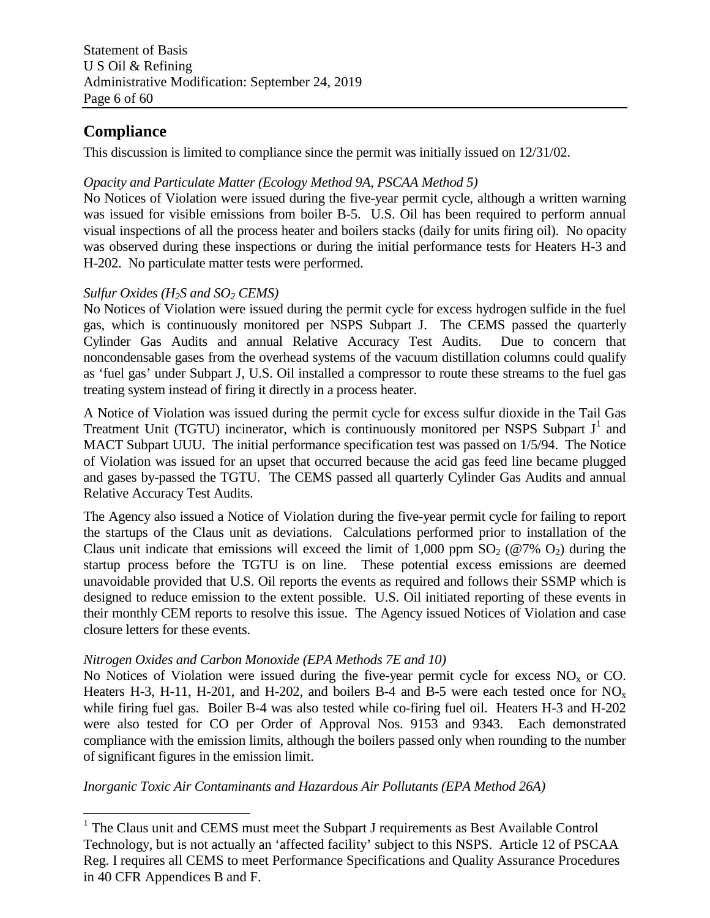## Compliance

This discussion is limited to compliance since the permit was initially issued on 12/31/02.

*Opacity and Particulate Matter (Ecology Method 9A, PSCAA Method 5)*

No Notices of Violation were issued during the five-year permit cycle, although a written warning was issued for visible emissions from boiler B-5. U.S. Oil has been required to perform annual visual inspections of all the process heater and boilers stacks (daily for units firing oil). No opacity was observed during these inspections or during the initial performance tests for Heaters H-3 and H-202. No particulate matter tests were performed.

*Sulfur Oxides ($H_2S$ and $SO_2$ CEMS)*

No Notices of Violation were issued during the permit cycle for excess hydrogen sulfide in the fuel gas, which is continuously monitored per NSPS Subpart J. The CEMS passed the quarterly Cylinder Gas Audits and annual Relative Accuracy Test Audits. Due to concern that noncondensable gases from the overhead systems of the vacuum distillation columns could qualify as 'fuel gas' under Subpart J, U.S. Oil installed a compressor to route these streams to the fuel gas treating system instead of firing it directly in a process heater.

A Notice of Violation was issued during the permit cycle for excess sulfur dioxide in the Tail Gas Treatment Unit (TGTU) incinerator, which is continuously monitored per NSPS Subpart J[1] and MACT Subpart UUU. The initial performance specification test was passed on 1/5/94. The Notice of Violation was issued for an upset that occurred because the acid gas feed line became plugged and gases by-passed the TGTU. The CEMS passed all quarterly Cylinder Gas Audits and annual Relative Accuracy Test Audits.

The Agency also issued a Notice of Violation during the five-year permit cycle for failing to report the startups of the Claus unit as deviations. Calculations performed prior to installation of the Claus unit indicate that emissions will exceed the limit of 1,000 ppm $SO_2$ (@7% $O_2$) during the startup process before the TGTU is on line. These potential excess emissions are deemed unavoidable provided that U.S. Oil reports the events as required and follows their SSMP which is designed to reduce emission to the extent possible. U.S. Oil initiated reporting of these events in their monthly CEM reports to resolve this issue. The Agency issued Notices of Violation and case closure letters for these events.

*Nitrogen Oxides and Carbon Monoxide (EPA Methods 7E and 10)*

No Notices of Violation were issued during the five-year permit cycle for excess $NO_x$ or CO. Heaters H-3, H-11, H-201, and H-202, and boilers B-4 and B-5 were each tested once for $NO_x$ while firing fuel gas. Boiler B-4 was also tested while co-firing fuel oil. Heaters H-3 and H-202 were also tested for CO per Order of Approval Nos. 9153 and 9343. Each demonstrated compliance with the emission limits, although the boilers passed only when rounding to the number of significant figures in the emission limit.

*Inorganic Toxic Air Contaminants and Hazardous Air Pollutants (EPA Method 26A)*

---

[1] The Claus unit and CEMS must meet the Subpart J requirements as Best Available Control Technology, but is not actually an 'affected facility' subject to this NSPS. Article 12 of PSCAA Reg. I requires all CEMS to meet Performance Specifications and Quality Assurance Procedures in 40 CFR Appendices B and F.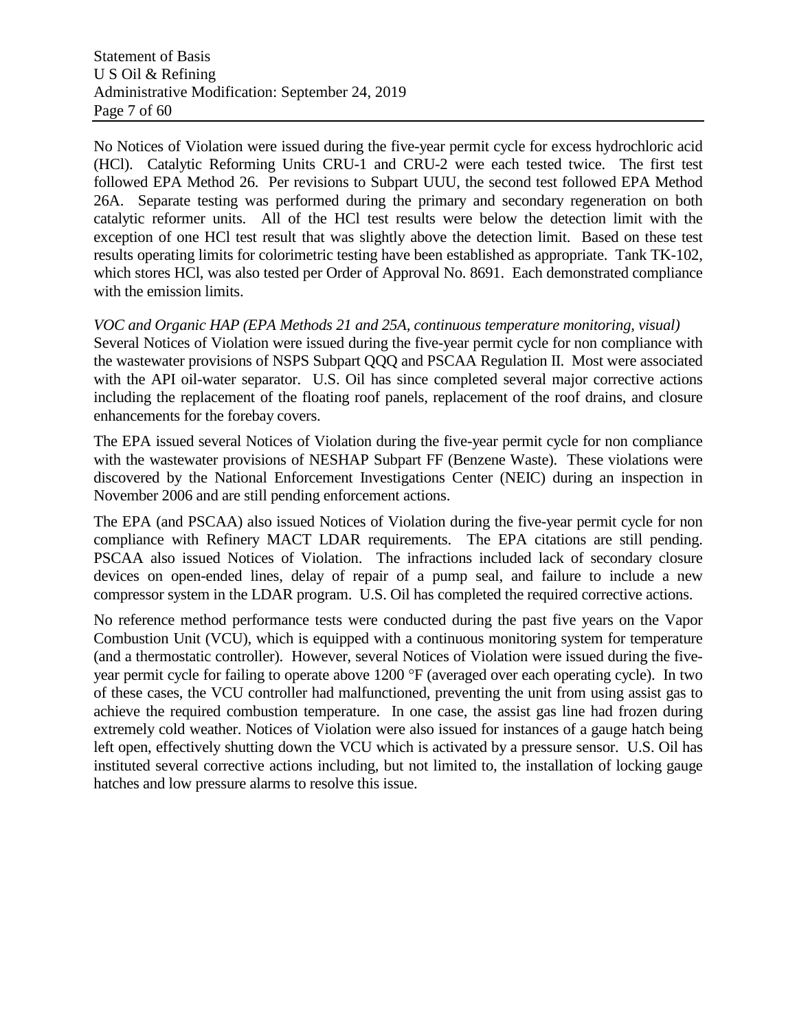No Notices of Violation were issued during the five-year permit cycle for excess hydrochloric acid (HCl). Catalytic Reforming Units CRU-1 and CRU-2 were each tested twice. The first test followed EPA Method 26. Per revisions to Subpart UUU, the second test followed EPA Method 26A. Separate testing was performed during the primary and secondary regeneration on both catalytic reformer units. All of the HCl test results were below the detection limit with the exception of one HCl test result that was slightly above the detection limit. Based on these test results operating limits for colorimetric testing have been established as appropriate. Tank TK-102, which stores HCl, was also tested per Order of Approval No. 8691. Each demonstrated compliance with the emission limits.

*VOC and Organic HAP (EPA Methods 21 and 25A, continuous temperature monitoring, visual)*

Several Notices of Violation were issued during the five-year permit cycle for non compliance with the wastewater provisions of NSPS Subpart QQQ and PSCAA Regulation II. Most were associated with the API oil-water separator. U.S. Oil has since completed several major corrective actions including the replacement of the floating roof panels, replacement of the roof drains, and closure enhancements for the forebay covers.

The EPA issued several Notices of Violation during the five-year permit cycle for non compliance with the wastewater provisions of NESHAP Subpart FF (Benzene Waste). These violations were discovered by the National Enforcement Investigations Center (NEIC) during an inspection in November 2006 and are still pending enforcement actions.

The EPA (and PSCAA) also issued Notices of Violation during the five-year permit cycle for non compliance with Refinery MACT LDAR requirements. The EPA citations are still pending. PSCAA also issued Notices of Violation. The infractions included lack of secondary closure devices on open-ended lines, delay of repair of a pump seal, and failure to include a new compressor system in the LDAR program. U.S. Oil has completed the required corrective actions.

No reference method performance tests were conducted during the past five years on the Vapor Combustion Unit (VCU), which is equipped with a continuous monitoring system for temperature (and a thermostatic controller). However, several Notices of Violation were issued during the five-year permit cycle for failing to operate above 1200 °F (averaged over each operating cycle). In two of these cases, the VCU controller had malfunctioned, preventing the unit from using assist gas to achieve the required combustion temperature. In one case, the assist gas line had frozen during extremely cold weather. Notices of Violation were also issued for instances of a gauge hatch being left open, effectively shutting down the VCU which is activated by a pressure sensor. U.S. Oil has instituted several corrective actions including, but not limited to, the installation of locking gauge hatches and low pressure alarms to resolve this issue.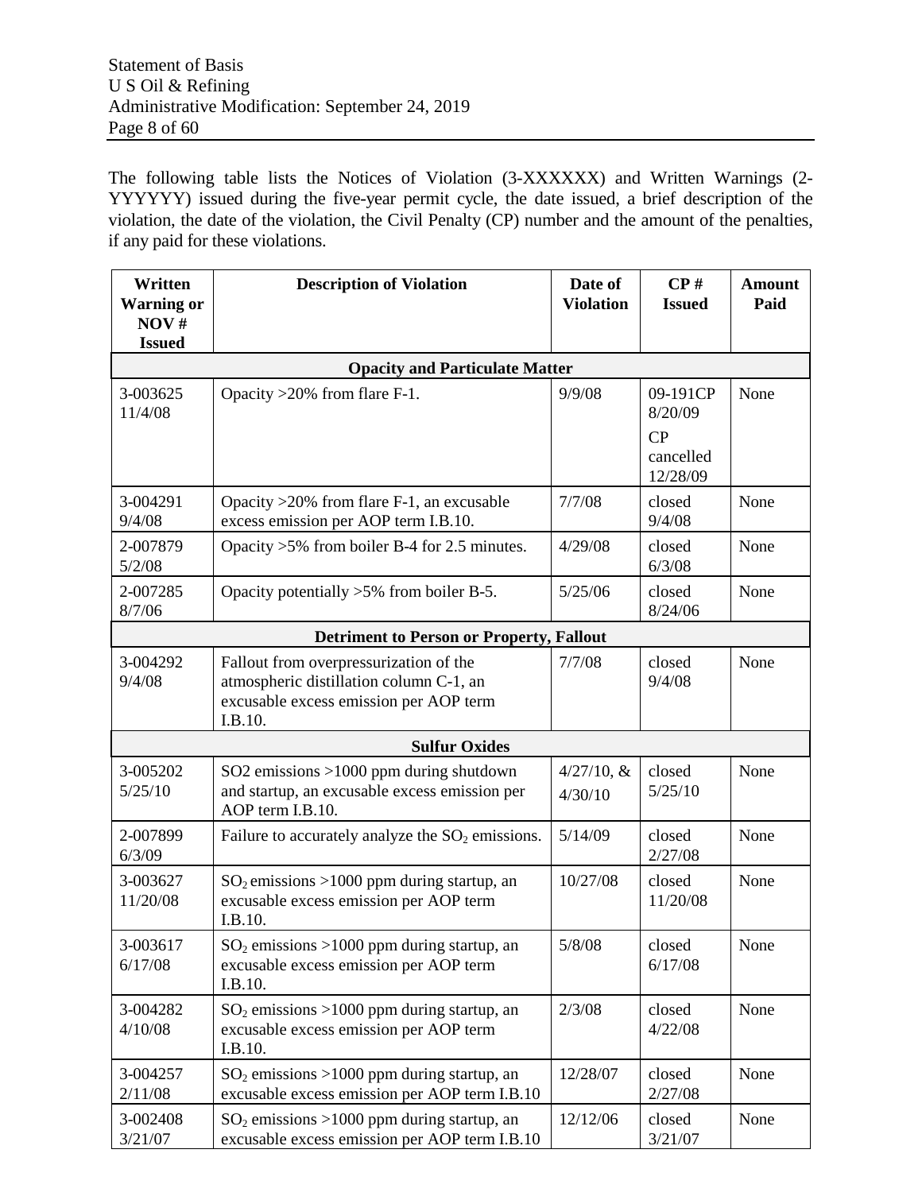The following table lists the Notices of Violation (3-XXXXXX) and Written Warnings (2-YYYYYY) issued during the five-year permit cycle, the date issued, a brief description of the violation, the date of the violation, the Civil Penalty (CP) number and the amount of the penalties, if any paid for these violations.

| Written Warning or NOV # Issued | Description of Violation | Date of Violation | CP # Issued | Amount Paid |
|---|---|---|---|---|
| **Opacity and Particulate Matter** | | | | |
| 3-003625 11/4/08 | Opacity >20% from flare F-1. | 9/9/08 | 09-191CP 8/20/09 CP cancelled 12/28/09 | None |
| 3-004291 9/4/08 | Opacity >20% from flare F-1, an excusable excess emission per AOP term I.B.10. | 7/7/08 | closed 9/4/08 | None |
| 2-007879 5/2/08 | Opacity >5% from boiler B-4 for 2.5 minutes. | 4/29/08 | closed 6/3/08 | None |
| 2-007285 8/7/06 | Opacity potentially >5% from boiler B-5. | 5/25/06 | closed 8/24/06 | None |
| **Detriment to Person or Property, Fallout** | | | | |
| 3-004292 9/4/08 | Fallout from overpressurization of the atmospheric distillation column C-1, an excusable excess emission per AOP term I.B.10. | 7/7/08 | closed 9/4/08 | None |
| **Sulfur Oxides** | | | | |
| 3-005202 5/25/10 | SO2 emissions >1000 ppm during shutdown and startup, an excusable excess emission per AOP term I.B.10. | 4/27/10, & 4/30/10 | closed 5/25/10 | None |
| 2-007899 6/3/09 | Failure to accurately analyze the $SO_2$ emissions. | 5/14/09 | closed 2/27/08 | None |
| 3-003627 11/20/08 | $SO_2$ emissions >1000 ppm during startup, an excusable excess emission per AOP term I.B.10. | 10/27/08 | closed 11/20/08 | None |
| 3-003617 6/17/08 | $SO_2$ emissions >1000 ppm during startup, an excusable excess emission per AOP term I.B.10. | 5/8/08 | closed 6/17/08 | None |
| 3-004282 4/10/08 | $SO_2$ emissions >1000 ppm during startup, an excusable excess emission per AOP term I.B.10. | 2/3/08 | closed 4/22/08 | None |
| 3-004257 2/11/08 | $SO_2$ emissions >1000 ppm during startup, an excusable excess emission per AOP term I.B.10 | 12/28/07 | closed 2/27/08 | None |
| 3-002408 3/21/07 | $SO_2$ emissions >1000 ppm during startup, an excusable excess emission per AOP term I.B.10 | 12/12/06 | closed 3/21/07 | None |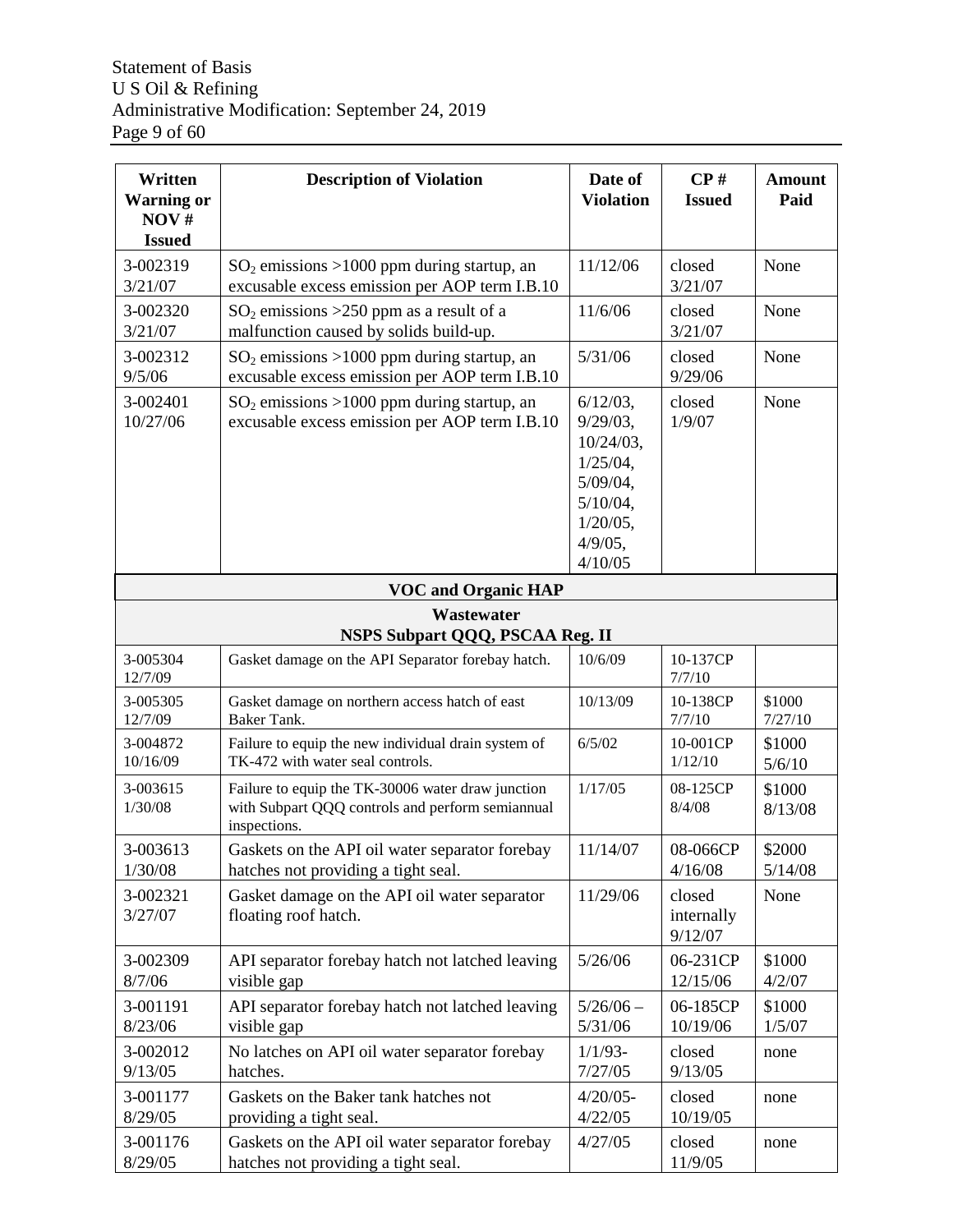| Written Warning or NOV # Issued | Description of Violation | Date of Violation | CP # Issued | Amount Paid |
|---|---|---|---|---|
| 3-002319 3/21/07 | $SO_2$ emissions >1000 ppm during startup, an excusable excess emission per AOP term I.B.10 | 11/12/06 | closed 3/21/07 | None |
| 3-002320 3/21/07 | $SO_2$ emissions >250 ppm as a result of a malfunction caused by solids build-up. | 11/6/06 | closed 3/21/07 | None |
| 3-002312 9/5/06 | $SO_2$ emissions >1000 ppm during startup, an excusable excess emission per AOP term I.B.10 | 5/31/06 | closed 9/29/06 | None |
| 3-002401 10/27/06 | $SO_2$ emissions >1000 ppm during startup, an excusable excess emission per AOP term I.B.10 | 6/12/03, 9/29/03, 10/24/03, 1/25/04, 5/09/04, 5/10/04, 1/20/05, 4/9/05, 4/10/05 | closed 1/9/07 | None |
| **VOC and Organic HAP** | | | | |
| **Wastewater NSPS Subpart QQQ, PSCAA Reg. II** | | | | |
| 3-005304 12/7/09 | Gasket damage on the API Separator forebay hatch. | 10/6/09 | 10-137CP 7/7/10 | |
| 3-005305 12/7/09 | Gasket damage on northern access hatch of east Baker Tank. | 10/13/09 | 10-138CP 7/7/10 | \$1000 7/27/10 |
| 3-004872 10/16/09 | Failure to equip the new individual drain system of TK-472 with water seal controls. | 6/5/02 | 10-001CP 1/12/10 | \$1000 5/6/10 |
| 3-003615 1/30/08 | Failure to equip the TK-30006 water draw junction with Subpart QQQ controls and perform semiannual inspections. | 1/17/05 | 08-125CP 8/4/08 | \$1000 8/13/08 |
| 3-003613 1/30/08 | Gaskets on the API oil water separator forebay hatches not providing a tight seal. | 11/14/07 | 08-066CP 4/16/08 | \$2000 5/14/08 |
| 3-002321 3/27/07 | Gasket damage on the API oil water separator floating roof hatch. | 11/29/06 | closed internally 9/12/07 | None |
| 3-002309 8/7/06 | API separator forebay hatch not latched leaving visible gap | 5/26/06 | 06-231CP 12/15/06 | \$1000 4/2/07 |
| 3-001191 8/23/06 | API separator forebay hatch not latched leaving visible gap | 5/26/06 – 5/31/06 | 06-185CP 10/19/06 | \$1000 1/5/07 |
| 3-002012 9/13/05 | No latches on API oil water separator forebay hatches. | 1/1/93- 7/27/05 | closed 9/13/05 | none |
| 3-001177 8/29/05 | Gaskets on the Baker tank hatches not providing a tight seal. | 4/20/05- 4/22/05 | closed 10/19/05 | none |
| 3-001176 8/29/05 | Gaskets on the API oil water separator forebay hatches not providing a tight seal. | 4/27/05 | closed 11/9/05 | none |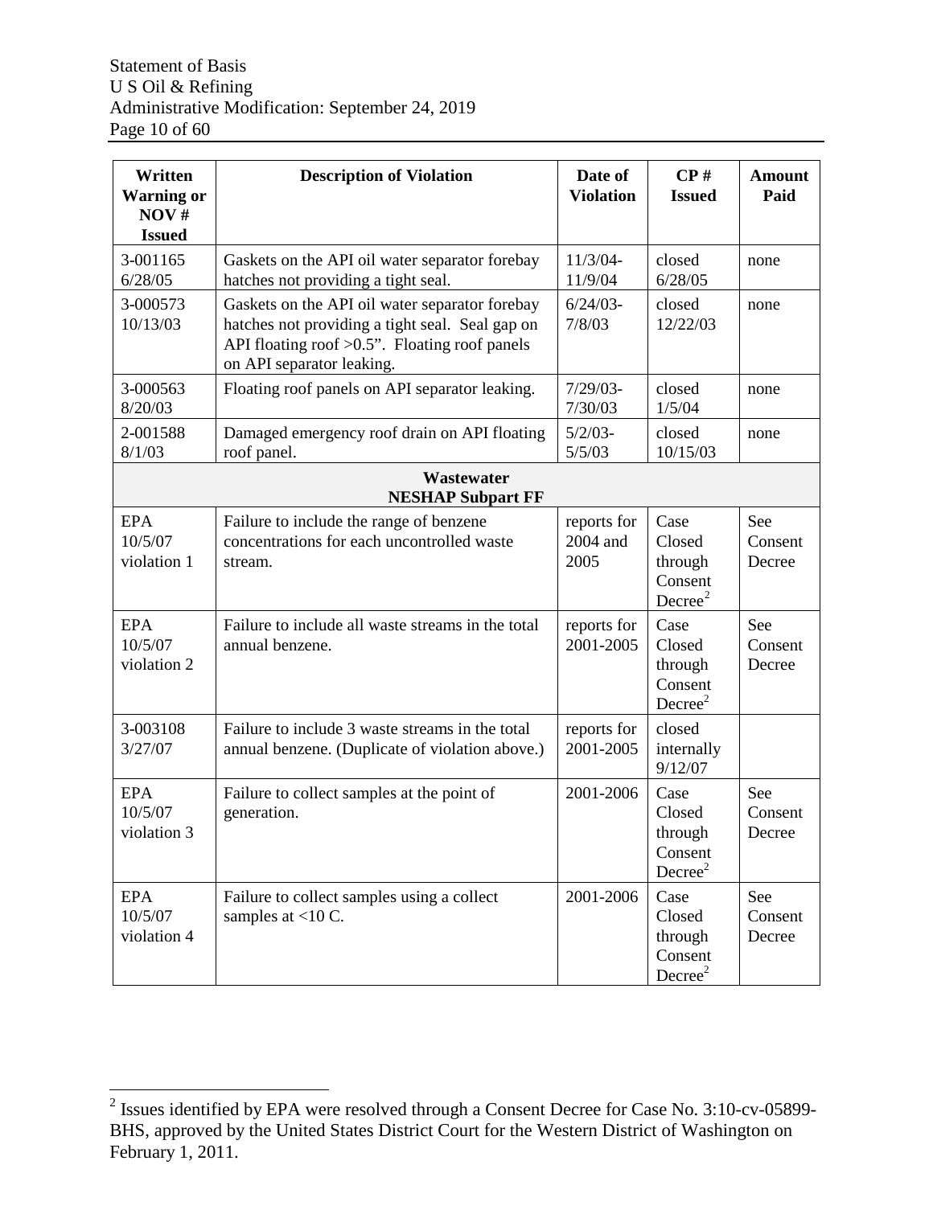| Written Warning or NOV # Issued | Description of Violation | Date of Violation | CP # Issued | Amount Paid |
|---|---|---|---|---|
| 3-001165 6/28/05 | Gaskets on the API oil water separator forebay hatches not providing a tight seal. | 11/3/04-11/9/04 | closed 6/28/05 | none |
| 3-000573 10/13/03 | Gaskets on the API oil water separator forebay hatches not providing a tight seal. Seal gap on API floating roof >0.5". Floating roof panels on API separator leaking. | 6/24/03-7/8/03 | closed 12/22/03 | none |
| 3-000563 8/20/03 | Floating roof panels on API separator leaking. | 7/29/03-7/30/03 | closed 1/5/04 | none |
| 2-001588 8/1/03 | Damaged emergency roof drain on API floating roof panel. | 5/2/03-5/5/03 | closed 10/15/03 | none |
| **Wastewater NESHAP Subpart FF** | | | | |
| EPA 10/5/07 violation 1 | Failure to include the range of benzene concentrations for each uncontrolled waste stream. | reports for 2004 and 2005 | Case Closed through Consent Decree[2] | See Consent Decree |
| EPA 10/5/07 violation 2 | Failure to include all waste streams in the total annual benzene. | reports for 2001-2005 | Case Closed through Consent Decree[2] | See Consent Decree |
| 3-003108 3/27/07 | Failure to include 3 waste streams in the total annual benzene. (Duplicate of violation above.) | reports for 2001-2005 | closed internally 9/12/07 | |
| EPA 10/5/07 violation 3 | Failure to collect samples at the point of generation. | 2001-2006 | Case Closed through Consent Decree[2] | See Consent Decree |
| EPA 10/5/07 violation 4 | Failure to collect samples using a collect samples at <10 C. | 2001-2006 | Case Closed through Consent Decree[2] | See Consent Decree |

[2] Issues identified by EPA were resolved through a Consent Decree for Case No. 3:10-cv-05899-BHS, approved by the United States District Court for the Western District of Washington on February 1, 2011.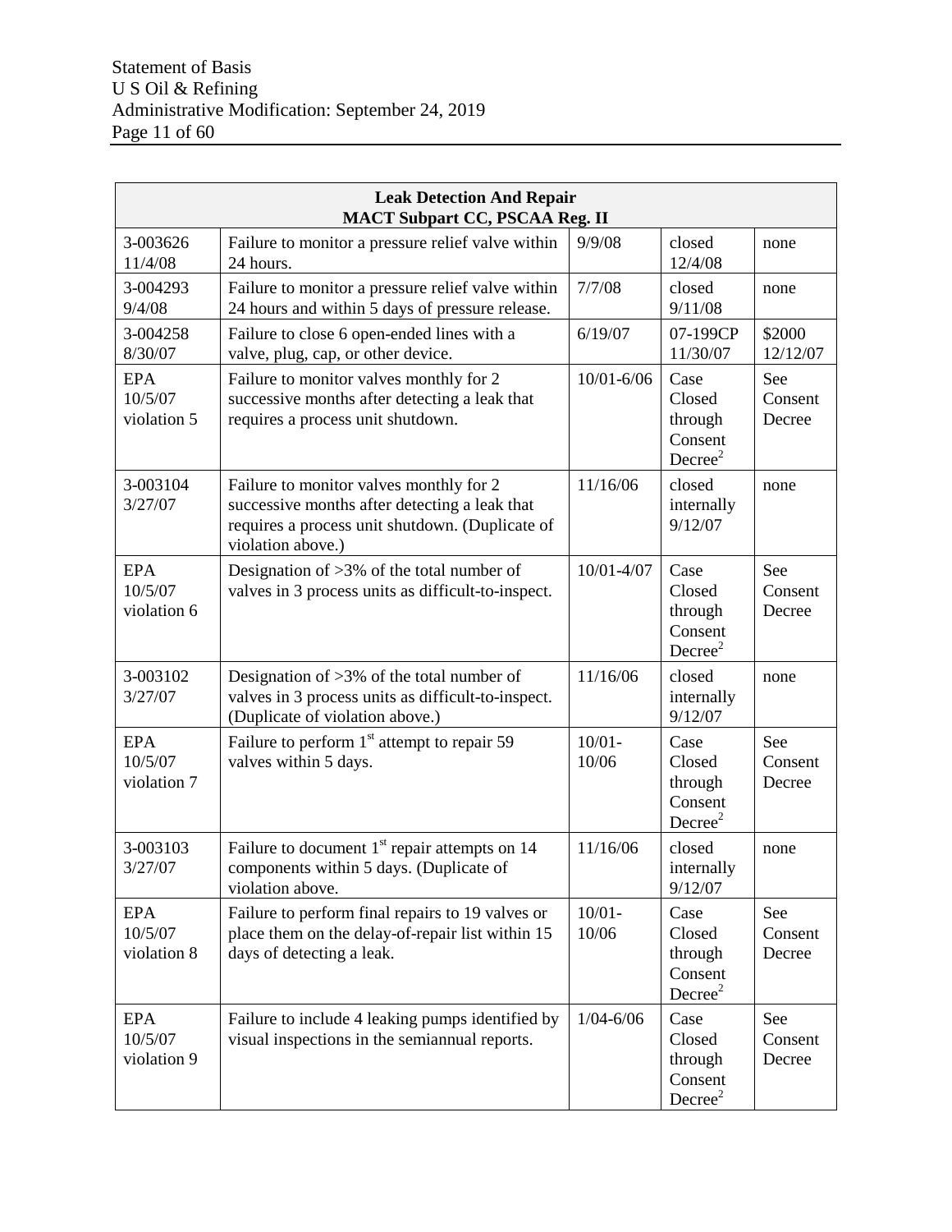| Leak Detection And Repair MACT Subpart CC, PSCAA Reg. II | | | | |
|---|---|---|---|---|
| 3-003626 11/4/08 | Failure to monitor a pressure relief valve within 24 hours. | 9/9/08 | closed 12/4/08 | none |
| 3-004293 9/4/08 | Failure to monitor a pressure relief valve within 24 hours and within 5 days of pressure release. | 7/7/08 | closed 9/11/08 | none |
| 3-004258 8/30/07 | Failure to close 6 open-ended lines with a valve, plug, cap, or other device. | 6/19/07 | 07-199CP 11/30/07 | \$2000 12/12/07 |
| EPA 10/5/07 violation 5 | Failure to monitor valves monthly for 2 successive months after detecting a leak that requires a process unit shutdown. | 10/01-6/06 | Case Closed through Consent Decree[2] | See Consent Decree |
| 3-003104 3/27/07 | Failure to monitor valves monthly for 2 successive months after detecting a leak that requires a process unit shutdown. (Duplicate of violation above.) | 11/16/06 | closed internally 9/12/07 | none |
| EPA 10/5/07 violation 6 | Designation of >3% of the total number of valves in 3 process units as difficult-to-inspect. | 10/01-4/07 | Case Closed through Consent Decree[2] | See Consent Decree |
| 3-003102 3/27/07 | Designation of >3% of the total number of valves in 3 process units as difficult-to-inspect. (Duplicate of violation above.) | 11/16/06 | closed internally 9/12/07 | none |
| EPA 10/5/07 violation 7 | Failure to perform 1st attempt to repair 59 valves within 5 days. | 10/01-10/06 | Case Closed through Consent Decree[2] | See Consent Decree |
| 3-003103 3/27/07 | Failure to document 1st repair attempts on 14 components within 5 days. (Duplicate of violation above. | 11/16/06 | closed internally 9/12/07 | none |
| EPA 10/5/07 violation 8 | Failure to perform final repairs to 19 valves or place them on the delay-of-repair list within 15 days of detecting a leak. | 10/01-10/06 | Case Closed through Consent Decree[2] | See Consent Decree |
| EPA 10/5/07 violation 9 | Failure to include 4 leaking pumps identified by visual inspections in the semiannual reports. | 1/04-6/06 | Case Closed through Consent Decree[2] | See Consent Decree |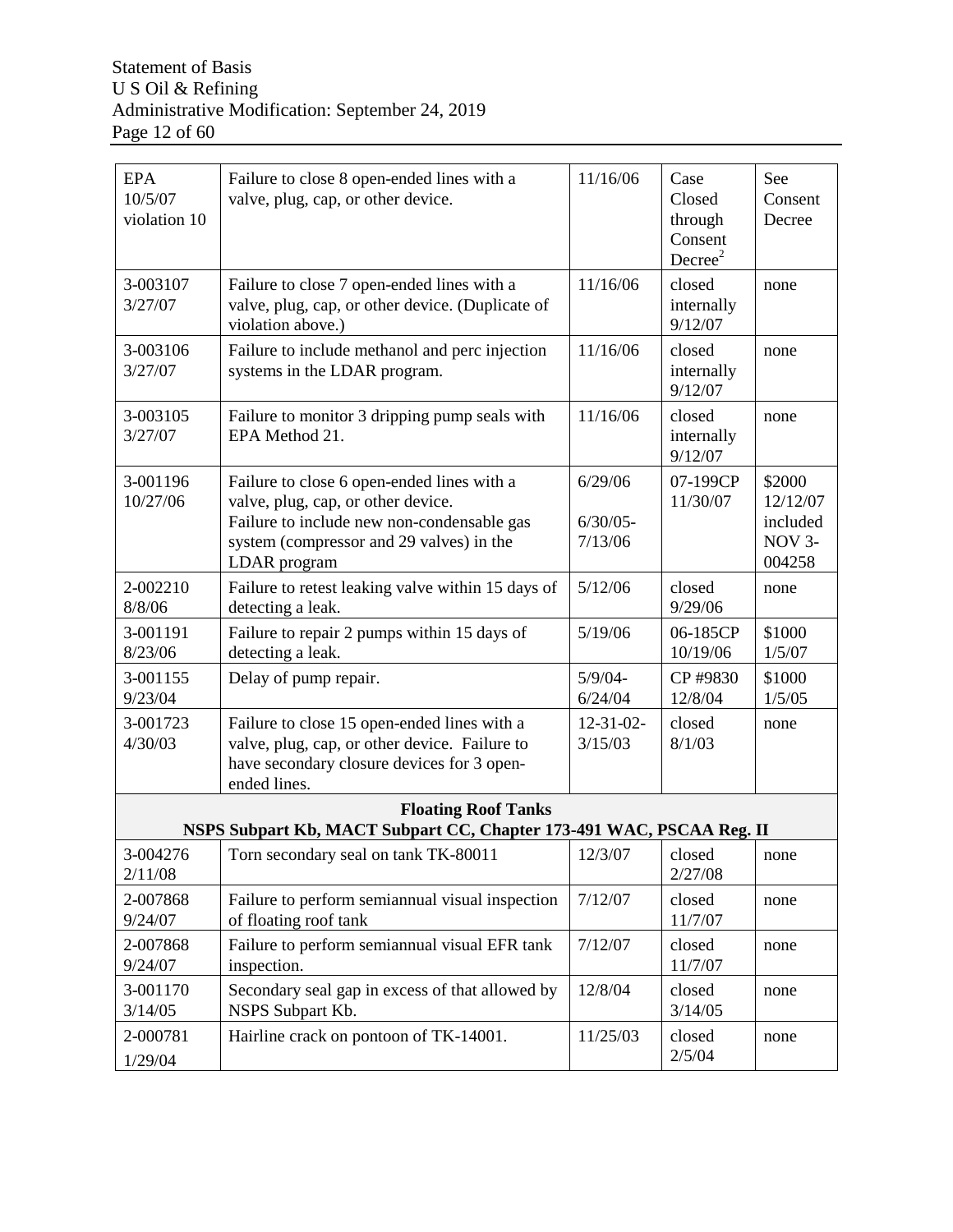| | | | | |
|---|---|---|---|---|
| EPA 10/5/07 violation 10 | Failure to close 8 open-ended lines with a valve, plug, cap, or other device. | 11/16/06 | Case Closed through Consent Decree[2] | See Consent Decree |
| 3-003107 3/27/07 | Failure to close 7 open-ended lines with a valve, plug, cap, or other device. (Duplicate of violation above.) | 11/16/06 | closed internally 9/12/07 | none |
| 3-003106 3/27/07 | Failure to include methanol and perc injection systems in the LDAR program. | 11/16/06 | closed internally 9/12/07 | none |
| 3-003105 3/27/07 | Failure to monitor 3 dripping pump seals with EPA Method 21. | 11/16/06 | closed internally 9/12/07 | none |
| 3-001196 10/27/06 | Failure to close 6 open-ended lines with a valve, plug, cap, or other device.<br>Failure to include new non-condensable gas system (compressor and 29 valves) in the LDAR program | 6/29/06<br><br>6/30/05-7/13/06 | 07-199CP 11/30/07 | $2000 12/12/07 included NOV 3-004258 |
| 2-002210 8/8/06 | Failure to retest leaking valve within 15 days of detecting a leak. | 5/12/06 | closed 9/29/06 | none |
| 3-001191 8/23/06 | Failure to repair 2 pumps within 15 days of detecting a leak. | 5/19/06 | 06-185CP 10/19/06 | $1000 1/5/07 |
| 3-001155 9/23/04 | Delay of pump repair. | 5/9/04-6/24/04 | CP #9830 12/8/04 | $1000 1/5/05 |
| 3-001723 4/30/03 | Failure to close 15 open-ended lines with a valve, plug, cap, or other device. Failure to have secondary closure devices for 3 open-ended lines. | 12-31-02-3/15/03 | closed 8/1/03 | none |
| **Floating Roof Tanks**<br>**NSPS Subpart Kb, MACT Subpart CC, Chapter 173-491 WAC, PSCAA Reg. II** | | | | |
| 3-004276 2/11/08 | Torn secondary seal on tank TK-80011 | 12/3/07 | closed 2/27/08 | none |
| 2-007868 9/24/07 | Failure to perform semiannual visual inspection of floating roof tank | 7/12/07 | closed 11/7/07 | none |
| 2-007868 9/24/07 | Failure to perform semiannual visual EFR tank inspection. | 7/12/07 | closed 11/7/07 | none |
| 3-001170 3/14/05 | Secondary seal gap in excess of that allowed by NSPS Subpart Kb. | 12/8/04 | closed 3/14/05 | none |
| 2-000781 1/29/04 | Hairline crack on pontoon of TK-14001. | 11/25/03 | closed 2/5/04 | none |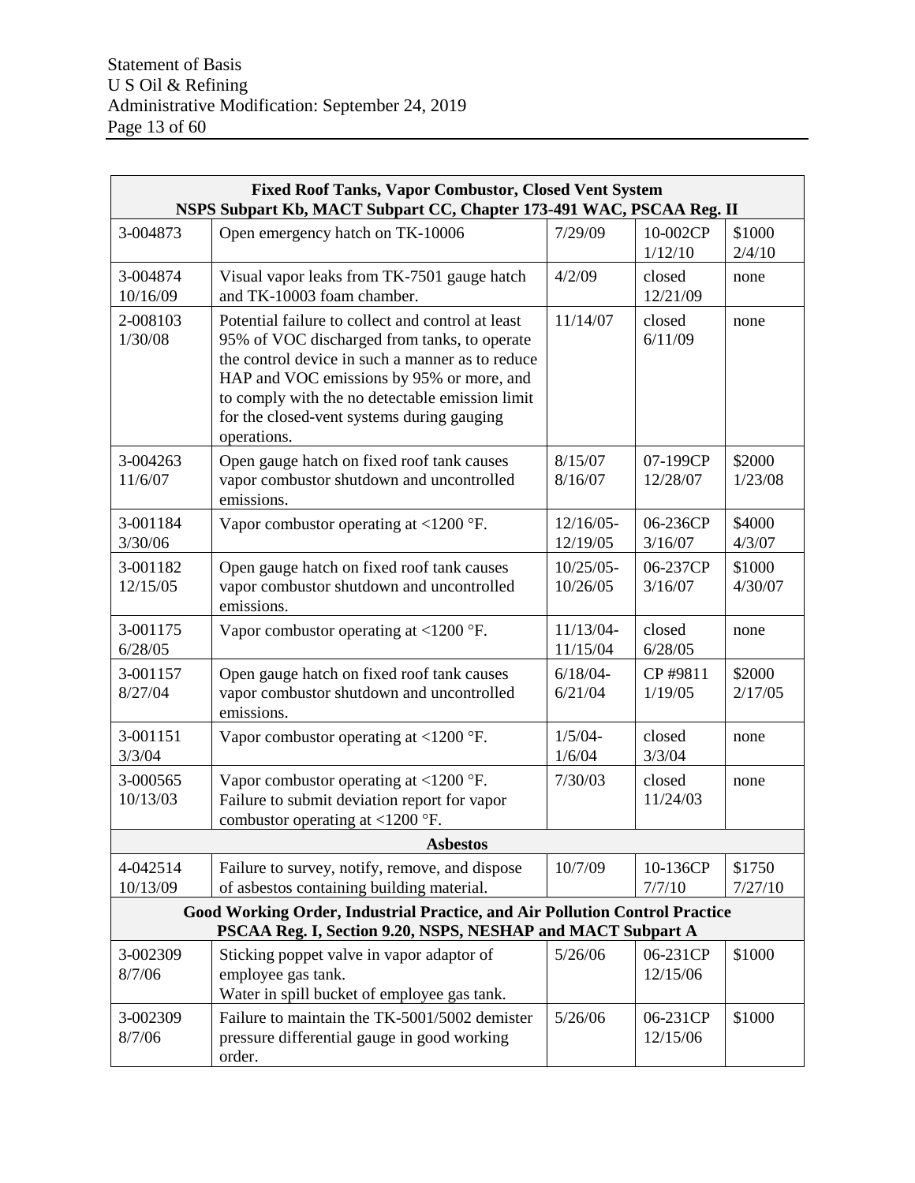| Fixed Roof Tanks, Vapor Combustor, Closed Vent System<br>NSPS Subpart Kb, MACT Subpart CC, Chapter 173-491 WAC, PSCAA Reg. II | | | | |
|---|---|---|---|---|
| 3-004873 | Open emergency hatch on TK-10006 | 7/29/09 | 10-002CP 1/12/10 | $1000 2/4/10 |
| 3-004874 10/16/09 | Visual vapor leaks from TK-7501 gauge hatch and TK-10003 foam chamber. | 4/2/09 | closed 12/21/09 | none |
| 2-008103 1/30/08 | Potential failure to collect and control at least 95% of VOC discharged from tanks, to operate the control device in such a manner as to reduce HAP and VOC emissions by 95% or more, and to comply with the no detectable emission limit for the closed-vent systems during gauging operations. | 11/14/07 | closed 6/11/09 | none |
| 3-004263 11/6/07 | Open gauge hatch on fixed roof tank causes vapor combustor shutdown and uncontrolled emissions. | 8/15/07 8/16/07 | 07-199CP 12/28/07 | $2000 1/23/08 |
| 3-001184 3/30/06 | Vapor combustor operating at <1200 °F. | 12/16/05-12/19/05 | 06-236CP 3/16/07 | $4000 4/3/07 |
| 3-001182 12/15/05 | Open gauge hatch on fixed roof tank causes vapor combustor shutdown and uncontrolled emissions. | 10/25/05-10/26/05 | 06-237CP 3/16/07 | $1000 4/30/07 |
| 3-001175 6/28/05 | Vapor combustor operating at <1200 °F. | 11/13/04-11/15/04 | closed 6/28/05 | none |
| 3-001157 8/27/04 | Open gauge hatch on fixed roof tank causes vapor combustor shutdown and uncontrolled emissions. | 6/18/04-6/21/04 | CP #9811 1/19/05 | $2000 2/17/05 |
| 3-001151 3/3/04 | Vapor combustor operating at <1200 °F. | 1/5/04-1/6/04 | closed 3/3/04 | none |
| 3-000565 10/13/03 | Vapor combustor operating at <1200 °F.<br>Failure to submit deviation report for vapor combustor operating at <1200 °F. | 7/30/03 | closed 11/24/03 | none |
| **Asbestos** | | | | |
| 4-042514 10/13/09 | Failure to survey, notify, remove, and dispose of asbestos containing building material. | 10/7/09 | 10-136CP 7/7/10 | $1750 7/27/10 |
| **Good Working Order, Industrial Practice, and Air Pollution Control Practice<br>PSCAA Reg. I, Section 9.20, NSPS, NESHAP and MACT Subpart A** | | | | |
| 3-002309 8/7/06 | Sticking poppet valve in vapor adaptor of employee gas tank.<br>Water in spill bucket of employee gas tank. | 5/26/06 | 06-231CP 12/15/06 | $1000 |
| 3-002309 8/7/06 | Failure to maintain the TK-5001/5002 demister pressure differential gauge in good working order. | 5/26/06 | 06-231CP 12/15/06 | $1000 |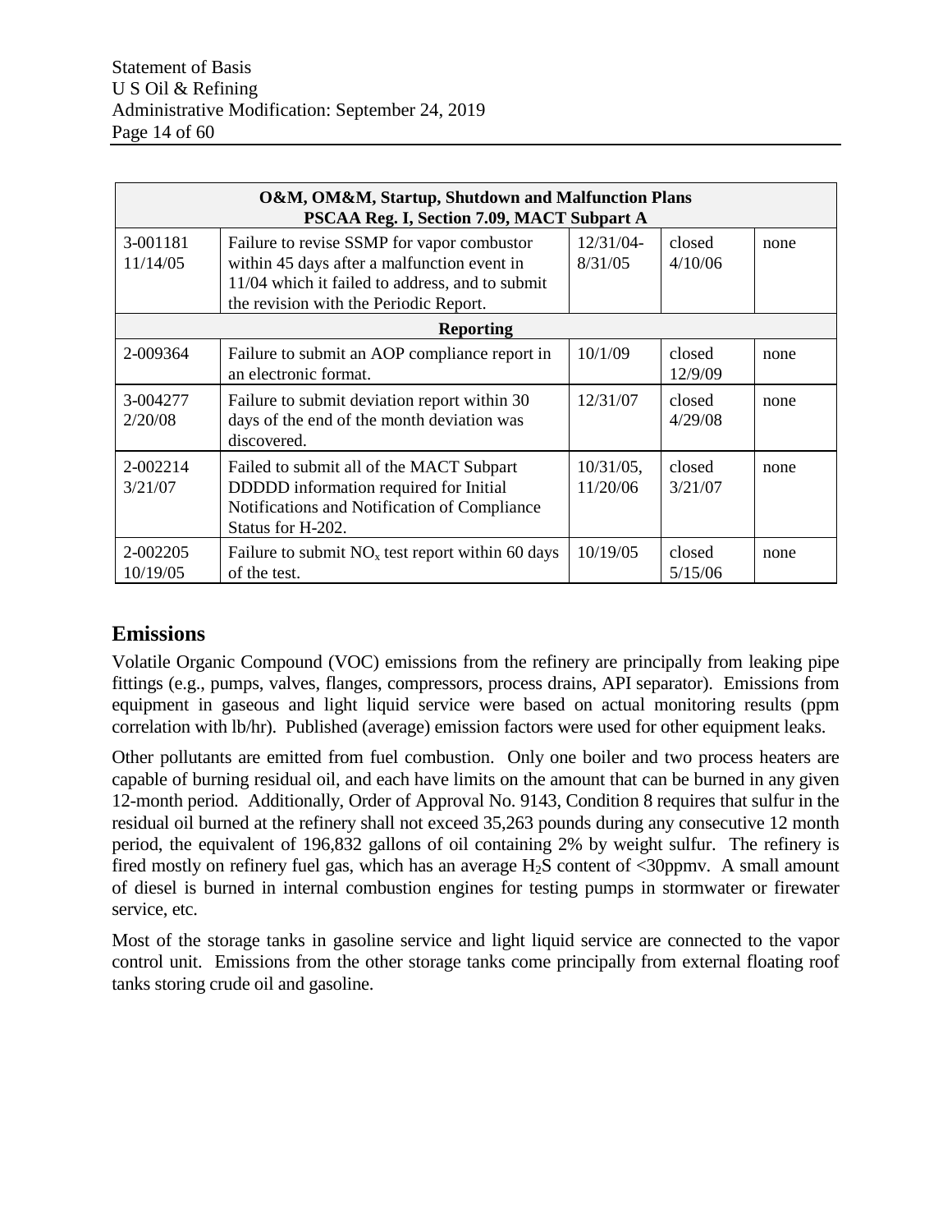| O&M, OM&M, Startup, Shutdown and Malfunction Plans PSCAA Reg. I, Section 7.09, MACT Subpart A | | | | |
|---|---|---|---|---|
| 3-001181 11/14/05 | Failure to revise SSMP for vapor combustor within 45 days after a malfunction event in 11/04 which it failed to address, and to submit the revision with the Periodic Report. | 12/31/04-8/31/05 | closed 4/10/06 | none |
| **Reporting** | | | | |
| 2-009364 | Failure to submit an AOP compliance report in an electronic format. | 10/1/09 | closed 12/9/09 | none |
| 3-004277 2/20/08 | Failure to submit deviation report within 30 days of the end of the month deviation was discovered. | 12/31/07 | closed 4/29/08 | none |
| 2-002214 3/21/07 | Failed to submit all of the MACT Subpart DDDDD information required for Initial Notifications and Notification of Compliance Status for H-202. | 10/31/05, 11/20/06 | closed 3/21/07 | none |
| 2-002205 10/19/05 | Failure to submit $NO_x$ test report within 60 days of the test. | 10/19/05 | closed 5/15/06 | none |

## Emissions

Volatile Organic Compound (VOC) emissions from the refinery are principally from leaking pipe fittings (e.g., pumps, valves, flanges, compressors, process drains, API separator). Emissions from equipment in gaseous and light liquid service were based on actual monitoring results (ppm correlation with lb/hr). Published (average) emission factors were used for other equipment leaks.

Other pollutants are emitted from fuel combustion. Only one boiler and two process heaters are capable of burning residual oil, and each have limits on the amount that can be burned in any given 12-month period. Additionally, Order of Approval No. 9143, Condition 8 requires that sulfur in the residual oil burned at the refinery shall not exceed 35,263 pounds during any consecutive 12 month period, the equivalent of 196,832 gallons of oil containing 2% by weight sulfur. The refinery is fired mostly on refinery fuel gas, which has an average $H_2S$ content of <30ppmv. A small amount of diesel is burned in internal combustion engines for testing pumps in stormwater or firewater service, etc.

Most of the storage tanks in gasoline service and light liquid service are connected to the vapor control unit. Emissions from the other storage tanks come principally from external floating roof tanks storing crude oil and gasoline.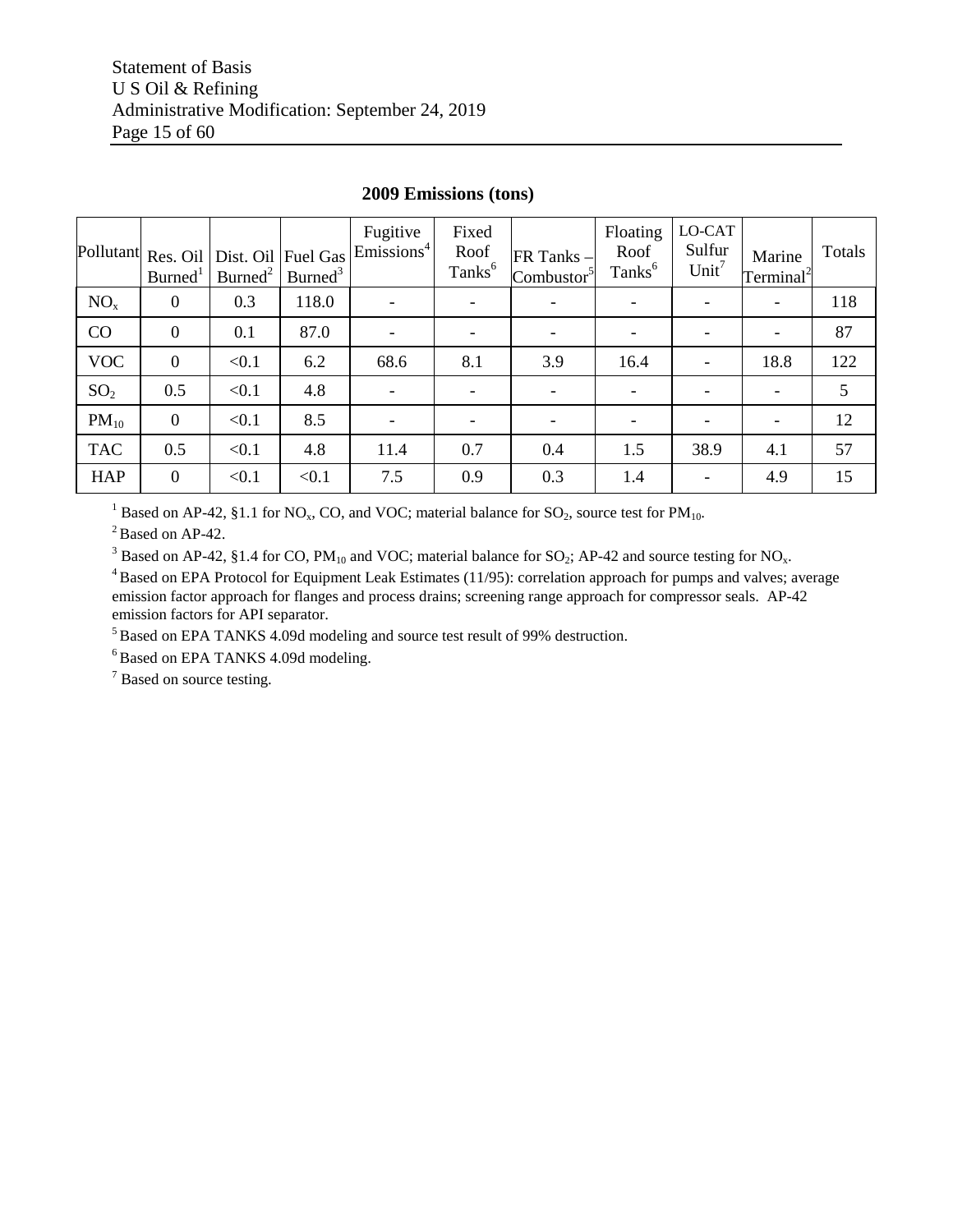**2009 Emissions (tons)**

| Pollutant | Res. Oil Burned[1] | Dist. Oil Burned[2] | Fuel Gas Burned[3] | Fugitive Emissions[4] | Fixed Roof Tanks[6] | FR Tanks – Combustor[5] | Floating Roof Tanks[6] | LO-CAT Sulfur Unit[7] | Marine Terminal[2] | Totals |
|---|---|---|---|---|---|---|---|---|---|---|
| $NO_x$ | 0 | 0.3 | 118.0 | - | - | - | - | - | - | 118 |
| CO | 0 | 0.1 | 87.0 | - | - | - | - | - | - | 87 |
| VOC | 0 | <0.1 | 6.2 | 68.6 | 8.1 | 3.9 | 16.4 | - | 18.8 | 122 |
| $SO_2$ | 0.5 | <0.1 | 4.8 | - | - | - | - | - | - | 5 |
| $PM_{10}$ | 0 | <0.1 | 8.5 | - | - | - | - | - | - | 12 |
| TAC | 0.5 | <0.1 | 4.8 | 11.4 | 0.7 | 0.4 | 1.5 | 38.9 | 4.1 | 57 |
| HAP | 0 | <0.1 | <0.1 | 7.5 | 0.9 | 0.3 | 1.4 | - | 4.9 | 15 |

[1] Based on AP-42, §1.1 for $NO_x$, CO, and VOC; material balance for $SO_2$, source test for $PM_{10}$.

[2] Based on AP-42.

[3] Based on AP-42, §1.4 for CO, $PM_{10}$ and VOC; material balance for $SO_2$; AP-42 and source testing for $NO_x$.

[4] Based on EPA Protocol for Equipment Leak Estimates (11/95): correlation approach for pumps and valves; average emission factor approach for flanges and process drains; screening range approach for compressor seals. AP-42 emission factors for API separator.

[5] Based on EPA TANKS 4.09d modeling and source test result of 99% destruction.

[6] Based on EPA TANKS 4.09d modeling.

[7] Based on source testing.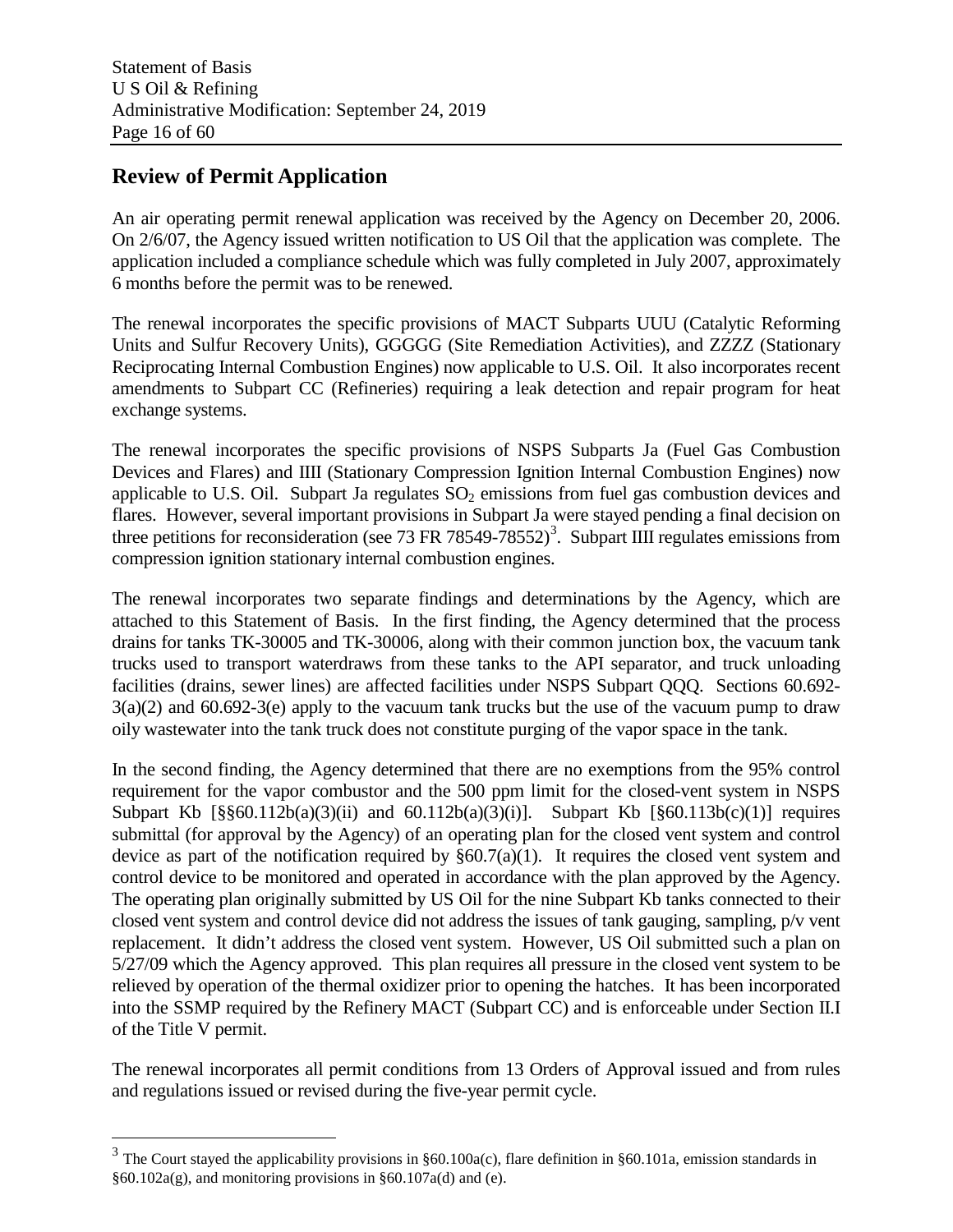## Review of Permit Application

An air operating permit renewal application was received by the Agency on December 20, 2006. On 2/6/07, the Agency issued written notification to US Oil that the application was complete. The application included a compliance schedule which was fully completed in July 2007, approximately 6 months before the permit was to be renewed.

The renewal incorporates the specific provisions of MACT Subparts UUU (Catalytic Reforming Units and Sulfur Recovery Units), GGGGG (Site Remediation Activities), and ZZZZ (Stationary Reciprocating Internal Combustion Engines) now applicable to U.S. Oil. It also incorporates recent amendments to Subpart CC (Refineries) requiring a leak detection and repair program for heat exchange systems.

The renewal incorporates the specific provisions of NSPS Subparts Ja (Fuel Gas Combustion Devices and Flares) and IIII (Stationary Compression Ignition Internal Combustion Engines) now applicable to U.S. Oil. Subpart Ja regulates $SO_2$ emissions from fuel gas combustion devices and flares. However, several important provisions in Subpart Ja were stayed pending a final decision on three petitions for reconsideration (see 73 FR 78549-78552)[3]. Subpart IIII regulates emissions from compression ignition stationary internal combustion engines.

The renewal incorporates two separate findings and determinations by the Agency, which are attached to this Statement of Basis. In the first finding, the Agency determined that the process drains for tanks TK-30005 and TK-30006, along with their common junction box, the vacuum tank trucks used to transport waterdraws from these tanks to the API separator, and truck unloading facilities (drains, sewer lines) are affected facilities under NSPS Subpart QQQ. Sections 60.692-3(a)(2) and 60.692-3(e) apply to the vacuum tank trucks but the use of the vacuum pump to draw oily wastewater into the tank truck does not constitute purging of the vapor space in the tank.

In the second finding, the Agency determined that there are no exemptions from the 95% control requirement for the vapor combustor and the 500 ppm limit for the closed-vent system in NSPS Subpart Kb [§§60.112b(a)(3)(ii) and 60.112b(a)(3)(i)]. Subpart Kb [§60.113b(c)(1)] requires submittal (for approval by the Agency) of an operating plan for the closed vent system and control device as part of the notification required by §60.7(a)(1). It requires the closed vent system and control device to be monitored and operated in accordance with the plan approved by the Agency. The operating plan originally submitted by US Oil for the nine Subpart Kb tanks connected to their closed vent system and control device did not address the issues of tank gauging, sampling, p/v vent replacement. It didn't address the closed vent system. However, US Oil submitted such a plan on 5/27/09 which the Agency approved. This plan requires all pressure in the closed vent system to be relieved by operation of the thermal oxidizer prior to opening the hatches. It has been incorporated into the SSMP required by the Refinery MACT (Subpart CC) and is enforceable under Section II.I of the Title V permit.

The renewal incorporates all permit conditions from 13 Orders of Approval issued and from rules and regulations issued or revised during the five-year permit cycle.

---

[3] The Court stayed the applicability provisions in §60.100a(c), flare definition in §60.101a, emission standards in §60.102a(g), and monitoring provisions in §60.107a(d) and (e).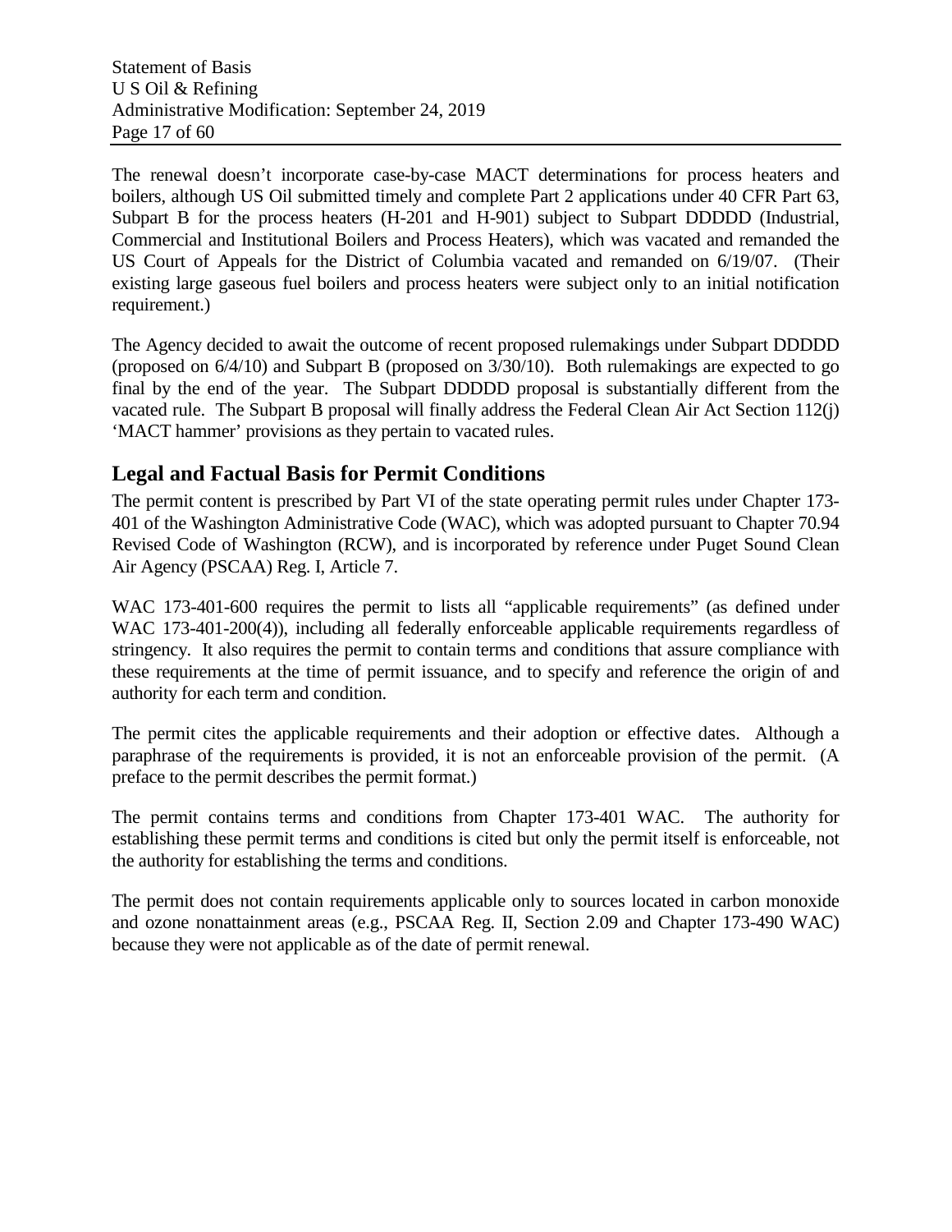The renewal doesn't incorporate case-by-case MACT determinations for process heaters and boilers, although US Oil submitted timely and complete Part 2 applications under 40 CFR Part 63, Subpart B for the process heaters (H-201 and H-901) subject to Subpart DDDDD (Industrial, Commercial and Institutional Boilers and Process Heaters), which was vacated and remanded the US Court of Appeals for the District of Columbia vacated and remanded on 6/19/07. (Their existing large gaseous fuel boilers and process heaters were subject only to an initial notification requirement.)

The Agency decided to await the outcome of recent proposed rulemakings under Subpart DDDDD (proposed on 6/4/10) and Subpart B (proposed on 3/30/10). Both rulemakings are expected to go final by the end of the year. The Subpart DDDDD proposal is substantially different from the vacated rule. The Subpart B proposal will finally address the Federal Clean Air Act Section 112(j) 'MACT hammer' provisions as they pertain to vacated rules.

## Legal and Factual Basis for Permit Conditions

The permit content is prescribed by Part VI of the state operating permit rules under Chapter 173-401 of the Washington Administrative Code (WAC), which was adopted pursuant to Chapter 70.94 Revised Code of Washington (RCW), and is incorporated by reference under Puget Sound Clean Air Agency (PSCAA) Reg. I, Article 7.

WAC 173-401-600 requires the permit to lists all "applicable requirements" (as defined under WAC 173-401-200(4)), including all federally enforceable applicable requirements regardless of stringency. It also requires the permit to contain terms and conditions that assure compliance with these requirements at the time of permit issuance, and to specify and reference the origin of and authority for each term and condition.

The permit cites the applicable requirements and their adoption or effective dates. Although a paraphrase of the requirements is provided, it is not an enforceable provision of the permit. (A preface to the permit describes the permit format.)

The permit contains terms and conditions from Chapter 173-401 WAC. The authority for establishing these permit terms and conditions is cited but only the permit itself is enforceable, not the authority for establishing the terms and conditions.

The permit does not contain requirements applicable only to sources located in carbon monoxide and ozone nonattainment areas (e.g., PSCAA Reg. II, Section 2.09 and Chapter 173-490 WAC) because they were not applicable as of the date of permit renewal.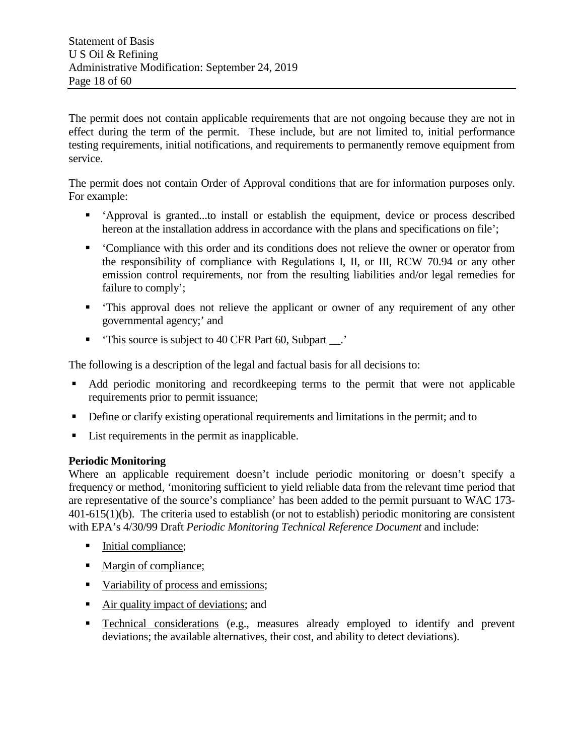The permit does not contain applicable requirements that are not ongoing because they are not in effect during the term of the permit. These include, but are not limited to, initial performance testing requirements, initial notifications, and requirements to permanently remove equipment from service.

The permit does not contain Order of Approval conditions that are for information purposes only. For example:

- 'Approval is granted...to install or establish the equipment, device or process described hereon at the installation address in accordance with the plans and specifications on file';
- 'Compliance with this order and its conditions does not relieve the owner or operator from the responsibility of compliance with Regulations I, II, or III, RCW 70.94 or any other emission control requirements, nor from the resulting liabilities and/or legal remedies for failure to comply';
- 'This approval does not relieve the applicant or owner of any requirement of any other governmental agency;' and
- 'This source is subject to 40 CFR Part 60, Subpart __.'

The following is a description of the legal and factual basis for all decisions to:

- Add periodic monitoring and recordkeeping terms to the permit that were not applicable requirements prior to permit issuance;
- Define or clarify existing operational requirements and limitations in the permit; and to
- List requirements in the permit as inapplicable.

**Periodic Monitoring**

Where an applicable requirement doesn't include periodic monitoring or doesn't specify a frequency or method, 'monitoring sufficient to yield reliable data from the relevant time period that are representative of the source's compliance' has been added to the permit pursuant to WAC 173-401-615(1)(b). The criteria used to establish (or not to establish) periodic monitoring are consistent with EPA's 4/30/99 Draft *Periodic Monitoring Technical Reference Document* and include:

- Initial compliance;
- Margin of compliance;
- Variability of process and emissions;
- Air quality impact of deviations; and
- Technical considerations (e.g., measures already employed to identify and prevent deviations; the available alternatives, their cost, and ability to detect deviations).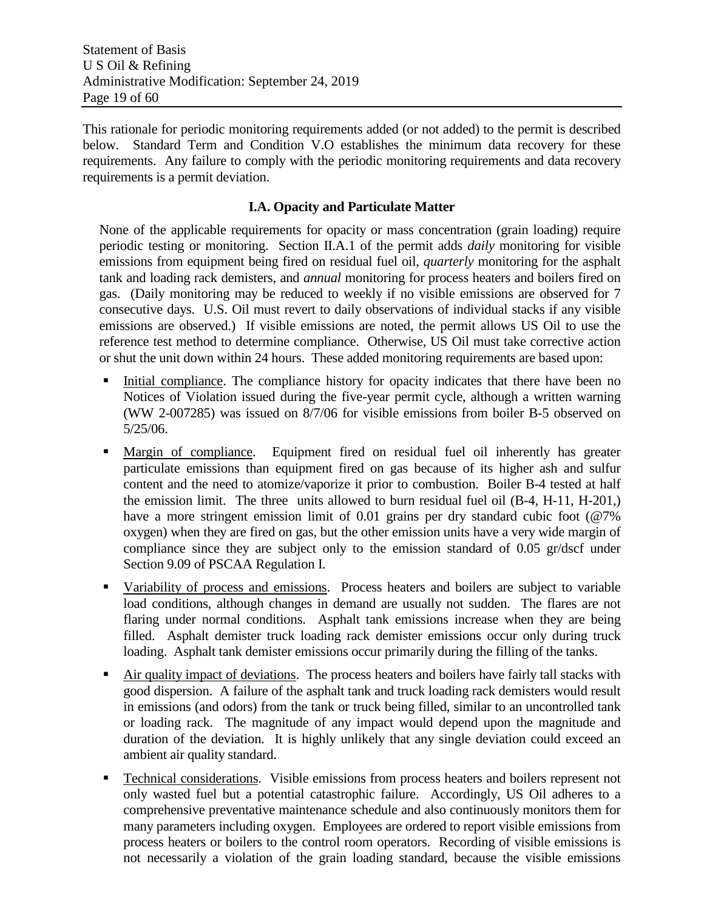This rationale for periodic monitoring requirements added (or not added) to the permit is described below. Standard Term and Condition V.O establishes the minimum data recovery for these requirements. Any failure to comply with the periodic monitoring requirements and data recovery requirements is a permit deviation.

**I.A. Opacity and Particulate Matter**

None of the applicable requirements for opacity or mass concentration (grain loading) require periodic testing or monitoring. Section II.A.1 of the permit adds *daily* monitoring for visible emissions from equipment being fired on residual fuel oil, *quarterly* monitoring for the asphalt tank and loading rack demisters, and *annual* monitoring for process heaters and boilers fired on gas. (Daily monitoring may be reduced to weekly if no visible emissions are observed for 7 consecutive days. U.S. Oil must revert to daily observations of individual stacks if any visible emissions are observed.) If visible emissions are noted, the permit allows US Oil to use the reference test method to determine compliance. Otherwise, US Oil must take corrective action or shut the unit down within 24 hours. These added monitoring requirements are based upon:

- Initial compliance. The compliance history for opacity indicates that there have been no Notices of Violation issued during the five-year permit cycle, although a written warning (WW 2-007285) was issued on 8/7/06 for visible emissions from boiler B-5 observed on 5/25/06.
- Margin of compliance. Equipment fired on residual fuel oil inherently has greater particulate emissions than equipment fired on gas because of its higher ash and sulfur content and the need to atomize/vaporize it prior to combustion. Boiler B-4 tested at half the emission limit. The three units allowed to burn residual fuel oil (B-4, H-11, H-201,) have a more stringent emission limit of 0.01 grains per dry standard cubic foot (@7% oxygen) when they are fired on gas, but the other emission units have a very wide margin of compliance since they are subject only to the emission standard of 0.05 gr/dscf under Section 9.09 of PSCAA Regulation I.
- Variability of process and emissions. Process heaters and boilers are subject to variable load conditions, although changes in demand are usually not sudden. The flares are not flaring under normal conditions. Asphalt tank emissions increase when they are being filled. Asphalt demister truck loading rack demister emissions occur only during truck loading. Asphalt tank demister emissions occur primarily during the filling of the tanks.
- Air quality impact of deviations. The process heaters and boilers have fairly tall stacks with good dispersion. A failure of the asphalt tank and truck loading rack demisters would result in emissions (and odors) from the tank or truck being filled, similar to an uncontrolled tank or loading rack. The magnitude of any impact would depend upon the magnitude and duration of the deviation. It is highly unlikely that any single deviation could exceed an ambient air quality standard.
- Technical considerations. Visible emissions from process heaters and boilers represent not only wasted fuel but a potential catastrophic failure. Accordingly, US Oil adheres to a comprehensive preventative maintenance schedule and also continuously monitors them for many parameters including oxygen. Employees are ordered to report visible emissions from process heaters or boilers to the control room operators. Recording of visible emissions is not necessarily a violation of the grain loading standard, because the visible emissions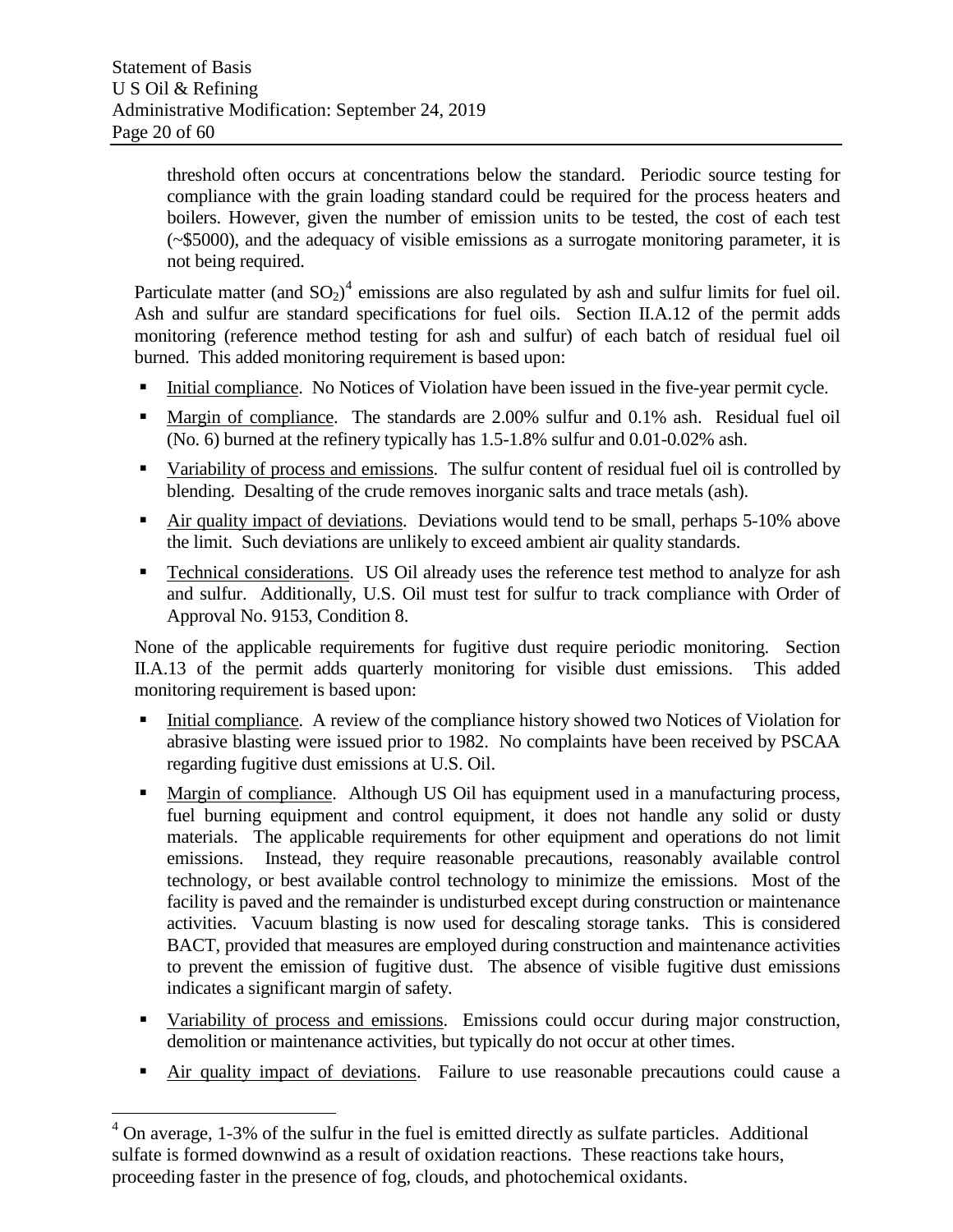threshold often occurs at concentrations below the standard. Periodic source testing for compliance with the grain loading standard could be required for the process heaters and boilers. However, given the number of emission units to be tested, the cost of each test (~$5000), and the adequacy of visible emissions as a surrogate monitoring parameter, it is not being required.

Particulate matter (and $SO_2$)[4] emissions are also regulated by ash and sulfur limits for fuel oil. Ash and sulfur are standard specifications for fuel oils. Section II.A.12 of the permit adds monitoring (reference method testing for ash and sulfur) of each batch of residual fuel oil burned. This added monitoring requirement is based upon:

- Initial compliance. No Notices of Violation have been issued in the five-year permit cycle.
- Margin of compliance. The standards are 2.00% sulfur and 0.1% ash. Residual fuel oil (No. 6) burned at the refinery typically has 1.5-1.8% sulfur and 0.01-0.02% ash.
- Variability of process and emissions. The sulfur content of residual fuel oil is controlled by blending. Desalting of the crude removes inorganic salts and trace metals (ash).
- Air quality impact of deviations. Deviations would tend to be small, perhaps 5-10% above the limit. Such deviations are unlikely to exceed ambient air quality standards.
- Technical considerations. US Oil already uses the reference test method to analyze for ash and sulfur. Additionally, U.S. Oil must test for sulfur to track compliance with Order of Approval No. 9153, Condition 8.

None of the applicable requirements for fugitive dust require periodic monitoring. Section II.A.13 of the permit adds quarterly monitoring for visible dust emissions. This added monitoring requirement is based upon:

- Initial compliance. A review of the compliance history showed two Notices of Violation for abrasive blasting were issued prior to 1982. No complaints have been received by PSCAA regarding fugitive dust emissions at U.S. Oil.
- Margin of compliance. Although US Oil has equipment used in a manufacturing process, fuel burning equipment and control equipment, it does not handle any solid or dusty materials. The applicable requirements for other equipment and operations do not limit emissions. Instead, they require reasonable precautions, reasonably available control technology, or best available control technology to minimize the emissions. Most of the facility is paved and the remainder is undisturbed except during construction or maintenance activities. Vacuum blasting is now used for descaling storage tanks. This is considered BACT, provided that measures are employed during construction and maintenance activities to prevent the emission of fugitive dust. The absence of visible fugitive dust emissions indicates a significant margin of safety.
- Variability of process and emissions. Emissions could occur during major construction, demolition or maintenance activities, but typically do not occur at other times.
- Air quality impact of deviations. Failure to use reasonable precautions could cause a

[4] On average, 1-3% of the sulfur in the fuel is emitted directly as sulfate particles. Additional sulfate is formed downwind as a result of oxidation reactions. These reactions take hours, proceeding faster in the presence of fog, clouds, and photochemical oxidants.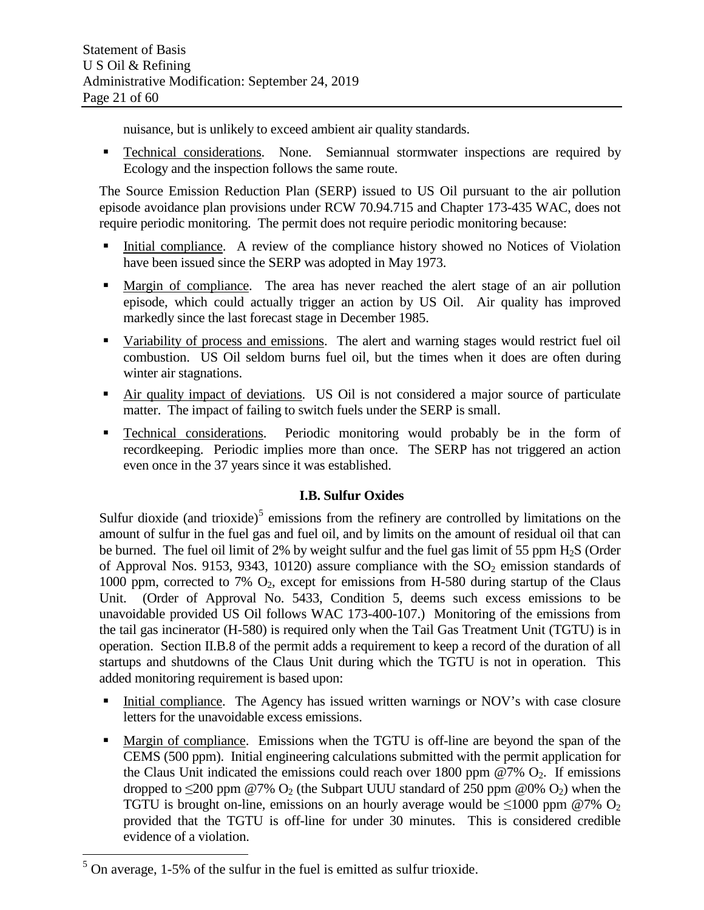nuisance, but is unlikely to exceed ambient air quality standards.

- Technical considerations. None. Semiannual stormwater inspections are required by Ecology and the inspection follows the same route.

The Source Emission Reduction Plan (SERP) issued to US Oil pursuant to the air pollution episode avoidance plan provisions under RCW 70.94.715 and Chapter 173-435 WAC, does not require periodic monitoring. The permit does not require periodic monitoring because:

- Initial compliance. A review of the compliance history showed no Notices of Violation have been issued since the SERP was adopted in May 1973.
- Margin of compliance. The area has never reached the alert stage of an air pollution episode, which could actually trigger an action by US Oil. Air quality has improved markedly since the last forecast stage in December 1985.
- Variability of process and emissions. The alert and warning stages would restrict fuel oil combustion. US Oil seldom burns fuel oil, but the times when it does are often during winter air stagnations.
- Air quality impact of deviations. US Oil is not considered a major source of particulate matter. The impact of failing to switch fuels under the SERP is small.
- Technical considerations. Periodic monitoring would probably be in the form of recordkeeping. Periodic implies more than once. The SERP has not triggered an action even once in the 37 years since it was established.

### I.B. Sulfur Oxides

Sulfur dioxide (and trioxide)[5] emissions from the refinery are controlled by limitations on the amount of sulfur in the fuel gas and fuel oil, and by limits on the amount of residual oil that can be burned. The fuel oil limit of 2% by weight sulfur and the fuel gas limit of 55 ppm $H_2S$ (Order of Approval Nos. 9153, 9343, 10120) assure compliance with the $SO_2$ emission standards of 1000 ppm, corrected to 7% $O_2$, except for emissions from H-580 during startup of the Claus Unit. (Order of Approval No. 5433, Condition 5, deems such excess emissions to be unavoidable provided US Oil follows WAC 173-400-107.) Monitoring of the emissions from the tail gas incinerator (H-580) is required only when the Tail Gas Treatment Unit (TGTU) is in operation. Section II.B.8 of the permit adds a requirement to keep a record of the duration of all startups and shutdowns of the Claus Unit during which the TGTU is not in operation. This added monitoring requirement is based upon:

- Initial compliance. The Agency has issued written warnings or NOV's with case closure letters for the unavoidable excess emissions.
- Margin of compliance. Emissions when the TGTU is off-line are beyond the span of the CEMS (500 ppm). Initial engineering calculations submitted with the permit application for the Claus Unit indicated the emissions could reach over 1800 ppm @7% $O_2$. If emissions dropped to $\leq$200 ppm @7% $O_2$ (the Subpart UUU standard of 250 ppm @0% $O_2$) when the TGTU is brought on-line, emissions on an hourly average would be $\leq$1000 ppm @7% $O_2$ provided that the TGTU is off-line for under 30 minutes. This is considered credible evidence of a violation.

---

[5] On average, 1-5% of the sulfur in the fuel is emitted as sulfur trioxide.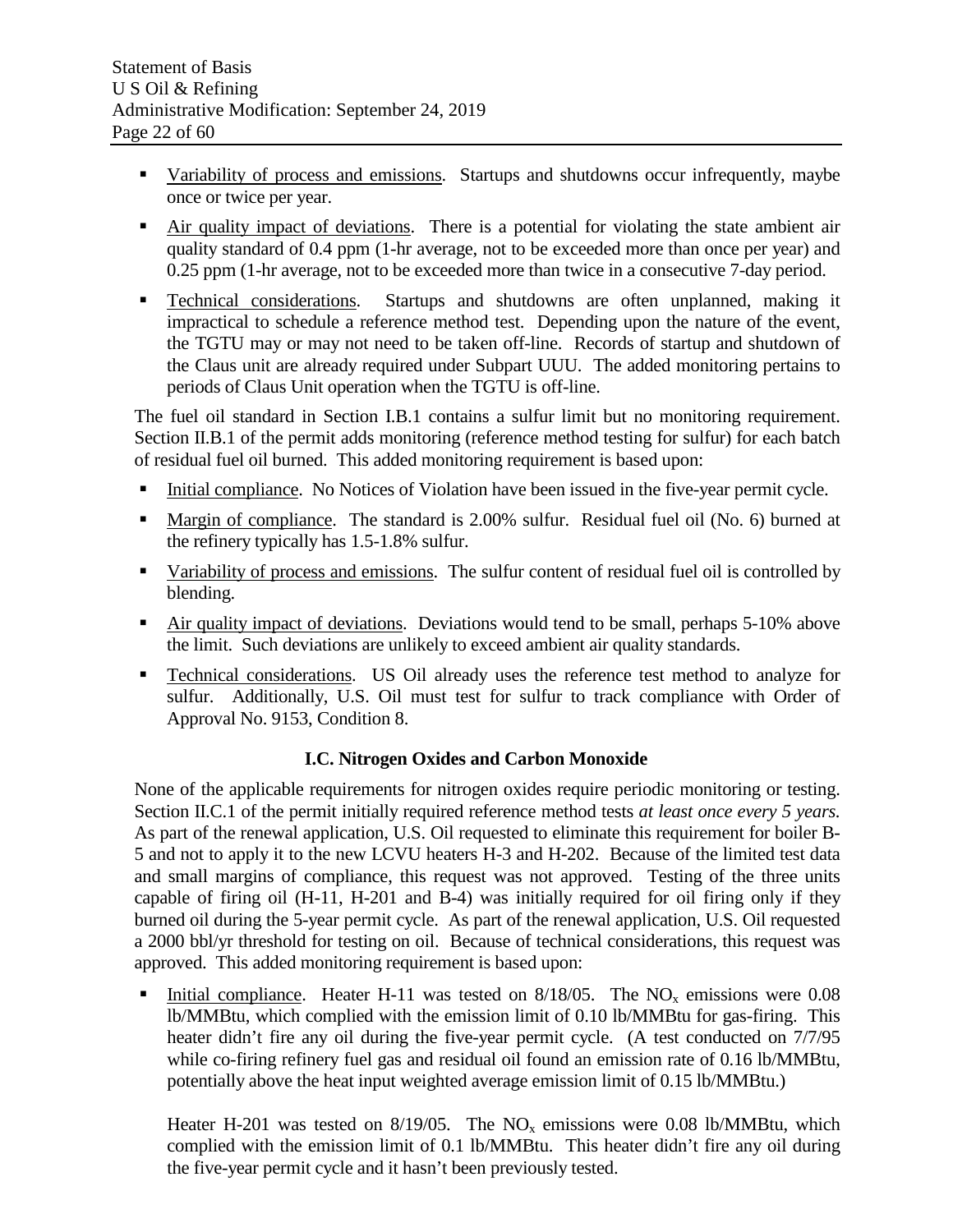- Variability of process and emissions. Startups and shutdowns occur infrequently, maybe once or twice per year.
- Air quality impact of deviations. There is a potential for violating the state ambient air quality standard of 0.4 ppm (1-hr average, not to be exceeded more than once per year) and 0.25 ppm (1-hr average, not to be exceeded more than twice in a consecutive 7-day period.
- Technical considerations. Startups and shutdowns are often unplanned, making it impractical to schedule a reference method test. Depending upon the nature of the event, the TGTU may or may not need to be taken off-line. Records of startup and shutdown of the Claus unit are already required under Subpart UUU. The added monitoring pertains to periods of Claus Unit operation when the TGTU is off-line.

The fuel oil standard in Section I.B.1 contains a sulfur limit but no monitoring requirement. Section II.B.1 of the permit adds monitoring (reference method testing for sulfur) for each batch of residual fuel oil burned. This added monitoring requirement is based upon:

- Initial compliance. No Notices of Violation have been issued in the five-year permit cycle.
- Margin of compliance. The standard is 2.00% sulfur. Residual fuel oil (No. 6) burned at the refinery typically has 1.5-1.8% sulfur.
- Variability of process and emissions. The sulfur content of residual fuel oil is controlled by blending.
- Air quality impact of deviations. Deviations would tend to be small, perhaps 5-10% above the limit. Such deviations are unlikely to exceed ambient air quality standards.
- Technical considerations. US Oil already uses the reference test method to analyze for sulfur. Additionally, U.S. Oil must test for sulfur to track compliance with Order of Approval No. 9153, Condition 8.

### I.C. Nitrogen Oxides and Carbon Monoxide

None of the applicable requirements for nitrogen oxides require periodic monitoring or testing. Section II.C.1 of the permit initially required reference method tests *at least once every 5 years.* As part of the renewal application, U.S. Oil requested to eliminate this requirement for boiler B-5 and not to apply it to the new LCVU heaters H-3 and H-202. Because of the limited test data and small margins of compliance, this request was not approved. Testing of the three units capable of firing oil (H-11, H-201 and B-4) was initially required for oil firing only if they burned oil during the 5-year permit cycle. As part of the renewal application, U.S. Oil requested a 2000 bbl/yr threshold for testing on oil. Because of technical considerations, this request was approved. This added monitoring requirement is based upon:

- Initial compliance. Heater H-11 was tested on 8/18/05. The $NO_x$ emissions were 0.08 lb/MMBtu, which complied with the emission limit of 0.10 lb/MMBtu for gas-firing. This heater didn't fire any oil during the five-year permit cycle. (A test conducted on 7/7/95 while co-firing refinery fuel gas and residual oil found an emission rate of 0.16 lb/MMBtu, potentially above the heat input weighted average emission limit of 0.15 lb/MMBtu.)

  Heater H-201 was tested on 8/19/05. The $NO_x$ emissions were 0.08 lb/MMBtu, which complied with the emission limit of 0.1 lb/MMBtu. This heater didn't fire any oil during the five-year permit cycle and it hasn't been previously tested.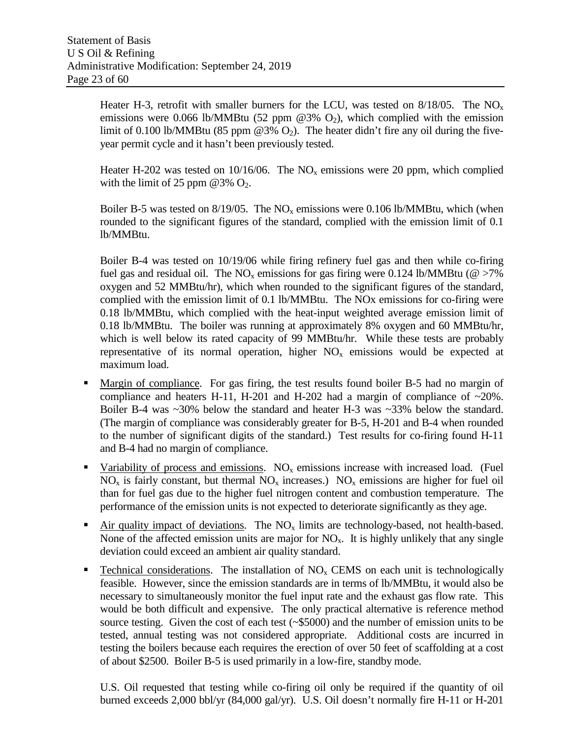Heater H-3, retrofit with smaller burners for the LCU, was tested on 8/18/05. The $NO_x$ emissions were 0.066 lb/MMBtu (52 ppm @3% $O_2$), which complied with the emission limit of 0.100 lb/MMBtu (85 ppm @3% $O_2$). The heater didn't fire any oil during the five-year permit cycle and it hasn't been previously tested.

Heater H-202 was tested on 10/16/06. The $NO_x$ emissions were 20 ppm, which complied with the limit of 25 ppm @3% $O_2$.

Boiler B-5 was tested on 8/19/05. The $NO_x$ emissions were 0.106 lb/MMBtu, which (when rounded to the significant figures of the standard, complied with the emission limit of 0.1 lb/MMBtu.

Boiler B-4 was tested on 10/19/06 while firing refinery fuel gas and then while co-firing fuel gas and residual oil. The $NO_x$ emissions for gas firing were 0.124 lb/MMBtu (@ >7% oxygen and 52 MMBtu/hr), which when rounded to the significant figures of the standard, complied with the emission limit of 0.1 lb/MMBtu. The NOx emissions for co-firing were 0.18 lb/MMBtu, which complied with the heat-input weighted average emission limit of 0.18 lb/MMBtu. The boiler was running at approximately 8% oxygen and 60 MMBtu/hr, which is well below its rated capacity of 99 MMBtu/hr. While these tests are probably representative of its normal operation, higher $NO_x$ emissions would be expected at maximum load.

- Margin of compliance. For gas firing, the test results found boiler B-5 had no margin of compliance and heaters H-11, H-201 and H-202 had a margin of compliance of ~20%. Boiler B-4 was ~30% below the standard and heater H-3 was ~33% below the standard. (The margin of compliance was considerably greater for B-5, H-201 and B-4 when rounded to the number of significant digits of the standard.) Test results for co-firing found H-11 and B-4 had no margin of compliance.
- Variability of process and emissions. $NO_x$ emissions increase with increased load. (Fuel $NO_x$ is fairly constant, but thermal $NO_x$ increases.) $NO_x$ emissions are higher for fuel oil than for fuel gas due to the higher fuel nitrogen content and combustion temperature. The performance of the emission units is not expected to deteriorate significantly as they age.
- Air quality impact of deviations. The $NO_x$ limits are technology-based, not health-based. None of the affected emission units are major for $NO_x$. It is highly unlikely that any single deviation could exceed an ambient air quality standard.
- Technical considerations. The installation of $NO_x$ CEMS on each unit is technologically feasible. However, since the emission standards are in terms of lb/MMBtu, it would also be necessary to simultaneously monitor the fuel input rate and the exhaust gas flow rate. This would be both difficult and expensive. The only practical alternative is reference method source testing. Given the cost of each test (~$5000) and the number of emission units to be tested, annual testing was not considered appropriate. Additional costs are incurred in testing the boilers because each requires the erection of over 50 feet of scaffolding at a cost of about $2500. Boiler B-5 is used primarily in a low-fire, standby mode.

U.S. Oil requested that testing while co-firing oil only be required if the quantity of oil burned exceeds 2,000 bbl/yr (84,000 gal/yr). U.S. Oil doesn't normally fire H-11 or H-201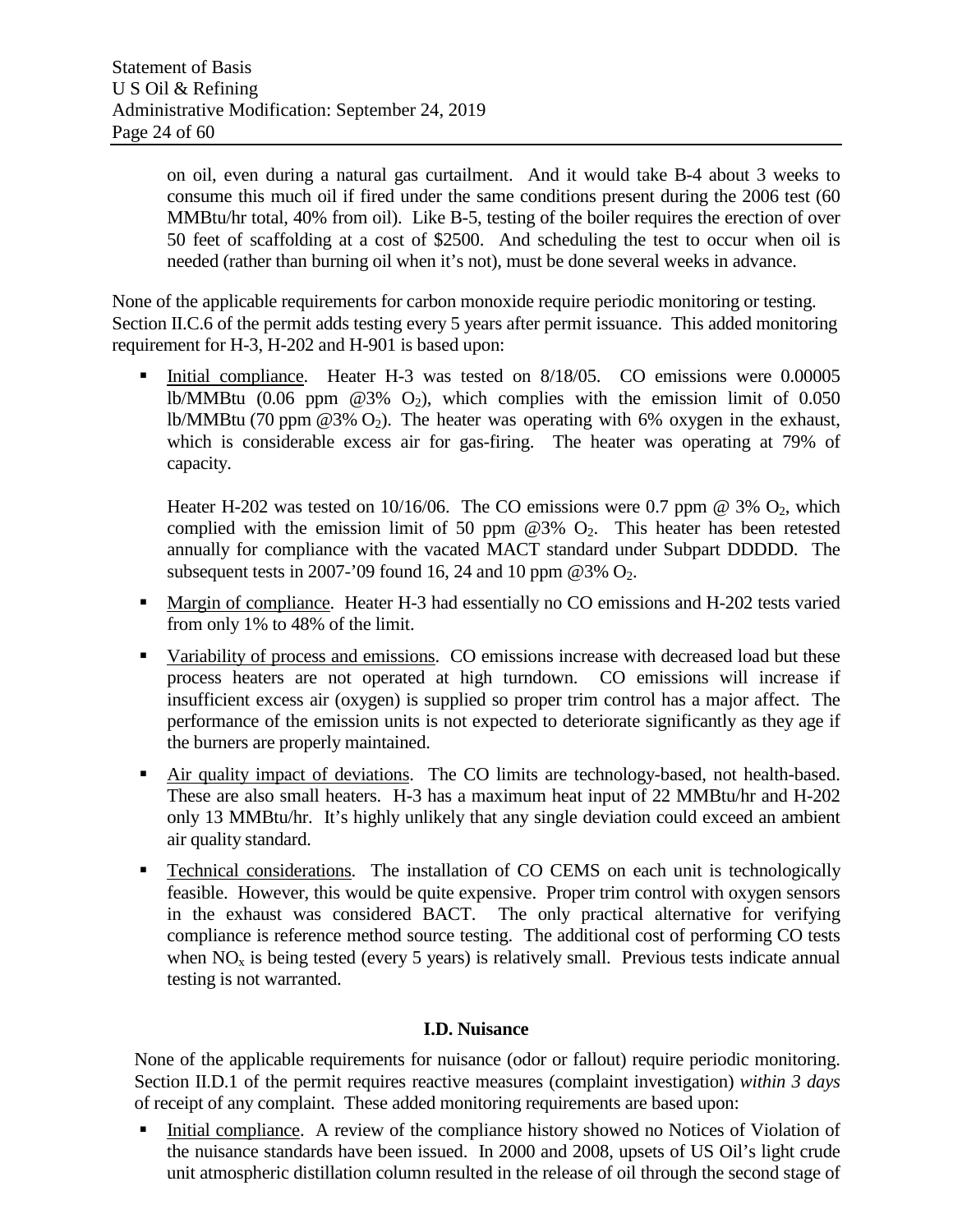on oil, even during a natural gas curtailment. And it would take B-4 about 3 weeks to consume this much oil if fired under the same conditions present during the 2006 test (60 MMBtu/hr total, 40% from oil). Like B-5, testing of the boiler requires the erection of over 50 feet of scaffolding at a cost of $2500. And scheduling the test to occur when oil is needed (rather than burning oil when it's not), must be done several weeks in advance.

None of the applicable requirements for carbon monoxide require periodic monitoring or testing. Section II.C.6 of the permit adds testing every 5 years after permit issuance. This added monitoring requirement for H-3, H-202 and H-901 is based upon:

- Initial compliance. Heater H-3 was tested on 8/18/05. CO emissions were 0.00005 lb/MMBtu (0.06 ppm @3% $O_2$), which complies with the emission limit of 0.050 lb/MMBtu (70 ppm @3% $O_2$). The heater was operating with 6% oxygen in the exhaust, which is considerable excess air for gas-firing. The heater was operating at 79% of capacity.

  Heater H-202 was tested on 10/16/06. The CO emissions were 0.7 ppm @ 3% $O_2$, which complied with the emission limit of 50 ppm @3% $O_2$. This heater has been retested annually for compliance with the vacated MACT standard under Subpart DDDDD. The subsequent tests in 2007-'09 found 16, 24 and 10 ppm @3% $O_2$.

- Margin of compliance. Heater H-3 had essentially no CO emissions and H-202 tests varied from only 1% to 48% of the limit.

- Variability of process and emissions. CO emissions increase with decreased load but these process heaters are not operated at high turndown. CO emissions will increase if insufficient excess air (oxygen) is supplied so proper trim control has a major affect. The performance of the emission units is not expected to deteriorate significantly as they age if the burners are properly maintained.

- Air quality impact of deviations. The CO limits are technology-based, not health-based. These are also small heaters. H-3 has a maximum heat input of 22 MMBtu/hr and H-202 only 13 MMBtu/hr. It's highly unlikely that any single deviation could exceed an ambient air quality standard.

- Technical considerations. The installation of CO CEMS on each unit is technologically feasible. However, this would be quite expensive. Proper trim control with oxygen sensors in the exhaust was considered BACT. The only practical alternative for verifying compliance is reference method source testing. The additional cost of performing CO tests when $NO_x$ is being tested (every 5 years) is relatively small. Previous tests indicate annual testing is not warranted.

### I.D. Nuisance

None of the applicable requirements for nuisance (odor or fallout) require periodic monitoring. Section II.D.1 of the permit requires reactive measures (complaint investigation) *within 3 days* of receipt of any complaint. These added monitoring requirements are based upon:

- Initial compliance. A review of the compliance history showed no Notices of Violation of the nuisance standards have been issued. In 2000 and 2008, upsets of US Oil's light crude unit atmospheric distillation column resulted in the release of oil through the second stage of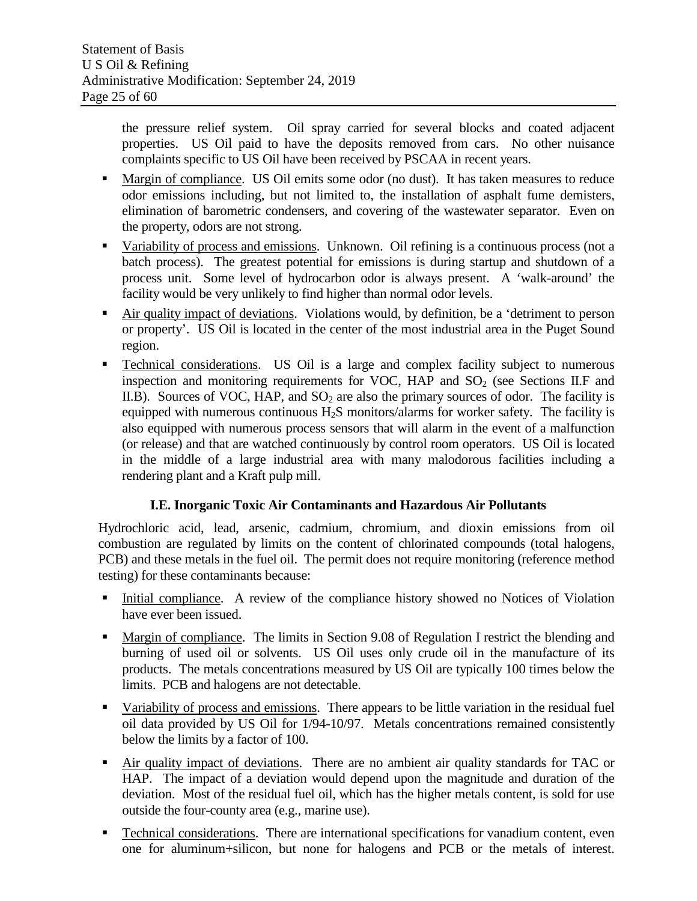the pressure relief system. Oil spray carried for several blocks and coated adjacent properties. US Oil paid to have the deposits removed from cars. No other nuisance complaints specific to US Oil have been received by PSCAA in recent years.

- Margin of compliance. US Oil emits some odor (no dust). It has taken measures to reduce odor emissions including, but not limited to, the installation of asphalt fume demisters, elimination of barometric condensers, and covering of the wastewater separator. Even on the property, odors are not strong.
- Variability of process and emissions. Unknown. Oil refining is a continuous process (not a batch process). The greatest potential for emissions is during startup and shutdown of a process unit. Some level of hydrocarbon odor is always present. A 'walk-around' the facility would be very unlikely to find higher than normal odor levels.
- Air quality impact of deviations. Violations would, by definition, be a 'detriment to person or property'. US Oil is located in the center of the most industrial area in the Puget Sound region.
- Technical considerations. US Oil is a large and complex facility subject to numerous inspection and monitoring requirements for VOC, HAP and $SO_2$ (see Sections II.F and II.B). Sources of VOC, HAP, and $SO_2$ are also the primary sources of odor. The facility is equipped with numerous continuous $H_2S$ monitors/alarms for worker safety. The facility is also equipped with numerous process sensors that will alarm in the event of a malfunction (or release) and that are watched continuously by control room operators. US Oil is located in the middle of a large industrial area with many malodorous facilities including a rendering plant and a Kraft pulp mill.

### I.E. Inorganic Toxic Air Contaminants and Hazardous Air Pollutants

Hydrochloric acid, lead, arsenic, cadmium, chromium, and dioxin emissions from oil combustion are regulated by limits on the content of chlorinated compounds (total halogens, PCB) and these metals in the fuel oil. The permit does not require monitoring (reference method testing) for these contaminants because:

- Initial compliance. A review of the compliance history showed no Notices of Violation have ever been issued.
- Margin of compliance. The limits in Section 9.08 of Regulation I restrict the blending and burning of used oil or solvents. US Oil uses only crude oil in the manufacture of its products. The metals concentrations measured by US Oil are typically 100 times below the limits. PCB and halogens are not detectable.
- Variability of process and emissions. There appears to be little variation in the residual fuel oil data provided by US Oil for 1/94-10/97. Metals concentrations remained consistently below the limits by a factor of 100.
- Air quality impact of deviations. There are no ambient air quality standards for TAC or HAP. The impact of a deviation would depend upon the magnitude and duration of the deviation. Most of the residual fuel oil, which has the higher metals content, is sold for use outside the four-county area (e.g., marine use).
- Technical considerations. There are international specifications for vanadium content, even one for aluminum+silicon, but none for halogens and PCB or the metals of interest.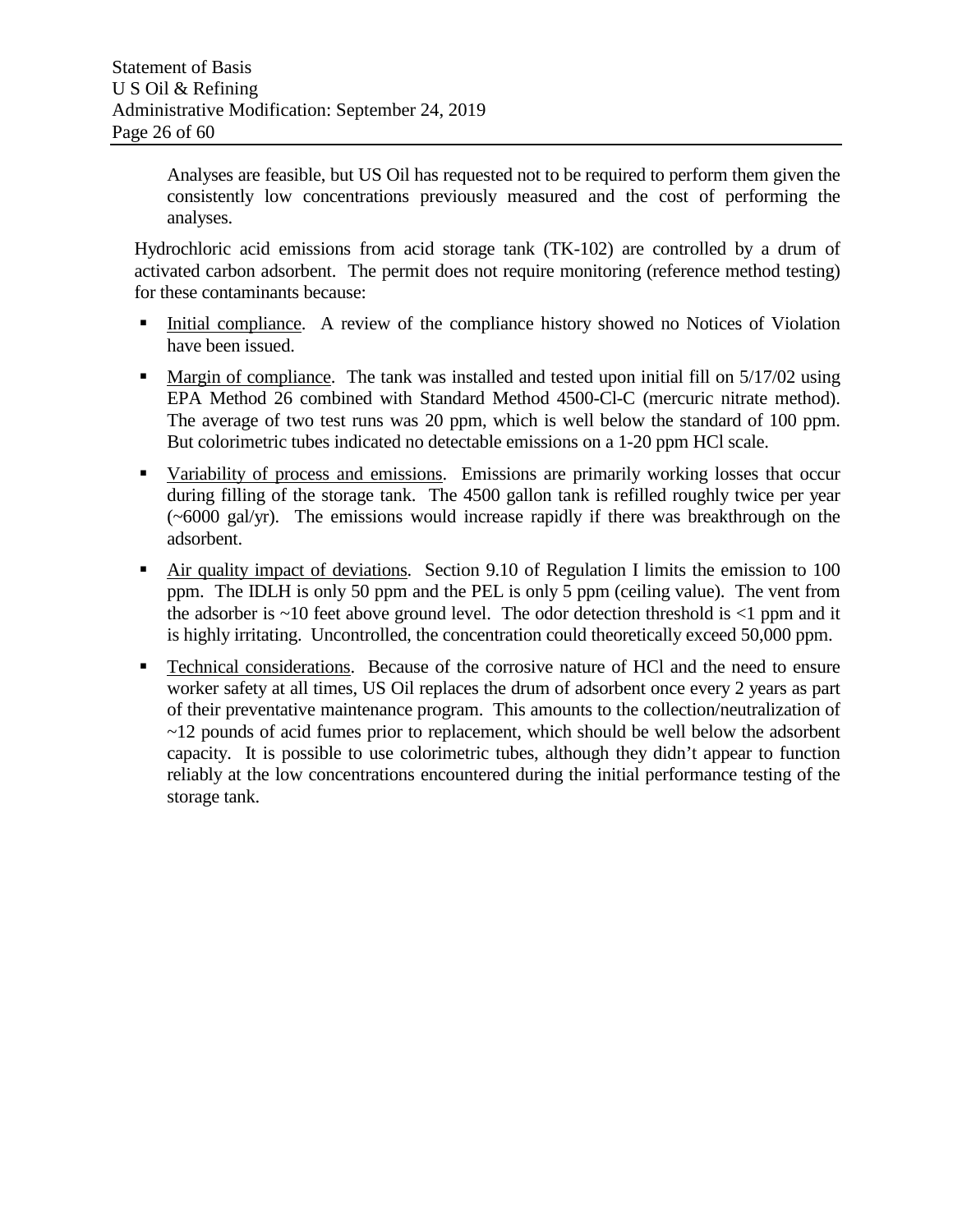Analyses are feasible, but US Oil has requested not to be required to perform them given the consistently low concentrations previously measured and the cost of performing the analyses.

Hydrochloric acid emissions from acid storage tank (TK-102) are controlled by a drum of activated carbon adsorbent. The permit does not require monitoring (reference method testing) for these contaminants because:

- Initial compliance. A review of the compliance history showed no Notices of Violation have been issued.
- Margin of compliance. The tank was installed and tested upon initial fill on 5/17/02 using EPA Method 26 combined with Standard Method 4500-Cl-C (mercuric nitrate method). The average of two test runs was 20 ppm, which is well below the standard of 100 ppm. But colorimetric tubes indicated no detectable emissions on a 1-20 ppm HCl scale.
- Variability of process and emissions. Emissions are primarily working losses that occur during filling of the storage tank. The 4500 gallon tank is refilled roughly twice per year (~6000 gal/yr). The emissions would increase rapidly if there was breakthrough on the adsorbent.
- Air quality impact of deviations. Section 9.10 of Regulation I limits the emission to 100 ppm. The IDLH is only 50 ppm and the PEL is only 5 ppm (ceiling value). The vent from the adsorber is ~10 feet above ground level. The odor detection threshold is <1 ppm and it is highly irritating. Uncontrolled, the concentration could theoretically exceed 50,000 ppm.
- Technical considerations. Because of the corrosive nature of HCl and the need to ensure worker safety at all times, US Oil replaces the drum of adsorbent once every 2 years as part of their preventative maintenance program. This amounts to the collection/neutralization of ~12 pounds of acid fumes prior to replacement, which should be well below the adsorbent capacity. It is possible to use colorimetric tubes, although they didn't appear to function reliably at the low concentrations encountered during the initial performance testing of the storage tank.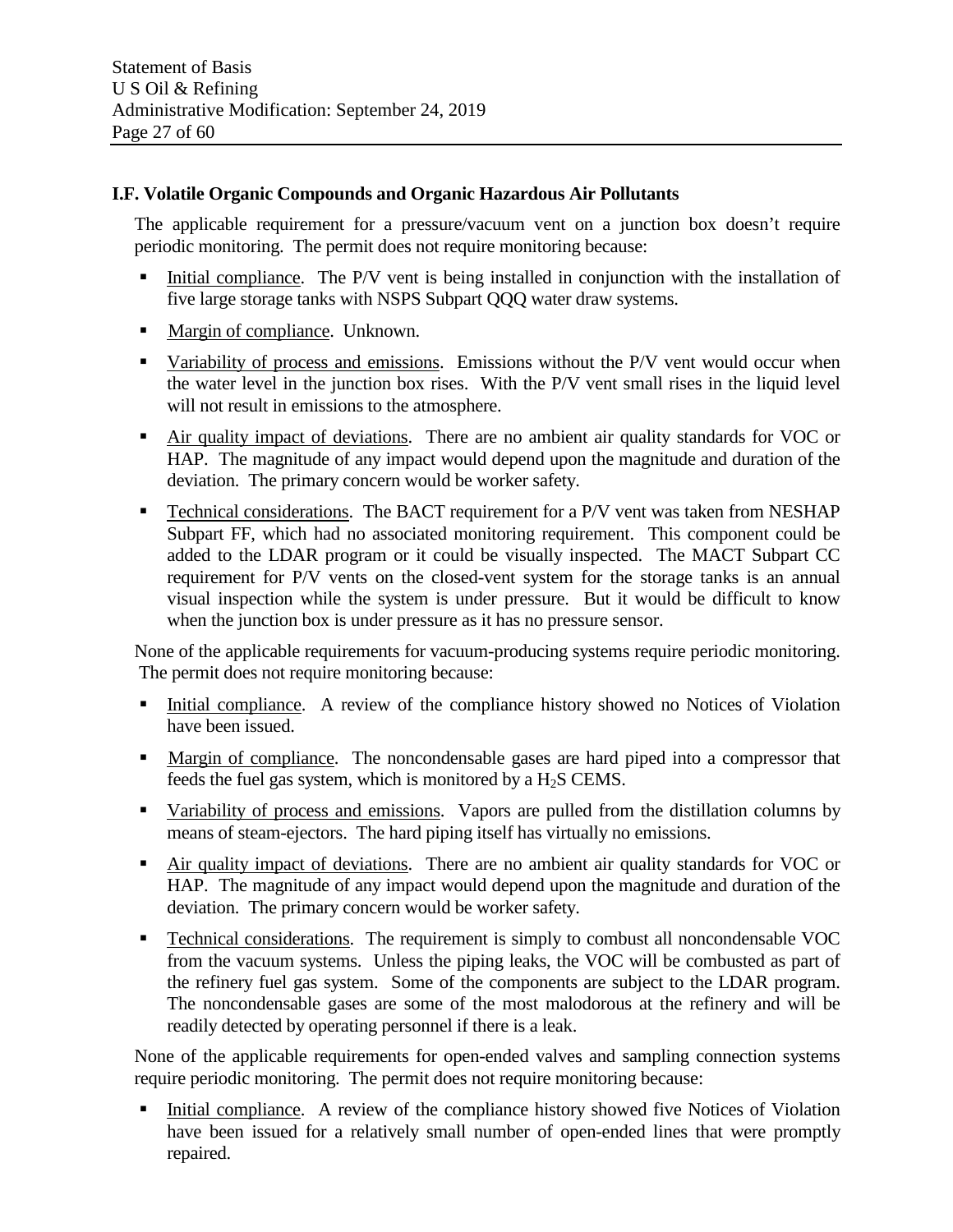### I.F. Volatile Organic Compounds and Organic Hazardous Air Pollutants

The applicable requirement for a pressure/vacuum vent on a junction box doesn't require periodic monitoring. The permit does not require monitoring because:

- Initial compliance. The P/V vent is being installed in conjunction with the installation of five large storage tanks with NSPS Subpart QQQ water draw systems.
- Margin of compliance. Unknown.
- Variability of process and emissions. Emissions without the P/V vent would occur when the water level in the junction box rises. With the P/V vent small rises in the liquid level will not result in emissions to the atmosphere.
- Air quality impact of deviations. There are no ambient air quality standards for VOC or HAP. The magnitude of any impact would depend upon the magnitude and duration of the deviation. The primary concern would be worker safety.
- Technical considerations. The BACT requirement for a P/V vent was taken from NESHAP Subpart FF, which had no associated monitoring requirement. This component could be added to the LDAR program or it could be visually inspected. The MACT Subpart CC requirement for P/V vents on the closed-vent system for the storage tanks is an annual visual inspection while the system is under pressure. But it would be difficult to know when the junction box is under pressure as it has no pressure sensor.

None of the applicable requirements for vacuum-producing systems require periodic monitoring. The permit does not require monitoring because:

- Initial compliance. A review of the compliance history showed no Notices of Violation have been issued.
- Margin of compliance. The noncondensable gases are hard piped into a compressor that feeds the fuel gas system, which is monitored by a $H_2S$ CEMS.
- Variability of process and emissions. Vapors are pulled from the distillation columns by means of steam-ejectors. The hard piping itself has virtually no emissions.
- Air quality impact of deviations. There are no ambient air quality standards for VOC or HAP. The magnitude of any impact would depend upon the magnitude and duration of the deviation. The primary concern would be worker safety.
- Technical considerations. The requirement is simply to combust all noncondensable VOC from the vacuum systems. Unless the piping leaks, the VOC will be combusted as part of the refinery fuel gas system. Some of the components are subject to the LDAR program. The noncondensable gases are some of the most malodorous at the refinery and will be readily detected by operating personnel if there is a leak.

None of the applicable requirements for open-ended valves and sampling connection systems require periodic monitoring. The permit does not require monitoring because:

- Initial compliance. A review of the compliance history showed five Notices of Violation have been issued for a relatively small number of open-ended lines that were promptly repaired.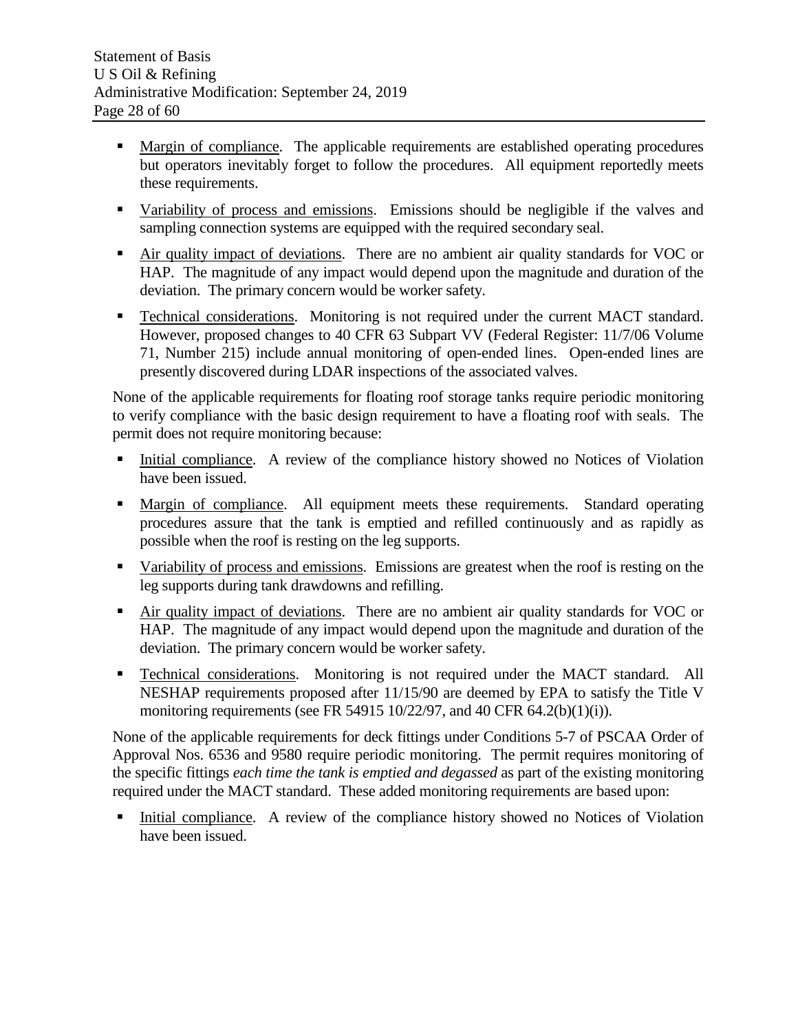- Margin of compliance. The applicable requirements are established operating procedures but operators inevitably forget to follow the procedures. All equipment reportedly meets these requirements.
- Variability of process and emissions. Emissions should be negligible if the valves and sampling connection systems are equipped with the required secondary seal.
- Air quality impact of deviations. There are no ambient air quality standards for VOC or HAP. The magnitude of any impact would depend upon the magnitude and duration of the deviation. The primary concern would be worker safety.
- Technical considerations. Monitoring is not required under the current MACT standard. However, proposed changes to 40 CFR 63 Subpart VV (Federal Register: 11/7/06 Volume 71, Number 215) include annual monitoring of open-ended lines. Open-ended lines are presently discovered during LDAR inspections of the associated valves.

None of the applicable requirements for floating roof storage tanks require periodic monitoring to verify compliance with the basic design requirement to have a floating roof with seals. The permit does not require monitoring because:

- Initial compliance. A review of the compliance history showed no Notices of Violation have been issued.
- Margin of compliance. All equipment meets these requirements. Standard operating procedures assure that the tank is emptied and refilled continuously and as rapidly as possible when the roof is resting on the leg supports.
- Variability of process and emissions. Emissions are greatest when the roof is resting on the leg supports during tank drawdowns and refilling.
- Air quality impact of deviations. There are no ambient air quality standards for VOC or HAP. The magnitude of any impact would depend upon the magnitude and duration of the deviation. The primary concern would be worker safety.
- Technical considerations. Monitoring is not required under the MACT standard. All NESHAP requirements proposed after 11/15/90 are deemed by EPA to satisfy the Title V monitoring requirements (see FR 54915 10/22/97, and 40 CFR 64.2(b)(1)(i)).

None of the applicable requirements for deck fittings under Conditions 5-7 of PSCAA Order of Approval Nos. 6536 and 9580 require periodic monitoring. The permit requires monitoring of the specific fittings *each time the tank is emptied and degassed* as part of the existing monitoring required under the MACT standard. These added monitoring requirements are based upon:

- Initial compliance. A review of the compliance history showed no Notices of Violation have been issued.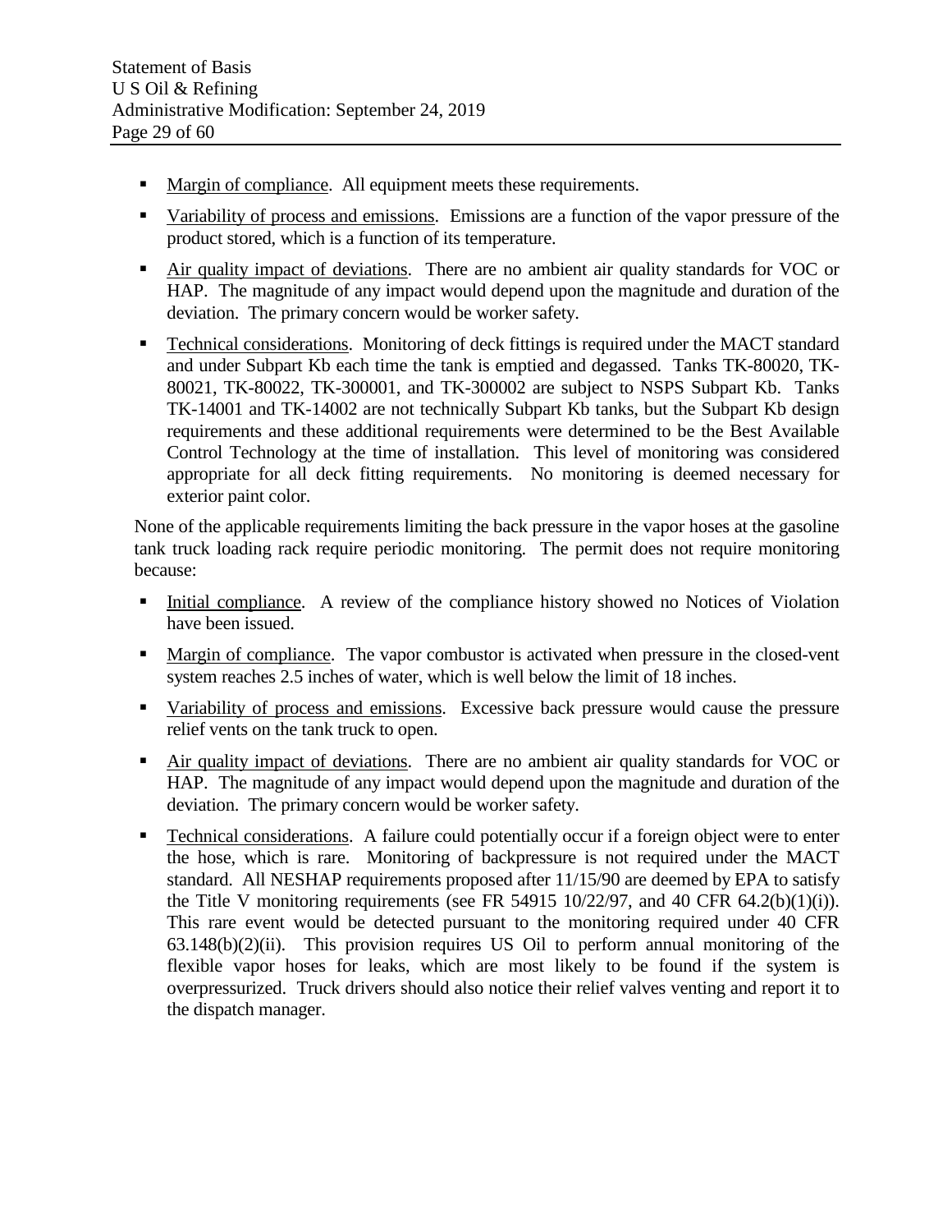- Margin of compliance. All equipment meets these requirements.
- Variability of process and emissions. Emissions are a function of the vapor pressure of the product stored, which is a function of its temperature.
- Air quality impact of deviations. There are no ambient air quality standards for VOC or HAP. The magnitude of any impact would depend upon the magnitude and duration of the deviation. The primary concern would be worker safety.
- Technical considerations. Monitoring of deck fittings is required under the MACT standard and under Subpart Kb each time the tank is emptied and degassed. Tanks TK-80020, TK-80021, TK-80022, TK-300001, and TK-300002 are subject to NSPS Subpart Kb. Tanks TK-14001 and TK-14002 are not technically Subpart Kb tanks, but the Subpart Kb design requirements and these additional requirements were determined to be the Best Available Control Technology at the time of installation. This level of monitoring was considered appropriate for all deck fitting requirements. No monitoring is deemed necessary for exterior paint color.

None of the applicable requirements limiting the back pressure in the vapor hoses at the gasoline tank truck loading rack require periodic monitoring. The permit does not require monitoring because:

- Initial compliance. A review of the compliance history showed no Notices of Violation have been issued.
- Margin of compliance. The vapor combustor is activated when pressure in the closed-vent system reaches 2.5 inches of water, which is well below the limit of 18 inches.
- Variability of process and emissions. Excessive back pressure would cause the pressure relief vents on the tank truck to open.
- Air quality impact of deviations. There are no ambient air quality standards for VOC or HAP. The magnitude of any impact would depend upon the magnitude and duration of the deviation. The primary concern would be worker safety.
- Technical considerations. A failure could potentially occur if a foreign object were to enter the hose, which is rare. Monitoring of backpressure is not required under the MACT standard. All NESHAP requirements proposed after 11/15/90 are deemed by EPA to satisfy the Title V monitoring requirements (see FR 54915 10/22/97, and 40 CFR 64.2(b)(1)(i)). This rare event would be detected pursuant to the monitoring required under 40 CFR 63.148(b)(2)(ii). This provision requires US Oil to perform annual monitoring of the flexible vapor hoses for leaks, which are most likely to be found if the system is overpressurized. Truck drivers should also notice their relief valves venting and report it to the dispatch manager.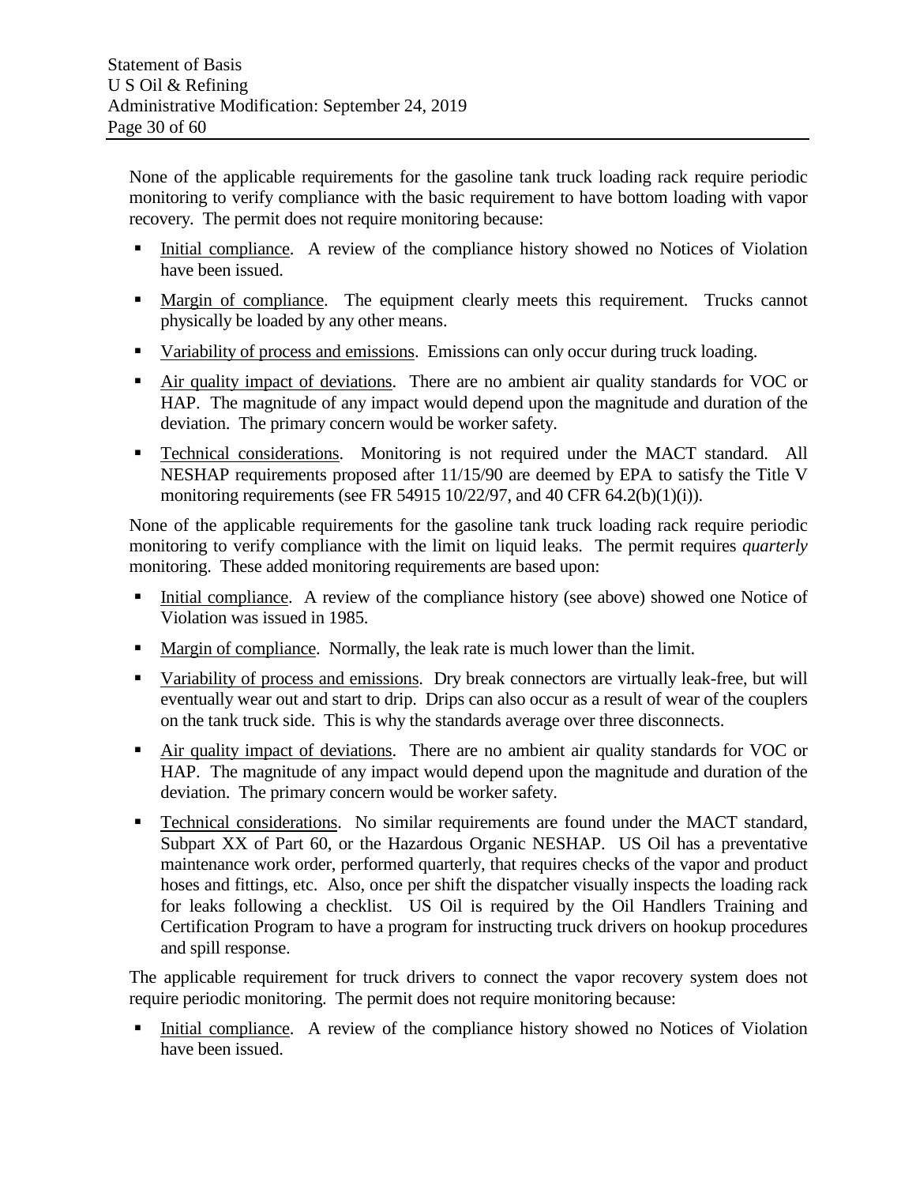None of the applicable requirements for the gasoline tank truck loading rack require periodic monitoring to verify compliance with the basic requirement to have bottom loading with vapor recovery. The permit does not require monitoring because:

- Initial compliance. A review of the compliance history showed no Notices of Violation have been issued.
- Margin of compliance. The equipment clearly meets this requirement. Trucks cannot physically be loaded by any other means.
- Variability of process and emissions. Emissions can only occur during truck loading.
- Air quality impact of deviations. There are no ambient air quality standards for VOC or HAP. The magnitude of any impact would depend upon the magnitude and duration of the deviation. The primary concern would be worker safety.
- Technical considerations. Monitoring is not required under the MACT standard. All NESHAP requirements proposed after 11/15/90 are deemed by EPA to satisfy the Title V monitoring requirements (see FR 54915 10/22/97, and 40 CFR 64.2(b)(1)(i)).

None of the applicable requirements for the gasoline tank truck loading rack require periodic monitoring to verify compliance with the limit on liquid leaks. The permit requires *quarterly* monitoring. These added monitoring requirements are based upon:

- Initial compliance. A review of the compliance history (see above) showed one Notice of Violation was issued in 1985.
- Margin of compliance. Normally, the leak rate is much lower than the limit.
- Variability of process and emissions. Dry break connectors are virtually leak-free, but will eventually wear out and start to drip. Drips can also occur as a result of wear of the couplers on the tank truck side. This is why the standards average over three disconnects.
- Air quality impact of deviations. There are no ambient air quality standards for VOC or HAP. The magnitude of any impact would depend upon the magnitude and duration of the deviation. The primary concern would be worker safety.
- Technical considerations. No similar requirements are found under the MACT standard, Subpart XX of Part 60, or the Hazardous Organic NESHAP. US Oil has a preventative maintenance work order, performed quarterly, that requires checks of the vapor and product hoses and fittings, etc. Also, once per shift the dispatcher visually inspects the loading rack for leaks following a checklist. US Oil is required by the Oil Handlers Training and Certification Program to have a program for instructing truck drivers on hookup procedures and spill response.

The applicable requirement for truck drivers to connect the vapor recovery system does not require periodic monitoring. The permit does not require monitoring because:

- Initial compliance. A review of the compliance history showed no Notices of Violation have been issued.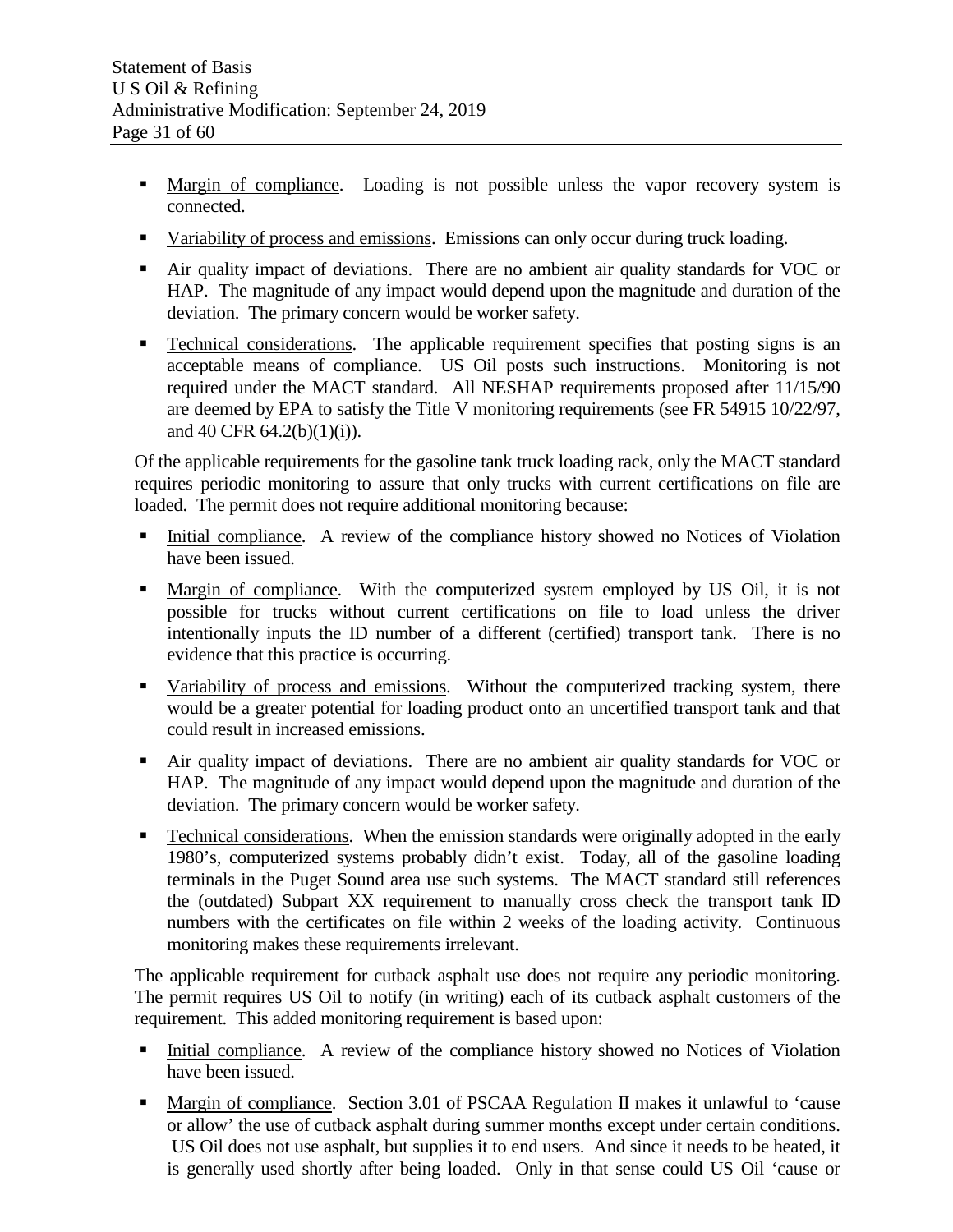- Margin of compliance. Loading is not possible unless the vapor recovery system is connected.
- Variability of process and emissions. Emissions can only occur during truck loading.
- Air quality impact of deviations. There are no ambient air quality standards for VOC or HAP. The magnitude of any impact would depend upon the magnitude and duration of the deviation. The primary concern would be worker safety.
- Technical considerations. The applicable requirement specifies that posting signs is an acceptable means of compliance. US Oil posts such instructions. Monitoring is not required under the MACT standard. All NESHAP requirements proposed after 11/15/90 are deemed by EPA to satisfy the Title V monitoring requirements (see FR 54915 10/22/97, and 40 CFR 64.2(b)(1)(i)).

Of the applicable requirements for the gasoline tank truck loading rack, only the MACT standard requires periodic monitoring to assure that only trucks with current certifications on file are loaded. The permit does not require additional monitoring because:

- Initial compliance. A review of the compliance history showed no Notices of Violation have been issued.
- Margin of compliance. With the computerized system employed by US Oil, it is not possible for trucks without current certifications on file to load unless the driver intentionally inputs the ID number of a different (certified) transport tank. There is no evidence that this practice is occurring.
- Variability of process and emissions. Without the computerized tracking system, there would be a greater potential for loading product onto an uncertified transport tank and that could result in increased emissions.
- Air quality impact of deviations. There are no ambient air quality standards for VOC or HAP. The magnitude of any impact would depend upon the magnitude and duration of the deviation. The primary concern would be worker safety.
- Technical considerations. When the emission standards were originally adopted in the early 1980's, computerized systems probably didn't exist. Today, all of the gasoline loading terminals in the Puget Sound area use such systems. The MACT standard still references the (outdated) Subpart XX requirement to manually cross check the transport tank ID numbers with the certificates on file within 2 weeks of the loading activity. Continuous monitoring makes these requirements irrelevant.

The applicable requirement for cutback asphalt use does not require any periodic monitoring. The permit requires US Oil to notify (in writing) each of its cutback asphalt customers of the requirement. This added monitoring requirement is based upon:

- Initial compliance. A review of the compliance history showed no Notices of Violation have been issued.
- Margin of compliance. Section 3.01 of PSCAA Regulation II makes it unlawful to 'cause or allow' the use of cutback asphalt during summer months except under certain conditions. US Oil does not use asphalt, but supplies it to end users. And since it needs to be heated, it is generally used shortly after being loaded. Only in that sense could US Oil 'cause or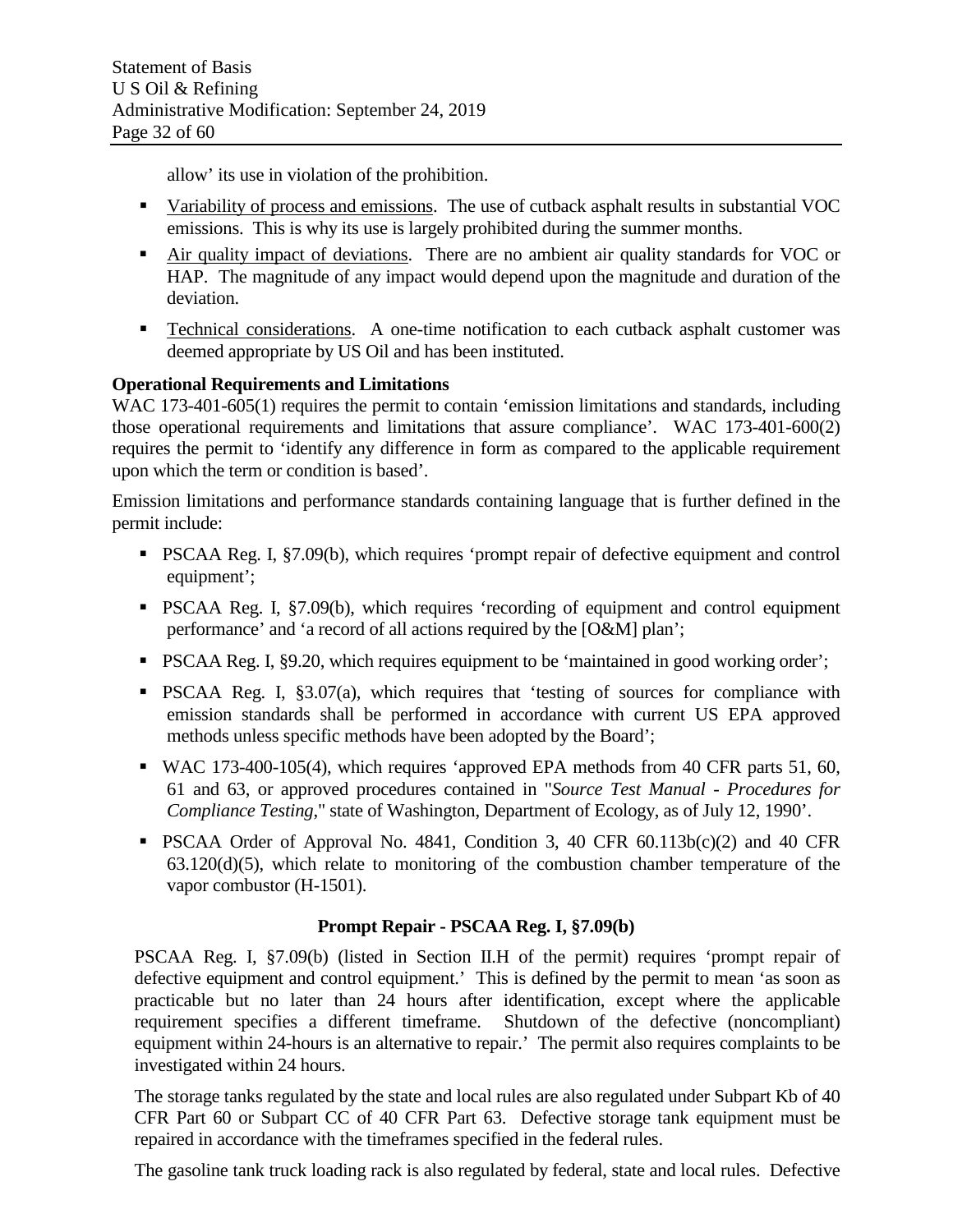allow' its use in violation of the prohibition.

- Variability of process and emissions. The use of cutback asphalt results in substantial VOC emissions. This is why its use is largely prohibited during the summer months.
- Air quality impact of deviations. There are no ambient air quality standards for VOC or HAP. The magnitude of any impact would depend upon the magnitude and duration of the deviation.
- Technical considerations. A one-time notification to each cutback asphalt customer was deemed appropriate by US Oil and has been instituted.

**Operational Requirements and Limitations**

WAC 173-401-605(1) requires the permit to contain 'emission limitations and standards, including those operational requirements and limitations that assure compliance'. WAC 173-401-600(2) requires the permit to 'identify any difference in form as compared to the applicable requirement upon which the term or condition is based'.

Emission limitations and performance standards containing language that is further defined in the permit include:

- PSCAA Reg. I, §7.09(b), which requires 'prompt repair of defective equipment and control equipment';
- PSCAA Reg. I, §7.09(b), which requires 'recording of equipment and control equipment performance' and 'a record of all actions required by the [O&M] plan';
- PSCAA Reg. I, §9.20, which requires equipment to be 'maintained in good working order';
- PSCAA Reg. I, §3.07(a), which requires that 'testing of sources for compliance with emission standards shall be performed in accordance with current US EPA approved methods unless specific methods have been adopted by the Board';
- WAC 173-400-105(4), which requires 'approved EPA methods from 40 CFR parts 51, 60, 61 and 63, or approved procedures contained in "*Source Test Manual - Procedures for Compliance Testing*," state of Washington, Department of Ecology, as of July 12, 1990'.
- PSCAA Order of Approval No. 4841, Condition 3, 40 CFR 60.113b(c)(2) and 40 CFR 63.120(d)(5), which relate to monitoring of the combustion chamber temperature of the vapor combustor (H-1501).

**Prompt Repair - PSCAA Reg. I, §7.09(b)**

PSCAA Reg. I, §7.09(b) (listed in Section II.H of the permit) requires 'prompt repair of defective equipment and control equipment.' This is defined by the permit to mean 'as soon as practicable but no later than 24 hours after identification, except where the applicable requirement specifies a different timeframe. Shutdown of the defective (noncompliant) equipment within 24-hours is an alternative to repair.' The permit also requires complaints to be investigated within 24 hours.

The storage tanks regulated by the state and local rules are also regulated under Subpart Kb of 40 CFR Part 60 or Subpart CC of 40 CFR Part 63. Defective storage tank equipment must be repaired in accordance with the timeframes specified in the federal rules.

The gasoline tank truck loading rack is also regulated by federal, state and local rules. Defective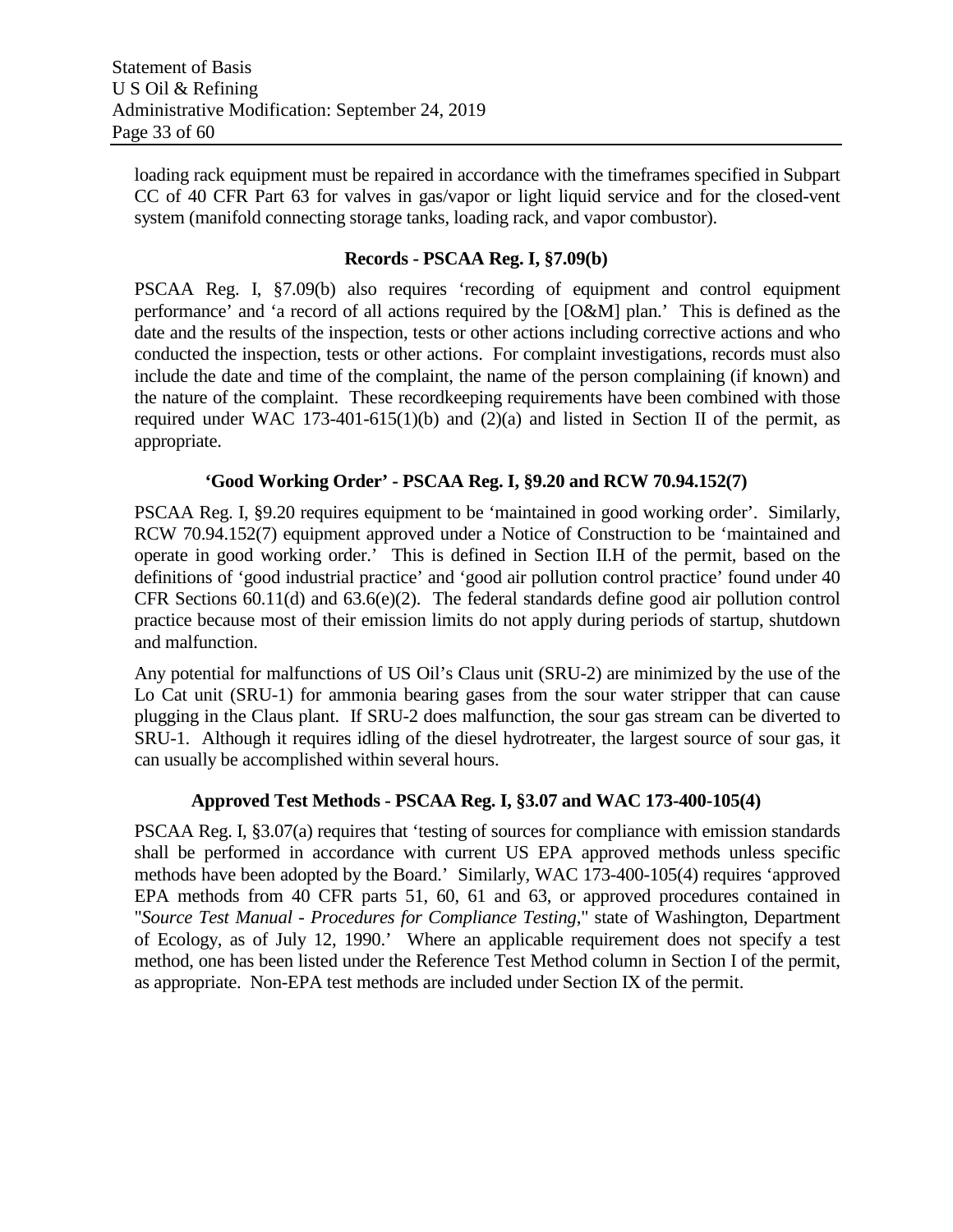loading rack equipment must be repaired in accordance with the timeframes specified in Subpart CC of 40 CFR Part 63 for valves in gas/vapor or light liquid service and for the closed-vent system (manifold connecting storage tanks, loading rack, and vapor combustor).

### Records - PSCAA Reg. I, §7.09(b)

PSCAA Reg. I, §7.09(b) also requires 'recording of equipment and control equipment performance' and 'a record of all actions required by the [O&M] plan.' This is defined as the date and the results of the inspection, tests or other actions including corrective actions and who conducted the inspection, tests or other actions. For complaint investigations, records must also include the date and time of the complaint, the name of the person complaining (if known) and the nature of the complaint. These recordkeeping requirements have been combined with those required under WAC 173-401-615(1)(b) and (2)(a) and listed in Section II of the permit, as appropriate.

### 'Good Working Order' - PSCAA Reg. I, §9.20 and RCW 70.94.152(7)

PSCAA Reg. I, §9.20 requires equipment to be 'maintained in good working order'. Similarly, RCW 70.94.152(7) equipment approved under a Notice of Construction to be 'maintained and operate in good working order.' This is defined in Section II.H of the permit, based on the definitions of 'good industrial practice' and 'good air pollution control practice' found under 40 CFR Sections 60.11(d) and 63.6(e)(2). The federal standards define good air pollution control practice because most of their emission limits do not apply during periods of startup, shutdown and malfunction.

Any potential for malfunctions of US Oil's Claus unit (SRU-2) are minimized by the use of the Lo Cat unit (SRU-1) for ammonia bearing gases from the sour water stripper that can cause plugging in the Claus plant. If SRU-2 does malfunction, the sour gas stream can be diverted to SRU-1. Although it requires idling of the diesel hydrotreater, the largest source of sour gas, it can usually be accomplished within several hours.

### Approved Test Methods - PSCAA Reg. I, §3.07 and WAC 173-400-105(4)

PSCAA Reg. I, §3.07(a) requires that 'testing of sources for compliance with emission standards shall be performed in accordance with current US EPA approved methods unless specific methods have been adopted by the Board.' Similarly, WAC 173-400-105(4) requires 'approved EPA methods from 40 CFR parts 51, 60, 61 and 63, or approved procedures contained in "*Source Test Manual - Procedures for Compliance Testing*," state of Washington, Department of Ecology, as of July 12, 1990.' Where an applicable requirement does not specify a test method, one has been listed under the Reference Test Method column in Section I of the permit, as appropriate. Non-EPA test methods are included under Section IX of the permit.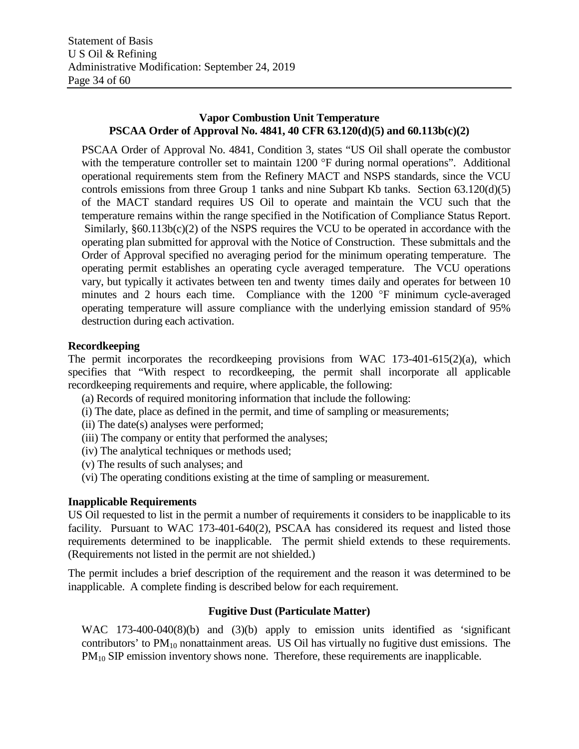### Vapor Combustion Unit Temperature
### PSCAA Order of Approval No. 4841, 40 CFR 63.120(d)(5) and 60.113b(c)(2)

PSCAA Order of Approval No. 4841, Condition 3, states "US Oil shall operate the combustor with the temperature controller set to maintain 1200 °F during normal operations". Additional operational requirements stem from the Refinery MACT and NSPS standards, since the VCU controls emissions from three Group 1 tanks and nine Subpart Kb tanks. Section 63.120(d)(5) of the MACT standard requires US Oil to operate and maintain the VCU such that the temperature remains within the range specified in the Notification of Compliance Status Report. Similarly, §60.113b(c)(2) of the NSPS requires the VCU to be operated in accordance with the operating plan submitted for approval with the Notice of Construction. These submittals and the Order of Approval specified no averaging period for the minimum operating temperature. The operating permit establishes an operating cycle averaged temperature. The VCU operations vary, but typically it activates between ten and twenty times daily and operates for between 10 minutes and 2 hours each time. Compliance with the 1200 °F minimum cycle-averaged operating temperature will assure compliance with the underlying emission standard of 95% destruction during each activation.

## Recordkeeping

The permit incorporates the recordkeeping provisions from WAC 173-401-615(2)(a), which specifies that "With respect to recordkeeping, the permit shall incorporate all applicable recordkeeping requirements and require, where applicable, the following:

(a) Records of required monitoring information that include the following:
(i) The date, place as defined in the permit, and time of sampling or measurements;
(ii) The date(s) analyses were performed;
(iii) The company or entity that performed the analyses;
(iv) The analytical techniques or methods used;
(v) The results of such analyses; and
(vi) The operating conditions existing at the time of sampling or measurement.

## Inapplicable Requirements

US Oil requested to list in the permit a number of requirements it considers to be inapplicable to its facility. Pursuant to WAC 173-401-640(2), PSCAA has considered its request and listed those requirements determined to be inapplicable. The permit shield extends to these requirements. (Requirements not listed in the permit are not shielded.)

The permit includes a brief description of the requirement and the reason it was determined to be inapplicable. A complete finding is described below for each requirement.

### Fugitive Dust (Particulate Matter)

WAC 173-400-040(8)(b) and (3)(b) apply to emission units identified as 'significant contributors' to $PM_{10}$ nonattainment areas. US Oil has virtually no fugitive dust emissions. The $PM_{10}$ SIP emission inventory shows none. Therefore, these requirements are inapplicable.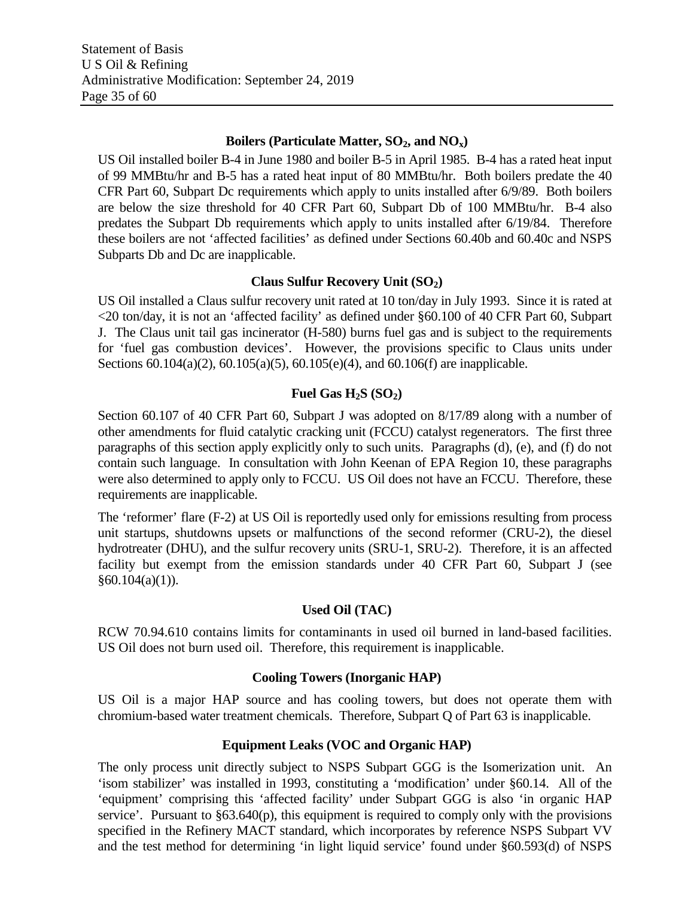### Boilers (Particulate Matter, $SO_2$, and $NO_x$)

US Oil installed boiler B-4 in June 1980 and boiler B-5 in April 1985. B-4 has a rated heat input of 99 MMBtu/hr and B-5 has a rated heat input of 80 MMBtu/hr. Both boilers predate the 40 CFR Part 60, Subpart Dc requirements which apply to units installed after 6/9/89. Both boilers are below the size threshold for 40 CFR Part 60, Subpart Db of 100 MMBtu/hr. B-4 also predates the Subpart Db requirements which apply to units installed after 6/19/84. Therefore these boilers are not 'affected facilities' as defined under Sections 60.40b and 60.40c and NSPS Subparts Db and Dc are inapplicable.

### Claus Sulfur Recovery Unit ($SO_2$)

US Oil installed a Claus sulfur recovery unit rated at 10 ton/day in July 1993. Since it is rated at <20 ton/day, it is not an 'affected facility' as defined under §60.100 of 40 CFR Part 60, Subpart J. The Claus unit tail gas incinerator (H-580) burns fuel gas and is subject to the requirements for 'fuel gas combustion devices'. However, the provisions specific to Claus units under Sections 60.104(a)(2), 60.105(a)(5), 60.105(e)(4), and 60.106(f) are inapplicable.

### Fuel Gas $H_2S$ ($SO_2$)

Section 60.107 of 40 CFR Part 60, Subpart J was adopted on 8/17/89 along with a number of other amendments for fluid catalytic cracking unit (FCCU) catalyst regenerators. The first three paragraphs of this section apply explicitly only to such units. Paragraphs (d), (e), and (f) do not contain such language. In consultation with John Keenan of EPA Region 10, these paragraphs were also determined to apply only to FCCU. US Oil does not have an FCCU. Therefore, these requirements are inapplicable.

The 'reformer' flare (F-2) at US Oil is reportedly used only for emissions resulting from process unit startups, shutdowns upsets or malfunctions of the second reformer (CRU-2), the diesel hydrotreater (DHU), and the sulfur recovery units (SRU-1, SRU-2). Therefore, it is an affected facility but exempt from the emission standards under 40 CFR Part 60, Subpart J (see §60.104(a)(1)).

### Used Oil (TAC)

RCW 70.94.610 contains limits for contaminants in used oil burned in land-based facilities. US Oil does not burn used oil. Therefore, this requirement is inapplicable.

### Cooling Towers (Inorganic HAP)

US Oil is a major HAP source and has cooling towers, but does not operate them with chromium-based water treatment chemicals. Therefore, Subpart Q of Part 63 is inapplicable.

### Equipment Leaks (VOC and Organic HAP)

The only process unit directly subject to NSPS Subpart GGG is the Isomerization unit. An 'isom stabilizer' was installed in 1993, constituting a 'modification' under §60.14. All of the 'equipment' comprising this 'affected facility' under Subpart GGG is also 'in organic HAP service'. Pursuant to §63.640(p), this equipment is required to comply only with the provisions specified in the Refinery MACT standard, which incorporates by reference NSPS Subpart VV and the test method for determining 'in light liquid service' found under §60.593(d) of NSPS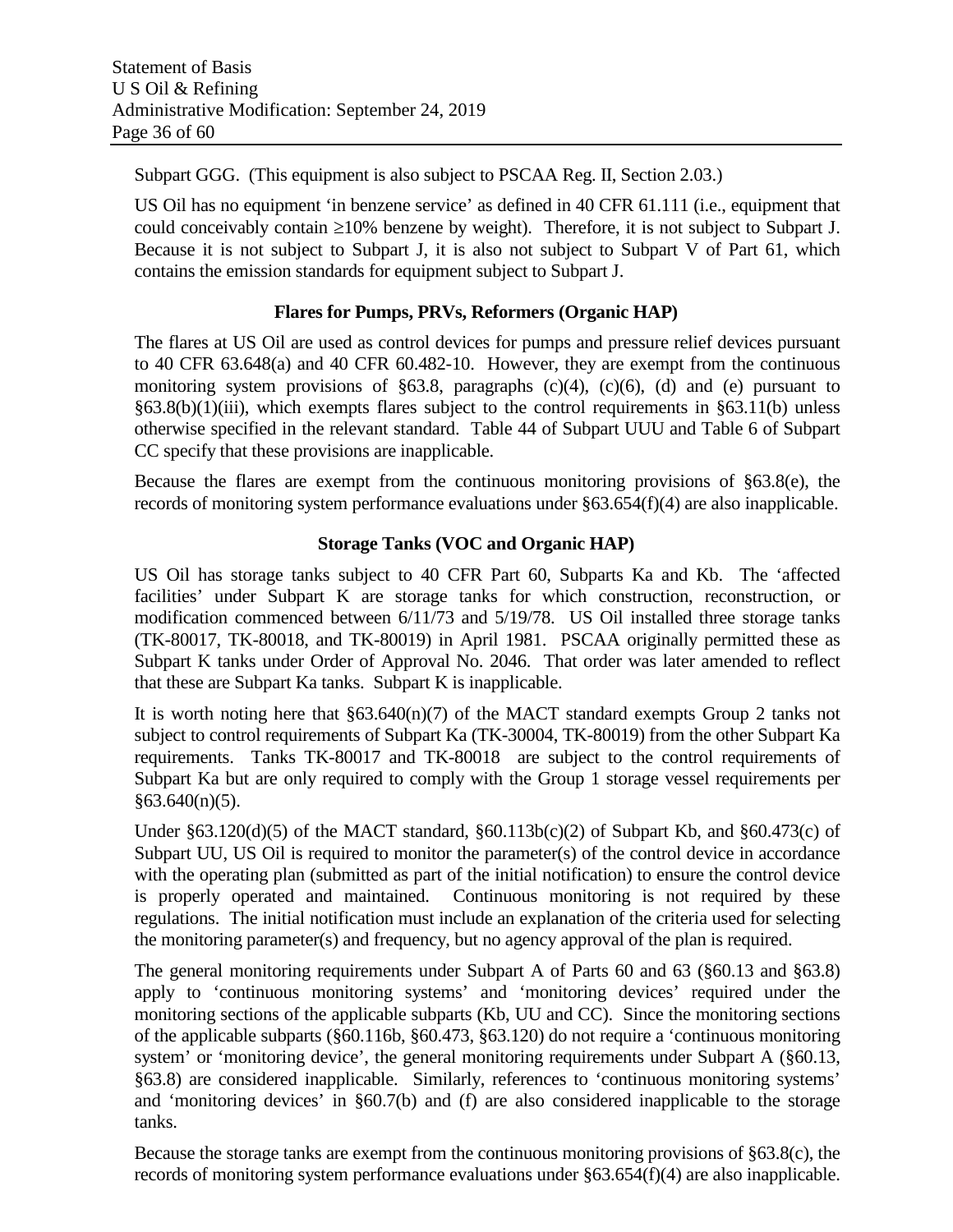Subpart GGG. (This equipment is also subject to PSCAA Reg. II, Section 2.03.)

US Oil has no equipment 'in benzene service' as defined in 40 CFR 61.111 (i.e., equipment that could conceivably contain ≥10% benzene by weight). Therefore, it is not subject to Subpart J. Because it is not subject to Subpart J, it is also not subject to Subpart V of Part 61, which contains the emission standards for equipment subject to Subpart J.

### Flares for Pumps, PRVs, Reformers (Organic HAP)

The flares at US Oil are used as control devices for pumps and pressure relief devices pursuant to 40 CFR 63.648(a) and 40 CFR 60.482-10. However, they are exempt from the continuous monitoring system provisions of §63.8, paragraphs (c)(4), (c)(6), (d) and (e) pursuant to §63.8(b)(1)(iii), which exempts flares subject to the control requirements in §63.11(b) unless otherwise specified in the relevant standard. Table 44 of Subpart UUU and Table 6 of Subpart CC specify that these provisions are inapplicable.

Because the flares are exempt from the continuous monitoring provisions of §63.8(e), the records of monitoring system performance evaluations under §63.654(f)(4) are also inapplicable.

### Storage Tanks (VOC and Organic HAP)

US Oil has storage tanks subject to 40 CFR Part 60, Subparts Ka and Kb. The 'affected facilities' under Subpart K are storage tanks for which construction, reconstruction, or modification commenced between 6/11/73 and 5/19/78. US Oil installed three storage tanks (TK-80017, TK-80018, and TK-80019) in April 1981. PSCAA originally permitted these as Subpart K tanks under Order of Approval No. 2046. That order was later amended to reflect that these are Subpart Ka tanks. Subpart K is inapplicable.

It is worth noting here that §63.640(n)(7) of the MACT standard exempts Group 2 tanks not subject to control requirements of Subpart Ka (TK-30004, TK-80019) from the other Subpart Ka requirements. Tanks TK-80017 and TK-80018 are subject to the control requirements of Subpart Ka but are only required to comply with the Group 1 storage vessel requirements per §63.640(n)(5).

Under §63.120(d)(5) of the MACT standard, §60.113b(c)(2) of Subpart Kb, and §60.473(c) of Subpart UU, US Oil is required to monitor the parameter(s) of the control device in accordance with the operating plan (submitted as part of the initial notification) to ensure the control device is properly operated and maintained. Continuous monitoring is not required by these regulations. The initial notification must include an explanation of the criteria used for selecting the monitoring parameter(s) and frequency, but no agency approval of the plan is required.

The general monitoring requirements under Subpart A of Parts 60 and 63 (§60.13 and §63.8) apply to 'continuous monitoring systems' and 'monitoring devices' required under the monitoring sections of the applicable subparts (Kb, UU and CC). Since the monitoring sections of the applicable subparts (§60.116b, §60.473, §63.120) do not require a 'continuous monitoring system' or 'monitoring device', the general monitoring requirements under Subpart A (§60.13, §63.8) are considered inapplicable. Similarly, references to 'continuous monitoring systems' and 'monitoring devices' in §60.7(b) and (f) are also considered inapplicable to the storage tanks.

Because the storage tanks are exempt from the continuous monitoring provisions of §63.8(c), the records of monitoring system performance evaluations under §63.654(f)(4) are also inapplicable.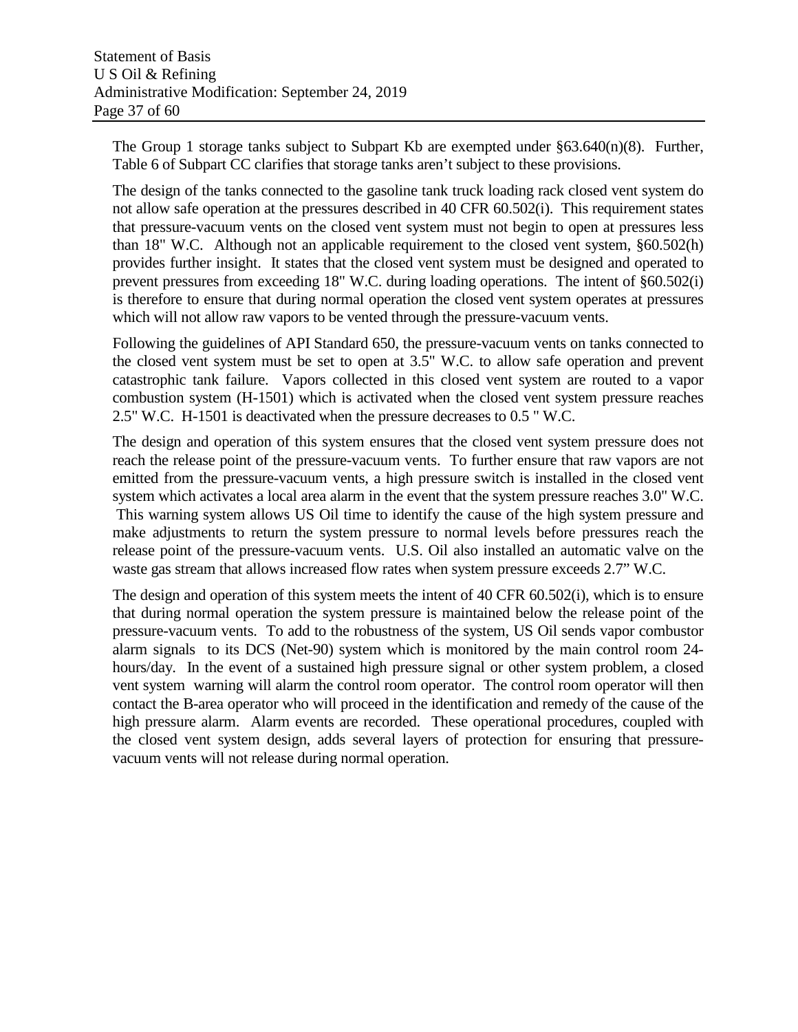The Group 1 storage tanks subject to Subpart Kb are exempted under §63.640(n)(8). Further, Table 6 of Subpart CC clarifies that storage tanks aren't subject to these provisions.

The design of the tanks connected to the gasoline tank truck loading rack closed vent system do not allow safe operation at the pressures described in 40 CFR 60.502(i). This requirement states that pressure-vacuum vents on the closed vent system must not begin to open at pressures less than 18" W.C. Although not an applicable requirement to the closed vent system, §60.502(h) provides further insight. It states that the closed vent system must be designed and operated to prevent pressures from exceeding 18" W.C. during loading operations. The intent of §60.502(i) is therefore to ensure that during normal operation the closed vent system operates at pressures which will not allow raw vapors to be vented through the pressure-vacuum vents.

Following the guidelines of API Standard 650, the pressure-vacuum vents on tanks connected to the closed vent system must be set to open at 3.5" W.C. to allow safe operation and prevent catastrophic tank failure. Vapors collected in this closed vent system are routed to a vapor combustion system (H-1501) which is activated when the closed vent system pressure reaches 2.5" W.C. H-1501 is deactivated when the pressure decreases to 0.5 " W.C.

The design and operation of this system ensures that the closed vent system pressure does not reach the release point of the pressure-vacuum vents. To further ensure that raw vapors are not emitted from the pressure-vacuum vents, a high pressure switch is installed in the closed vent system which activates a local area alarm in the event that the system pressure reaches 3.0" W.C. This warning system allows US Oil time to identify the cause of the high system pressure and make adjustments to return the system pressure to normal levels before pressures reach the release point of the pressure-vacuum vents. U.S. Oil also installed an automatic valve on the waste gas stream that allows increased flow rates when system pressure exceeds 2.7" W.C.

The design and operation of this system meets the intent of 40 CFR 60.502(i), which is to ensure that during normal operation the system pressure is maintained below the release point of the pressure-vacuum vents. To add to the robustness of the system, US Oil sends vapor combustor alarm signals to its DCS (Net-90) system which is monitored by the main control room 24-hours/day. In the event of a sustained high pressure signal or other system problem, a closed vent system warning will alarm the control room operator. The control room operator will then contact the B-area operator who will proceed in the identification and remedy of the cause of the high pressure alarm. Alarm events are recorded. These operational procedures, coupled with the closed vent system design, adds several layers of protection for ensuring that pressure-vacuum vents will not release during normal operation.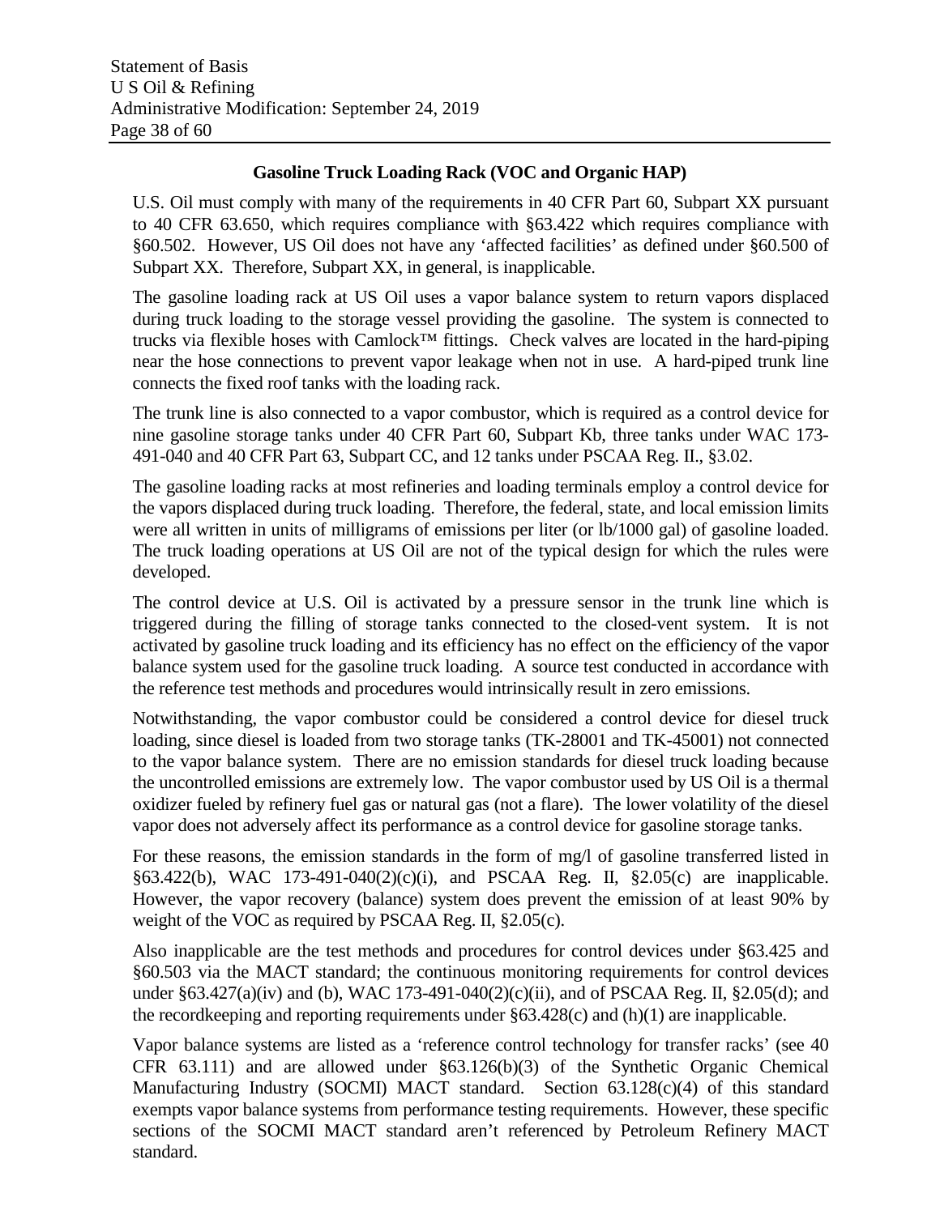### Gasoline Truck Loading Rack (VOC and Organic HAP)

U.S. Oil must comply with many of the requirements in 40 CFR Part 60, Subpart XX pursuant to 40 CFR 63.650, which requires compliance with §63.422 which requires compliance with §60.502. However, US Oil does not have any 'affected facilities' as defined under §60.500 of Subpart XX. Therefore, Subpart XX, in general, is inapplicable.

The gasoline loading rack at US Oil uses a vapor balance system to return vapors displaced during truck loading to the storage vessel providing the gasoline. The system is connected to trucks via flexible hoses with Camlock™ fittings. Check valves are located in the hard-piping near the hose connections to prevent vapor leakage when not in use. A hard-piped trunk line connects the fixed roof tanks with the loading rack.

The trunk line is also connected to a vapor combustor, which is required as a control device for nine gasoline storage tanks under 40 CFR Part 60, Subpart Kb, three tanks under WAC 173-491-040 and 40 CFR Part 63, Subpart CC, and 12 tanks under PSCAA Reg. II., §3.02.

The gasoline loading racks at most refineries and loading terminals employ a control device for the vapors displaced during truck loading. Therefore, the federal, state, and local emission limits were all written in units of milligrams of emissions per liter (or lb/1000 gal) of gasoline loaded. The truck loading operations at US Oil are not of the typical design for which the rules were developed.

The control device at U.S. Oil is activated by a pressure sensor in the trunk line which is triggered during the filling of storage tanks connected to the closed-vent system. It is not activated by gasoline truck loading and its efficiency has no effect on the efficiency of the vapor balance system used for the gasoline truck loading. A source test conducted in accordance with the reference test methods and procedures would intrinsically result in zero emissions.

Notwithstanding, the vapor combustor could be considered a control device for diesel truck loading, since diesel is loaded from two storage tanks (TK-28001 and TK-45001) not connected to the vapor balance system. There are no emission standards for diesel truck loading because the uncontrolled emissions are extremely low. The vapor combustor used by US Oil is a thermal oxidizer fueled by refinery fuel gas or natural gas (not a flare). The lower volatility of the diesel vapor does not adversely affect its performance as a control device for gasoline storage tanks.

For these reasons, the emission standards in the form of mg/l of gasoline transferred listed in §63.422(b), WAC 173-491-040(2)(c)(i), and PSCAA Reg. II, §2.05(c) are inapplicable. However, the vapor recovery (balance) system does prevent the emission of at least 90% by weight of the VOC as required by PSCAA Reg. II, §2.05(c).

Also inapplicable are the test methods and procedures for control devices under §63.425 and §60.503 via the MACT standard; the continuous monitoring requirements for control devices under §63.427(a)(iv) and (b), WAC 173-491-040(2)(c)(ii), and of PSCAA Reg. II, §2.05(d); and the recordkeeping and reporting requirements under §63.428(c) and (h)(1) are inapplicable.

Vapor balance systems are listed as a 'reference control technology for transfer racks' (see 40 CFR 63.111) and are allowed under §63.126(b)(3) of the Synthetic Organic Chemical Manufacturing Industry (SOCMI) MACT standard. Section 63.128(c)(4) of this standard exempts vapor balance systems from performance testing requirements. However, these specific sections of the SOCMI MACT standard aren't referenced by Petroleum Refinery MACT standard.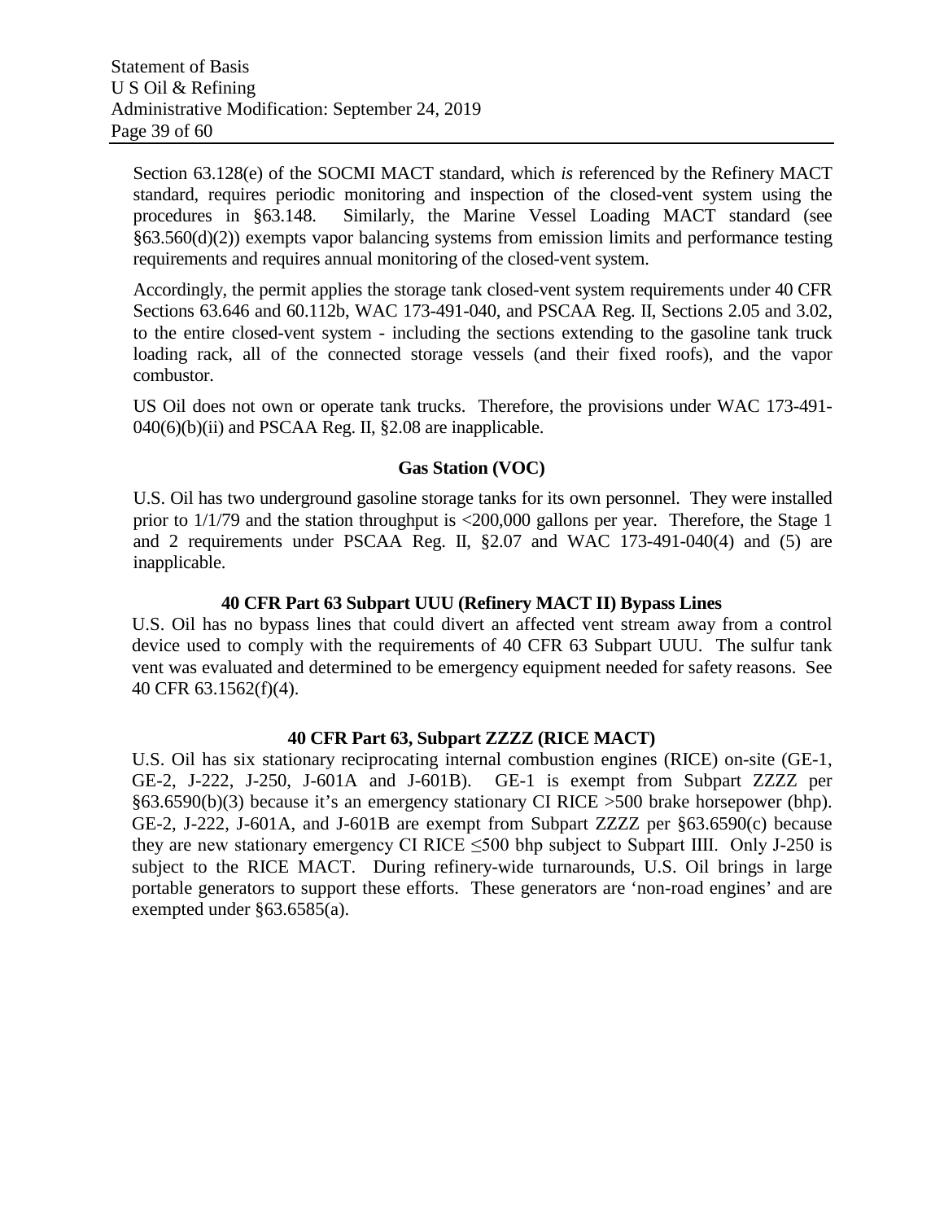Section 63.128(e) of the SOCMI MACT standard, which *is* referenced by the Refinery MACT standard, requires periodic monitoring and inspection of the closed-vent system using the procedures in §63.148. Similarly, the Marine Vessel Loading MACT standard (see §63.560(d)(2)) exempts vapor balancing systems from emission limits and performance testing requirements and requires annual monitoring of the closed-vent system.

Accordingly, the permit applies the storage tank closed-vent system requirements under 40 CFR Sections 63.646 and 60.112b, WAC 173-491-040, and PSCAA Reg. II, Sections 2.05 and 3.02, to the entire closed-vent system - including the sections extending to the gasoline tank truck loading rack, all of the connected storage vessels (and their fixed roofs), and the vapor combustor.

US Oil does not own or operate tank trucks. Therefore, the provisions under WAC 173-491-040(6)(b)(ii) and PSCAA Reg. II, §2.08 are inapplicable.

**Gas Station (VOC)**

U.S. Oil has two underground gasoline storage tanks for its own personnel. They were installed prior to 1/1/79 and the station throughput is <200,000 gallons per year. Therefore, the Stage 1 and 2 requirements under PSCAA Reg. II, §2.07 and WAC 173-491-040(4) and (5) are inapplicable.

**40 CFR Part 63 Subpart UUU (Refinery MACT II) Bypass Lines**

U.S. Oil has no bypass lines that could divert an affected vent stream away from a control device used to comply with the requirements of 40 CFR 63 Subpart UUU. The sulfur tank vent was evaluated and determined to be emergency equipment needed for safety reasons. See 40 CFR 63.1562(f)(4).

**40 CFR Part 63, Subpart ZZZZ (RICE MACT)**

U.S. Oil has six stationary reciprocating internal combustion engines (RICE) on-site (GE-1, GE-2, J-222, J-250, J-601A and J-601B). GE-1 is exempt from Subpart ZZZZ per §63.6590(b)(3) because it's an emergency stationary CI RICE >500 brake horsepower (bhp). GE-2, J-222, J-601A, and J-601B are exempt from Subpart ZZZZ per §63.6590(c) because they are new stationary emergency CI RICE ≤500 bhp subject to Subpart IIII. Only J-250 is subject to the RICE MACT. During refinery-wide turnarounds, U.S. Oil brings in large portable generators to support these efforts. These generators are 'non-road engines' and are exempted under §63.6585(a).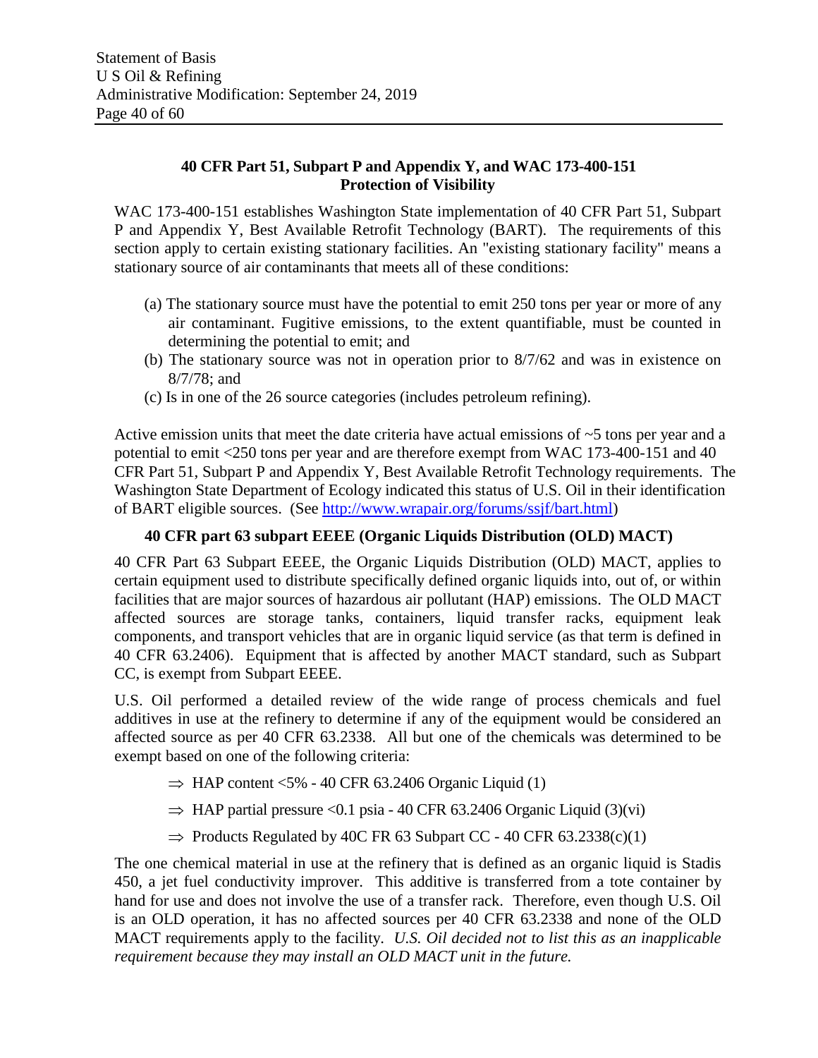**40 CFR Part 51, Subpart P and Appendix Y, and WAC 173-400-151**
**Protection of Visibility**

WAC 173-400-151 establishes Washington State implementation of 40 CFR Part 51, Subpart P and Appendix Y, Best Available Retrofit Technology (BART). The requirements of this section apply to certain existing stationary facilities. An "existing stationary facility" means a stationary source of air contaminants that meets all of these conditions:

(a) The stationary source must have the potential to emit 250 tons per year or more of any air contaminant. Fugitive emissions, to the extent quantifiable, must be counted in determining the potential to emit; and
(b) The stationary source was not in operation prior to 8/7/62 and was in existence on 8/7/78; and
(c) Is in one of the 26 source categories (includes petroleum refining).

Active emission units that meet the date criteria have actual emissions of ~5 tons per year and a potential to emit <250 tons per year and are therefore exempt from WAC 173-400-151 and 40 CFR Part 51, Subpart P and Appendix Y, Best Available Retrofit Technology requirements. The Washington State Department of Ecology indicated this status of U.S. Oil in their identification of BART eligible sources. (See [http://www.wrapair.org/forums/ssjf/bart.html](http://www.wrapair.org/forums/ssjf/bart.html))

**40 CFR part 63 subpart EEEE (Organic Liquids Distribution (OLD) MACT)**

40 CFR Part 63 Subpart EEEE, the Organic Liquids Distribution (OLD) MACT, applies to certain equipment used to distribute specifically defined organic liquids into, out of, or within facilities that are major sources of hazardous air pollutant (HAP) emissions. The OLD MACT affected sources are storage tanks, containers, liquid transfer racks, equipment leak components, and transport vehicles that are in organic liquid service (as that term is defined in 40 CFR 63.2406). Equipment that is affected by another MACT standard, such as Subpart CC, is exempt from Subpart EEEE.

U.S. Oil performed a detailed review of the wide range of process chemicals and fuel additives in use at the refinery to determine if any of the equipment would be considered an affected source as per 40 CFR 63.2338. All but one of the chemicals was determined to be exempt based on one of the following criteria:

- ⇒ HAP content <5% - 40 CFR 63.2406 Organic Liquid (1)
- ⇒ HAP partial pressure <0.1 psia - 40 CFR 63.2406 Organic Liquid (3)(vi)
- ⇒ Products Regulated by 40C FR 63 Subpart CC - 40 CFR 63.2338(c)(1)

The one chemical material in use at the refinery that is defined as an organic liquid is Stadis 450, a jet fuel conductivity improver. This additive is transferred from a tote container by hand for use and does not involve the use of a transfer rack. Therefore, even though U.S. Oil is an OLD operation, it has no affected sources per 40 CFR 63.2338 and none of the OLD MACT requirements apply to the facility. *U.S. Oil decided not to list this as an inapplicable requirement because they may install an OLD MACT unit in the future.*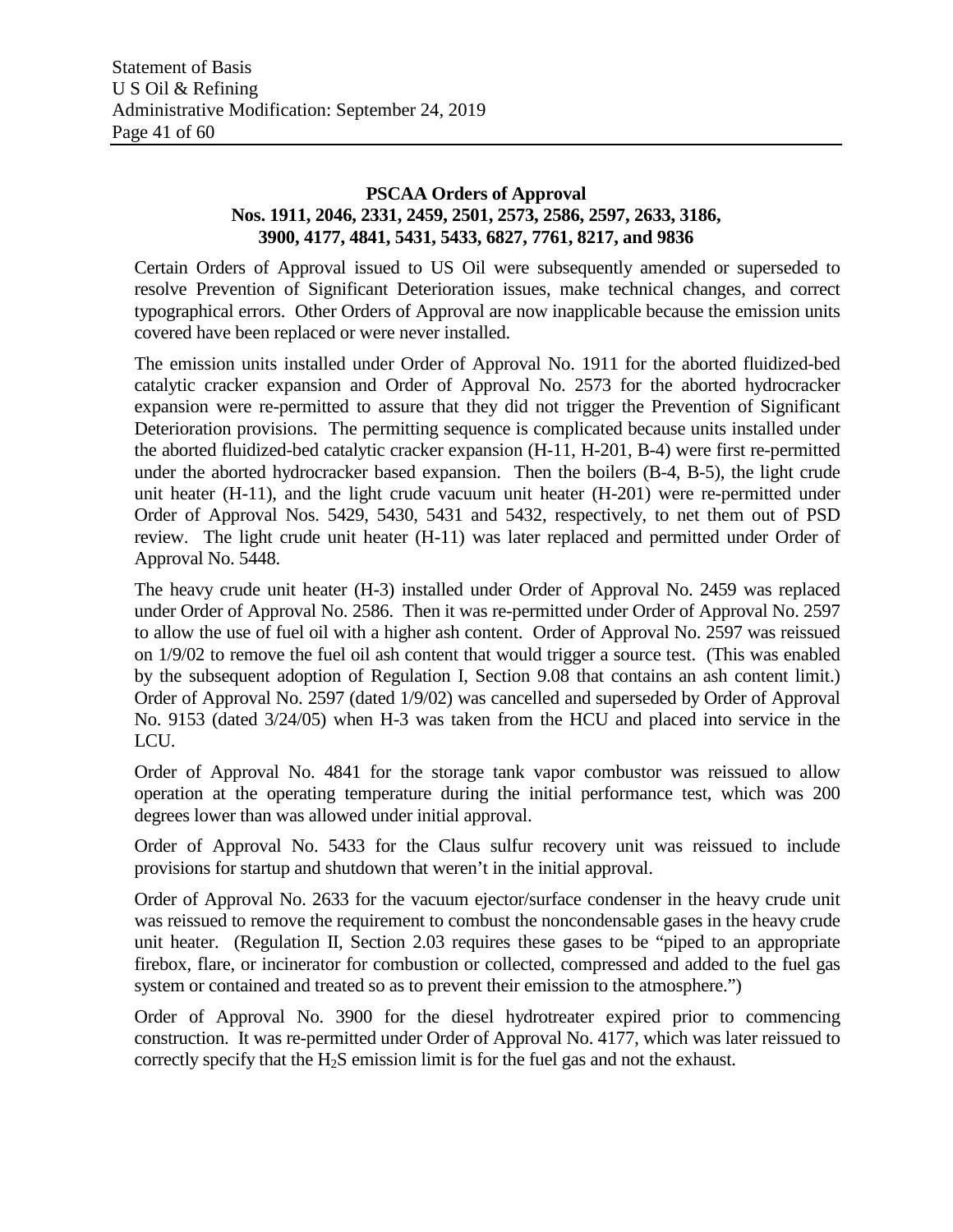**PSCAA Orders of Approval**
**Nos. 1911, 2046, 2331, 2459, 2501, 2573, 2586, 2597, 2633, 3186, 3900, 4177, 4841, 5431, 5433, 6827, 7761, 8217, and 9836**

Certain Orders of Approval issued to US Oil were subsequently amended or superseded to resolve Prevention of Significant Deterioration issues, make technical changes, and correct typographical errors. Other Orders of Approval are now inapplicable because the emission units covered have been replaced or were never installed.

The emission units installed under Order of Approval No. 1911 for the aborted fluidized-bed catalytic cracker expansion and Order of Approval No. 2573 for the aborted hydrocracker expansion were re-permitted to assure that they did not trigger the Prevention of Significant Deterioration provisions. The permitting sequence is complicated because units installed under the aborted fluidized-bed catalytic cracker expansion (H-11, H-201, B-4) were first re-permitted under the aborted hydrocracker based expansion. Then the boilers (B-4, B-5), the light crude unit heater (H-11), and the light crude vacuum unit heater (H-201) were re-permitted under Order of Approval Nos. 5429, 5430, 5431 and 5432, respectively, to net them out of PSD review. The light crude unit heater (H-11) was later replaced and permitted under Order of Approval No. 5448.

The heavy crude unit heater (H-3) installed under Order of Approval No. 2459 was replaced under Order of Approval No. 2586. Then it was re-permitted under Order of Approval No. 2597 to allow the use of fuel oil with a higher ash content. Order of Approval No. 2597 was reissued on 1/9/02 to remove the fuel oil ash content that would trigger a source test. (This was enabled by the subsequent adoption of Regulation I, Section 9.08 that contains an ash content limit.) Order of Approval No. 2597 (dated 1/9/02) was cancelled and superseded by Order of Approval No. 9153 (dated 3/24/05) when H-3 was taken from the HCU and placed into service in the LCU.

Order of Approval No. 4841 for the storage tank vapor combustor was reissued to allow operation at the operating temperature during the initial performance test, which was 200 degrees lower than was allowed under initial approval.

Order of Approval No. 5433 for the Claus sulfur recovery unit was reissued to include provisions for startup and shutdown that weren't in the initial approval.

Order of Approval No. 2633 for the vacuum ejector/surface condenser in the heavy crude unit was reissued to remove the requirement to combust the noncondensable gases in the heavy crude unit heater. (Regulation II, Section 2.03 requires these gases to be "piped to an appropriate firebox, flare, or incinerator for combustion or collected, compressed and added to the fuel gas system or contained and treated so as to prevent their emission to the atmosphere.")

Order of Approval No. 3900 for the diesel hydrotreater expired prior to commencing construction. It was re-permitted under Order of Approval No. 4177, which was later reissued to correctly specify that the $H_2S$ emission limit is for the fuel gas and not the exhaust.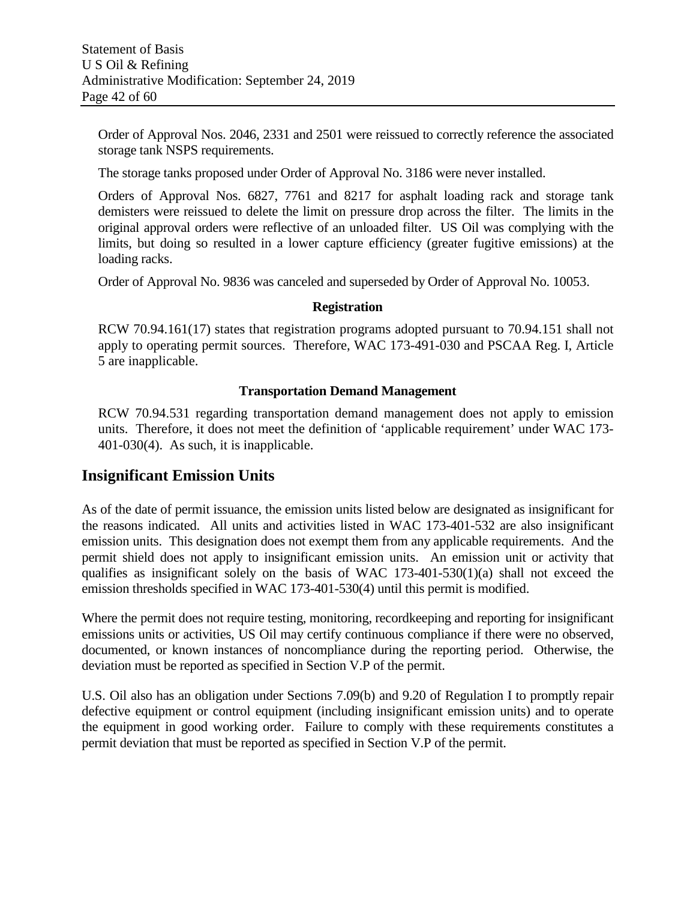Order of Approval Nos. 2046, 2331 and 2501 were reissued to correctly reference the associated storage tank NSPS requirements.

The storage tanks proposed under Order of Approval No. 3186 were never installed.

Orders of Approval Nos. 6827, 7761 and 8217 for asphalt loading rack and storage tank demisters were reissued to delete the limit on pressure drop across the filter. The limits in the original approval orders were reflective of an unloaded filter. US Oil was complying with the limits, but doing so resulted in a lower capture efficiency (greater fugitive emissions) at the loading racks.

Order of Approval No. 9836 was canceled and superseded by Order of Approval No. 10053.

**Registration**

RCW 70.94.161(17) states that registration programs adopted pursuant to 70.94.151 shall not apply to operating permit sources. Therefore, WAC 173-491-030 and PSCAA Reg. I, Article 5 are inapplicable.

**Transportation Demand Management**

RCW 70.94.531 regarding transportation demand management does not apply to emission units. Therefore, it does not meet the definition of 'applicable requirement' under WAC 173-401-030(4). As such, it is inapplicable.

## Insignificant Emission Units

As of the date of permit issuance, the emission units listed below are designated as insignificant for the reasons indicated. All units and activities listed in WAC 173-401-532 are also insignificant emission units. This designation does not exempt them from any applicable requirements. And the permit shield does not apply to insignificant emission units. An emission unit or activity that qualifies as insignificant solely on the basis of WAC 173-401-530(1)(a) shall not exceed the emission thresholds specified in WAC 173-401-530(4) until this permit is modified.

Where the permit does not require testing, monitoring, recordkeeping and reporting for insignificant emissions units or activities, US Oil may certify continuous compliance if there were no observed, documented, or known instances of noncompliance during the reporting period. Otherwise, the deviation must be reported as specified in Section V.P of the permit.

U.S. Oil also has an obligation under Sections 7.09(b) and 9.20 of Regulation I to promptly repair defective equipment or control equipment (including insignificant emission units) and to operate the equipment in good working order. Failure to comply with these requirements constitutes a permit deviation that must be reported as specified in Section V.P of the permit.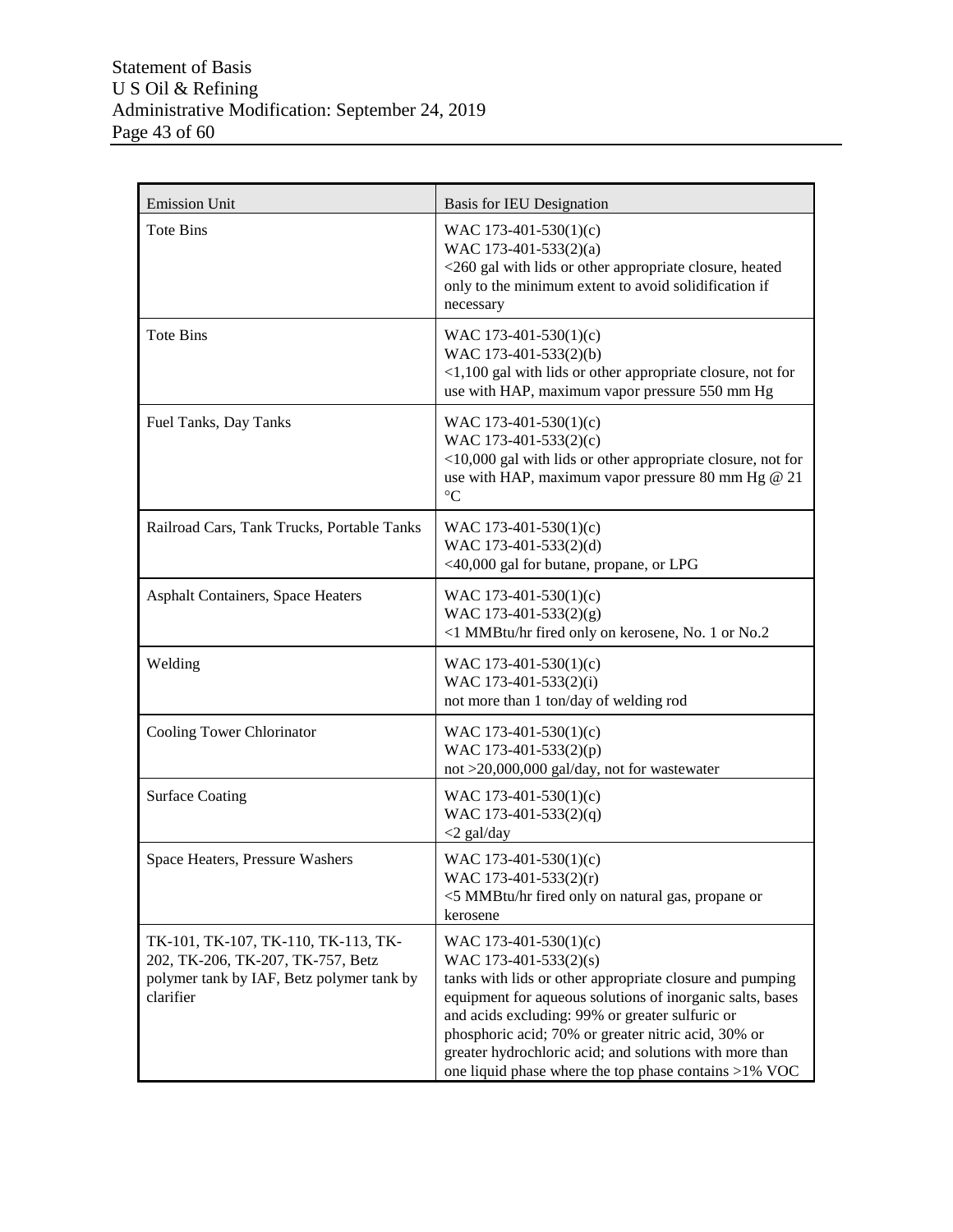| Emission Unit | Basis for IEU Designation |
|---|---|
| Tote Bins | WAC 173-401-530(1)(c)<br>WAC 173-401-533(2)(a)<br><260 gal with lids or other appropriate closure, heated only to the minimum extent to avoid solidification if necessary |
| Tote Bins | WAC 173-401-530(1)(c)<br>WAC 173-401-533(2)(b)<br><1,100 gal with lids or other appropriate closure, not for use with HAP, maximum vapor pressure 550 mm Hg |
| Fuel Tanks, Day Tanks | WAC 173-401-530(1)(c)<br>WAC 173-401-533(2)(c)<br><10,000 gal with lids or other appropriate closure, not for use with HAP, maximum vapor pressure 80 mm Hg @ 21 °C |
| Railroad Cars, Tank Trucks, Portable Tanks | WAC 173-401-530(1)(c)<br>WAC 173-401-533(2)(d)<br><40,000 gal for butane, propane, or LPG |
| Asphalt Containers, Space Heaters | WAC 173-401-530(1)(c)<br>WAC 173-401-533(2)(g)<br><1 MMBtu/hr fired only on kerosene, No. 1 or No.2 |
| Welding | WAC 173-401-530(1)(c)<br>WAC 173-401-533(2)(i)<br>not more than 1 ton/day of welding rod |
| Cooling Tower Chlorinator | WAC 173-401-530(1)(c)<br>WAC 173-401-533(2)(p)<br>not >20,000,000 gal/day, not for wastewater |
| Surface Coating | WAC 173-401-530(1)(c)<br>WAC 173-401-533(2)(q)<br><2 gal/day |
| Space Heaters, Pressure Washers | WAC 173-401-530(1)(c)<br>WAC 173-401-533(2)(r)<br><5 MMBtu/hr fired only on natural gas, propane or kerosene |
| TK-101, TK-107, TK-110, TK-113, TK-202, TK-206, TK-207, TK-757, Betz polymer tank by IAF, Betz polymer tank by clarifier | WAC 173-401-530(1)(c)<br>WAC 173-401-533(2)(s)<br>tanks with lids or other appropriate closure and pumping equipment for aqueous solutions of inorganic salts, bases and acids excluding: 99% or greater sulfuric or phosphoric acid; 70% or greater nitric acid, 30% or greater hydrochloric acid; and solutions with more than one liquid phase where the top phase contains >1% VOC |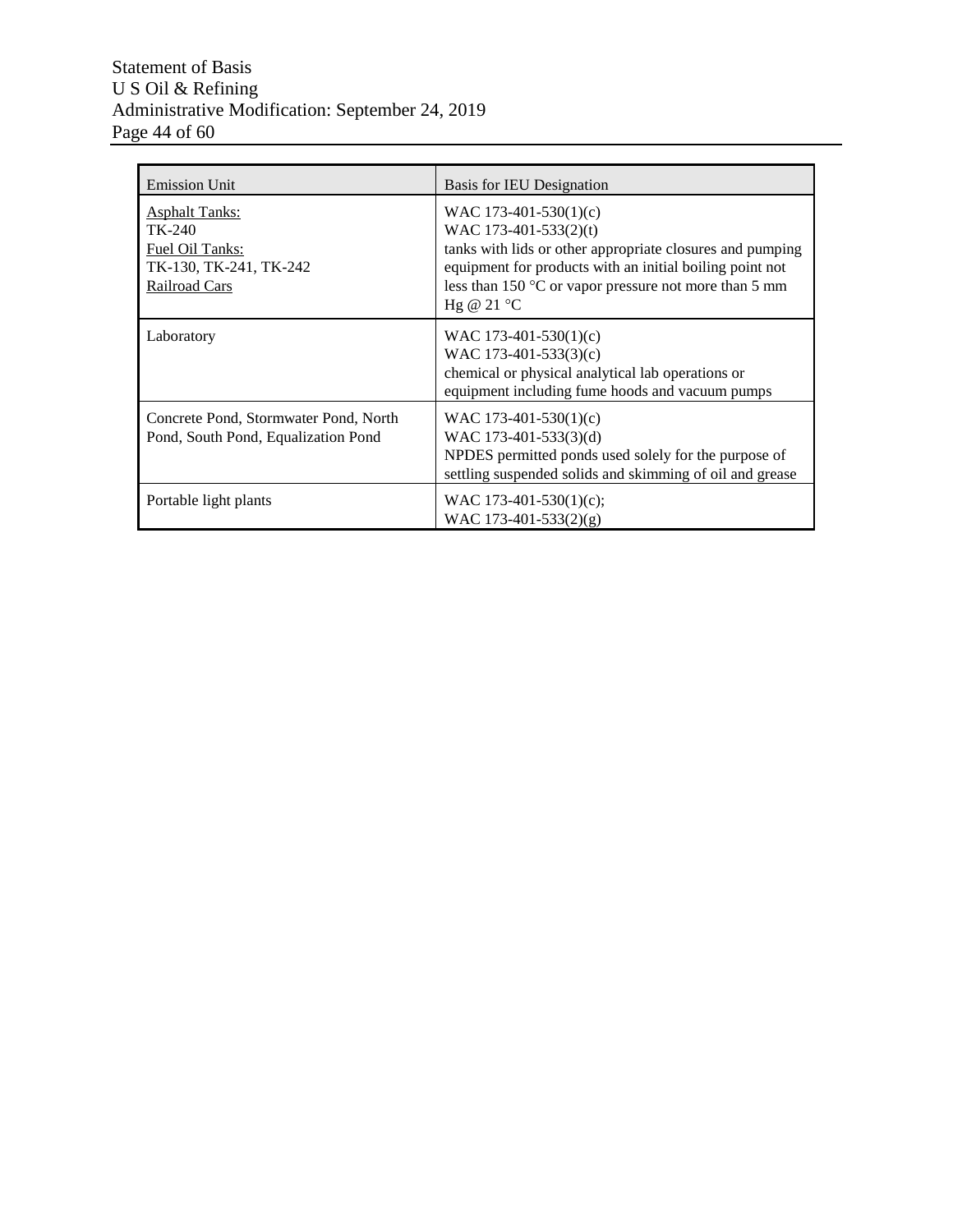| Emission Unit | Basis for IEU Designation |
|---|---|
| Asphalt Tanks:<br>TK-240<br>Fuel Oil Tanks:<br>TK-130, TK-241, TK-242<br>Railroad Cars | WAC 173-401-530(1)(c)<br>WAC 173-401-533(2)(t)<br>tanks with lids or other appropriate closures and pumping equipment for products with an initial boiling point not less than 150 °C or vapor pressure not more than 5 mm Hg @ 21 °C |
| Laboratory | WAC 173-401-530(1)(c)<br>WAC 173-401-533(3)(c)<br>chemical or physical analytical lab operations or equipment including fume hoods and vacuum pumps |
| Concrete Pond, Stormwater Pond, North Pond, South Pond, Equalization Pond | WAC 173-401-530(1)(c)<br>WAC 173-401-533(3)(d)<br>NPDES permitted ponds used solely for the purpose of settling suspended solids and skimming of oil and grease |
| Portable light plants | WAC 173-401-530(1)(c);<br>WAC 173-401-533(2)(g) |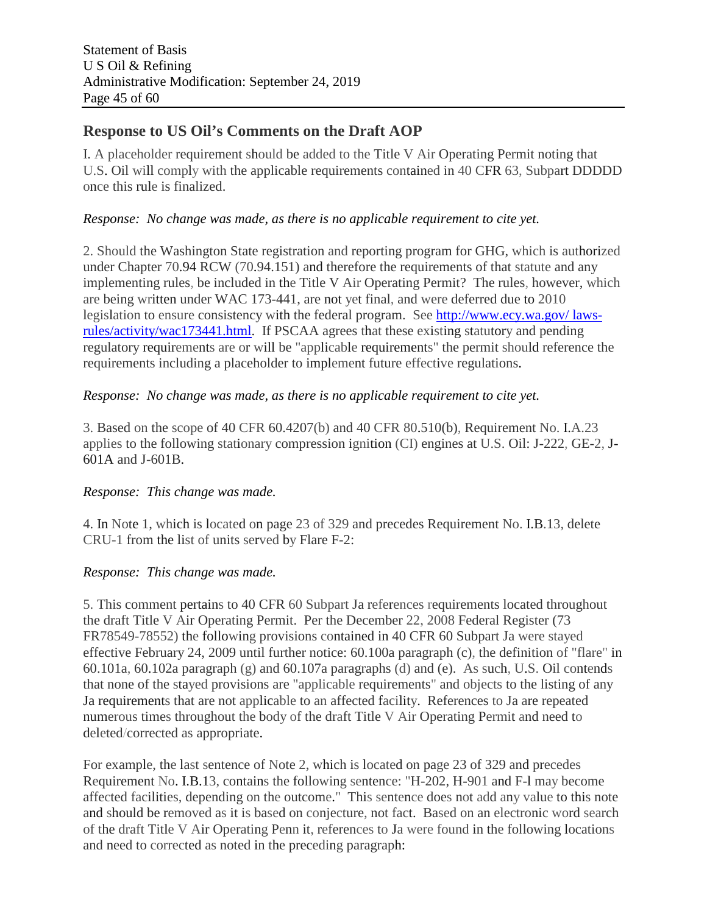## Response to US Oil's Comments on the Draft AOP

I. A placeholder requirement should be added to the Title V Air Operating Permit noting that U.S. Oil will comply with the applicable requirements contained in 40 CFR 63, Subpart DDDDD once this rule is finalized.

*Response: No change was made, as there is no applicable requirement to cite yet.*

2. Should the Washington State registration and reporting program for GHG, which is authorized under Chapter 70.94 RCW (70.94.151) and therefore the requirements of that statute and any implementing rules, be included in the Title V Air Operating Permit? The rules, however, which are being written under WAC 173-441, are not yet final, and were deferred due to 2010 legislation to ensure consistency with the federal program. See [http://www.ecy.wa.gov/ laws-rules/activity/wac173441.html](http://www.ecy.wa.gov/laws-rules/activity/wac173441.html). If PSCAA agrees that these existing statutory and pending regulatory requirements are or will be "applicable requirements" the permit should reference the requirements including a placeholder to implement future effective regulations.

*Response: No change was made, as there is no applicable requirement to cite yet.*

3. Based on the scope of 40 CFR 60.4207(b) and 40 CFR 80.510(b), Requirement No. I.A.23 applies to the following stationary compression ignition (CI) engines at U.S. Oil: J-222, GE-2, J-601A and J-601B.

*Response: This change was made.*

4. In Note 1, which is located on page 23 of 329 and precedes Requirement No. I.B.13, delete CRU-1 from the list of units served by Flare F-2:

*Response: This change was made.*

5. This comment pertains to 40 CFR 60 Subpart Ja references requirements located throughout the draft Title V Air Operating Permit. Per the December 22, 2008 Federal Register (73 FR78549-78552) the following provisions contained in 40 CFR 60 Subpart Ja were stayed effective February 24, 2009 until further notice: 60.100a paragraph (c), the definition of "flare" in 60.101a, 60.102a paragraph (g) and 60.107a paragraphs (d) and (e). As such, U.S. Oil contends that none of the stayed provisions are "applicable requirements" and objects to the listing of any Ja requirements that are not applicable to an affected facility. References to Ja are repeated numerous times throughout the body of the draft Title V Air Operating Permit and need to deleted/corrected as appropriate.

For example, the last sentence of Note 2, which is located on page 23 of 329 and precedes Requirement No. I.B.13, contains the following sentence: "H-202, H-901 and F-l may become affected facilities, depending on the outcome." This sentence does not add any value to this note and should be removed as it is based on conjecture, not fact. Based on an electronic word search of the draft Title V Air Operating Penn it, references to Ja were found in the following locations and need to corrected as noted in the preceding paragraph: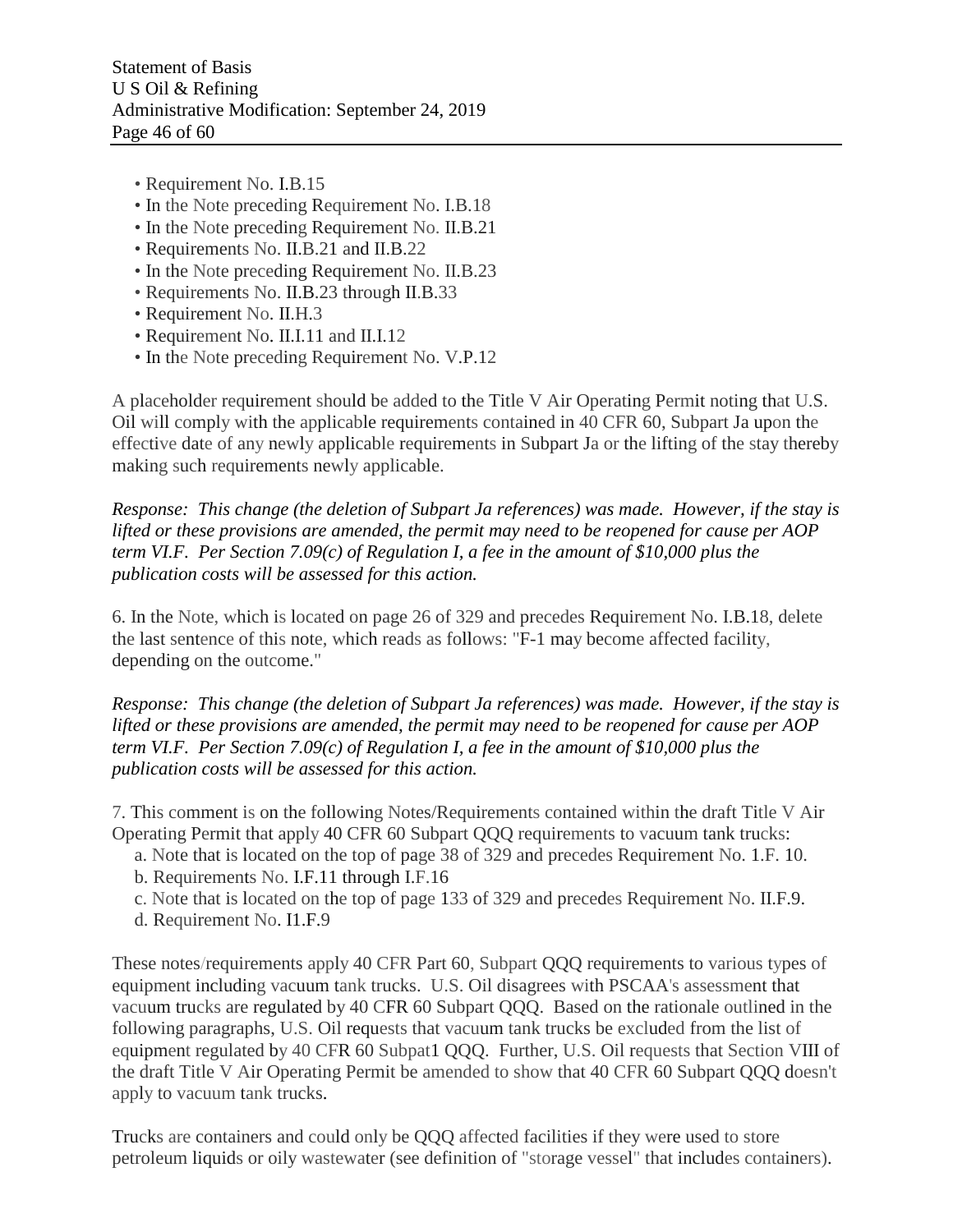- Requirement No. I.B.15
- In the Note preceding Requirement No. I.B.18
- In the Note preceding Requirement No. II.B.21
- Requirements No. II.B.21 and II.B.22
- In the Note preceding Requirement No. II.B.23
- Requirements No. II.B.23 through II.B.33
- Requirement No. II.H.3
- Requirement No. II.I.11 and II.I.12
- In the Note preceding Requirement No. V.P.12

A placeholder requirement should be added to the Title V Air Operating Permit noting that U.S. Oil will comply with the applicable requirements contained in 40 CFR 60, Subpart Ja upon the effective date of any newly applicable requirements in Subpart Ja or the lifting of the stay thereby making such requirements newly applicable.

*Response: This change (the deletion of Subpart Ja references) was made. However, if the stay is lifted or these provisions are amended, the permit may need to be reopened for cause per AOP term VI.F. Per Section 7.09(c) of Regulation I, a fee in the amount of $10,000 plus the publication costs will be assessed for this action.*

6. In the Note, which is located on page 26 of 329 and precedes Requirement No. I.B.18, delete the last sentence of this note, which reads as follows: "F-1 may become affected facility, depending on the outcome."

*Response: This change (the deletion of Subpart Ja references) was made. However, if the stay is lifted or these provisions are amended, the permit may need to be reopened for cause per AOP term VI.F. Per Section 7.09(c) of Regulation I, a fee in the amount of $10,000 plus the publication costs will be assessed for this action.*

7. This comment is on the following Notes/Requirements contained within the draft Title V Air Operating Permit that apply 40 CFR 60 Subpart QQQ requirements to vacuum tank trucks:

a. Note that is located on the top of page 38 of 329 and precedes Requirement No. 1.F. 10.
b. Requirements No. I.F.11 through I.F.16
c. Note that is located on the top of page 133 of 329 and precedes Requirement No. II.F.9.
d. Requirement No. I1.F.9

These notes/requirements apply 40 CFR Part 60, Subpart QQQ requirements to various types of equipment including vacuum tank trucks. U.S. Oil disagrees with PSCAA's assessment that vacuum trucks are regulated by 40 CFR 60 Subpart QQQ. Based on the rationale outlined in the following paragraphs, U.S. Oil requests that vacuum tank trucks be excluded from the list of equipment regulated by 40 CFR 60 Subpat1 QQQ. Further, U.S. Oil requests that Section VIII of the draft Title V Air Operating Permit be amended to show that 40 CFR 60 Subpart QQQ doesn't apply to vacuum tank trucks.

Trucks are containers and could only be QQQ affected facilities if they were used to store petroleum liquids or oily wastewater (see definition of "storage vessel" that includes containers).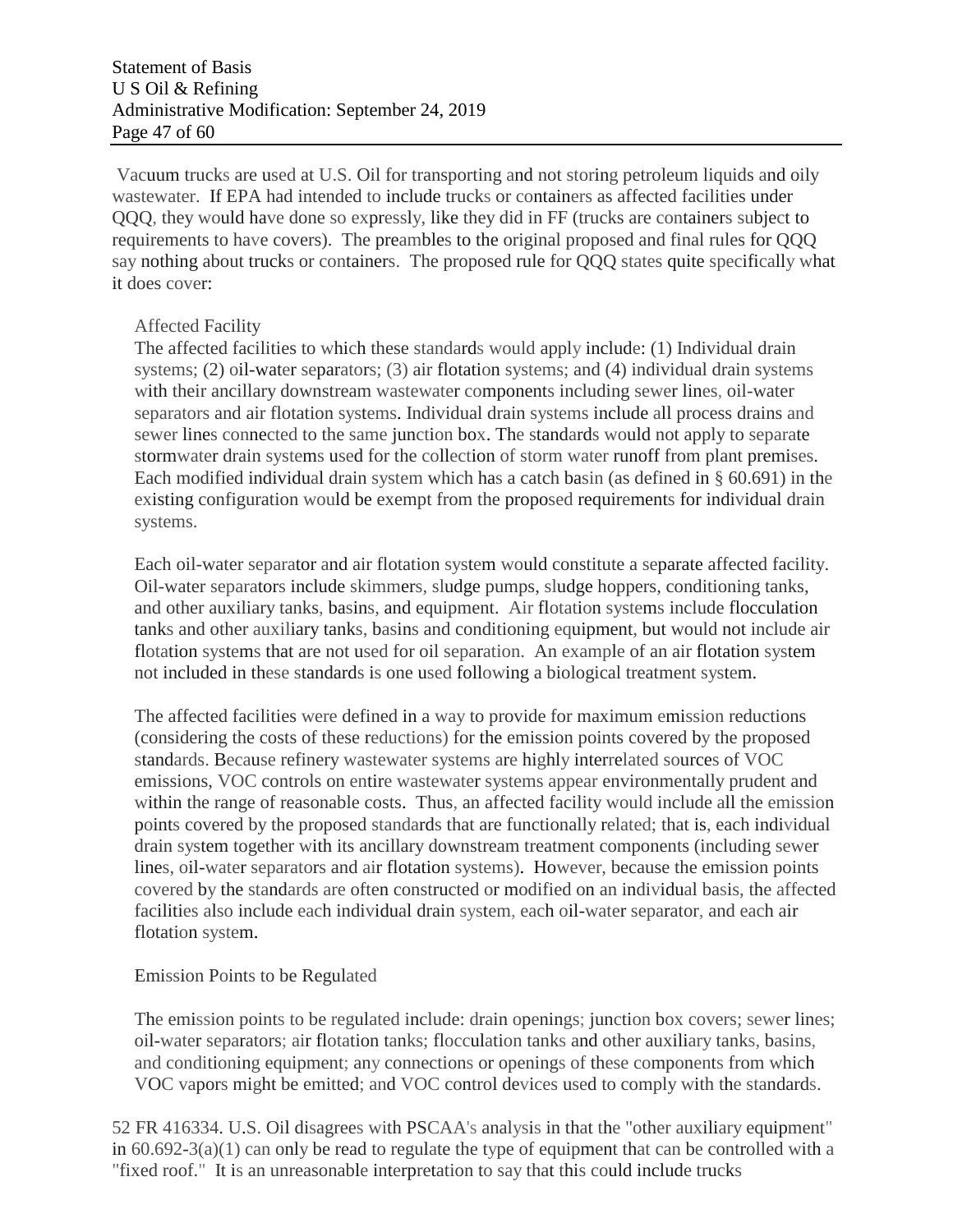Vacuum trucks are used at U.S. Oil for transporting and not storing petroleum liquids and oily wastewater. If EPA had intended to include trucks or containers as affected facilities under QQQ, they would have done so expressly, like they did in FF (trucks are containers subject to requirements to have covers). The preambles to the original proposed and final rules for QQQ say nothing about trucks or containers. The proposed rule for QQQ states quite specifically what it does cover:

> Affected Facility
>
> The affected facilities to which these standards would apply include: (1) Individual drain systems; (2) oil-water separators; (3) air flotation systems; and (4) individual drain systems with their ancillary downstream wastewater components including sewer lines, oil-water separators and air flotation systems. Individual drain systems include all process drains and sewer lines connected to the same junction box. The standards would not apply to separate stormwater drain systems used for the collection of storm water runoff from plant premises. Each modified individual drain system which has a catch basin (as defined in § 60.691) in the existing configuration would be exempt from the proposed requirements for individual drain systems.
>
> Each oil-water separator and air flotation system would constitute a separate affected facility. Oil-water separators include skimmers, sludge pumps, sludge hoppers, conditioning tanks, and other auxiliary tanks, basins, and equipment. Air flotation systems include flocculation tanks and other auxiliary tanks, basins and conditioning equipment, but would not include air flotation systems that are not used for oil separation. An example of an air flotation system not included in these standards is one used following a biological treatment system.
>
> The affected facilities were defined in a way to provide for maximum emission reductions (considering the costs of these reductions) for the emission points covered by the proposed standards. Because refinery wastewater systems are highly interrelated sources of VOC emissions, VOC controls on entire wastewater systems appear environmentally prudent and within the range of reasonable costs. Thus, an affected facility would include all the emission points covered by the proposed standards that are functionally related; that is, each individual drain system together with its ancillary downstream treatment components (including sewer lines, oil-water separators and air flotation systems). However, because the emission points covered by the standards are often constructed or modified on an individual basis, the affected facilities also include each individual drain system, each oil-water separator, and each air flotation system.
>
> Emission Points to be Regulated
>
> The emission points to be regulated include: drain openings; junction box covers; sewer lines; oil-water separators; air flotation tanks; flocculation tanks and other auxiliary tanks, basins, and conditioning equipment; any connections or openings of these components from which VOC vapors might be emitted; and VOC control devices used to comply with the standards.

52 FR 416334. U.S. Oil disagrees with PSCAA's analysis in that the "other auxiliary equipment" in 60.692-3(a)(1) can only be read to regulate the type of equipment that can be controlled with a "fixed roof." It is an unreasonable interpretation to say that this could include trucks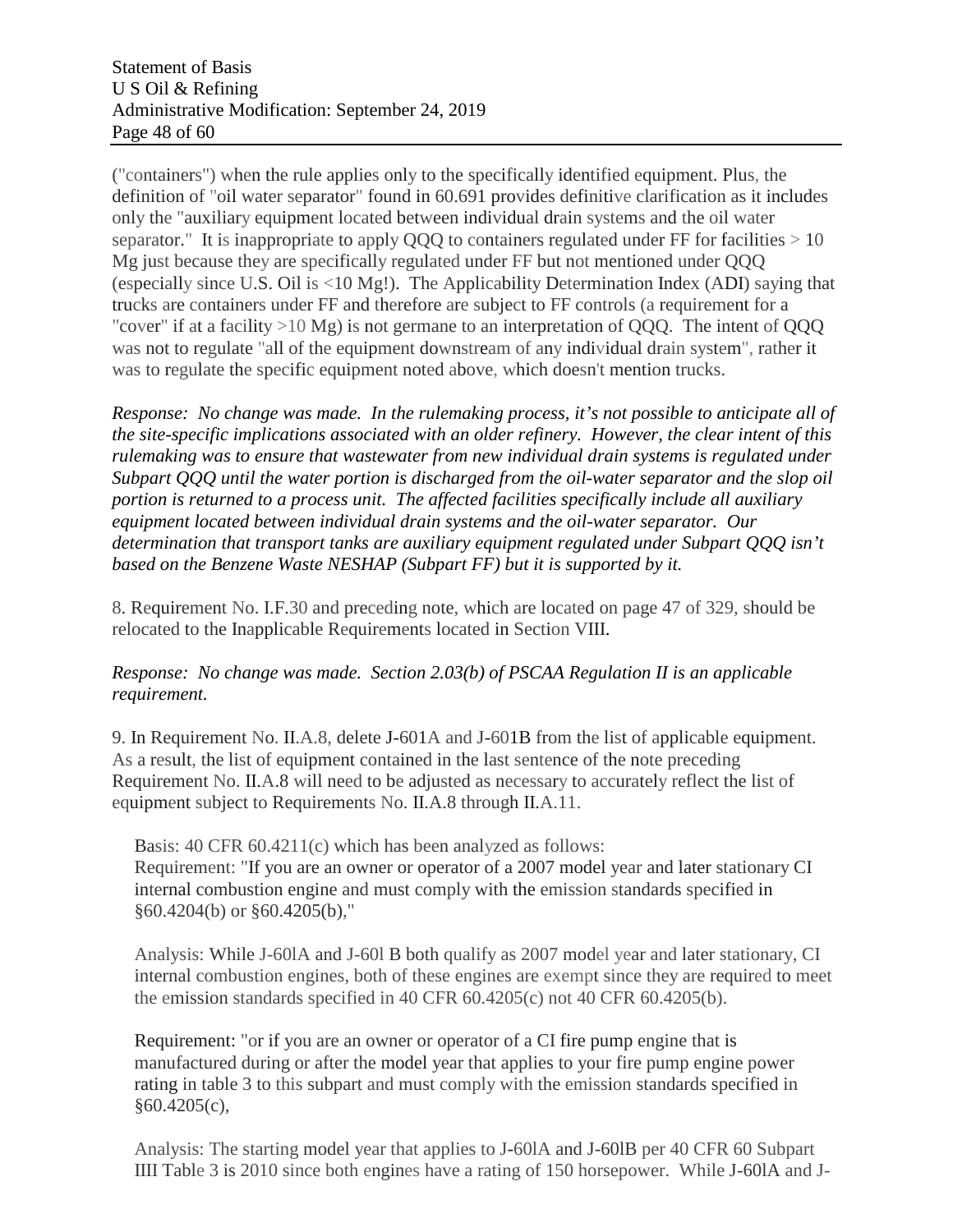("containers") when the rule applies only to the specifically identified equipment. Plus, the definition of "oil water separator" found in 60.691 provides definitive clarification as it includes only the "auxiliary equipment located between individual drain systems and the oil water separator." It is inappropriate to apply QQQ to containers regulated under FF for facilities > 10 Mg just because they are specifically regulated under FF but not mentioned under QQQ (especially since U.S. Oil is <10 Mg!). The Applicability Determination Index (ADI) saying that trucks are containers under FF and therefore are subject to FF controls (a requirement for a "cover" if at a facility >10 Mg) is not germane to an interpretation of QQQ. The intent of QQQ was not to regulate "all of the equipment downstream of any individual drain system", rather it was to regulate the specific equipment noted above, which doesn't mention trucks.

*Response: No change was made. In the rulemaking process, it's not possible to anticipate all of the site-specific implications associated with an older refinery. However, the clear intent of this rulemaking was to ensure that wastewater from new individual drain systems is regulated under Subpart QQQ until the water portion is discharged from the oil-water separator and the slop oil portion is returned to a process unit. The affected facilities specifically include all auxiliary equipment located between individual drain systems and the oil-water separator. Our determination that transport tanks are auxiliary equipment regulated under Subpart QQQ isn't based on the Benzene Waste NESHAP (Subpart FF) but it is supported by it.*

8. Requirement No. I.F.30 and preceding note, which are located on page 47 of 329, should be relocated to the Inapplicable Requirements located in Section VIII.

*Response: No change was made. Section 2.03(b) of PSCAA Regulation II is an applicable requirement.*

9. In Requirement No. II.A.8, delete J-601A and J-601B from the list of applicable equipment. As a result, the list of equipment contained in the last sentence of the note preceding Requirement No. II.A.8 will need to be adjusted as necessary to accurately reflect the list of equipment subject to Requirements No. II.A.8 through II.A.11.

Basis: 40 CFR 60.4211(c) which has been analyzed as follows:
Requirement: "If you are an owner or operator of a 2007 model year and later stationary CI internal combustion engine and must comply with the emission standards specified in §60.4204(b) or §60.4205(b),"

Analysis: While J-60lA and J-60l B both qualify as 2007 model year and later stationary, CI internal combustion engines, both of these engines are exempt since they are required to meet the emission standards specified in 40 CFR 60.4205(c) not 40 CFR 60.4205(b).

Requirement: "or if you are an owner or operator of a CI fire pump engine that is manufactured during or after the model year that applies to your fire pump engine power rating in table 3 to this subpart and must comply with the emission standards specified in §60.4205(c),

Analysis: The starting model year that applies to J-60lA and J-60lB per 40 CFR 60 Subpart IIII Table 3 is 2010 since both engines have a rating of 150 horsepower. While J-60lA and J-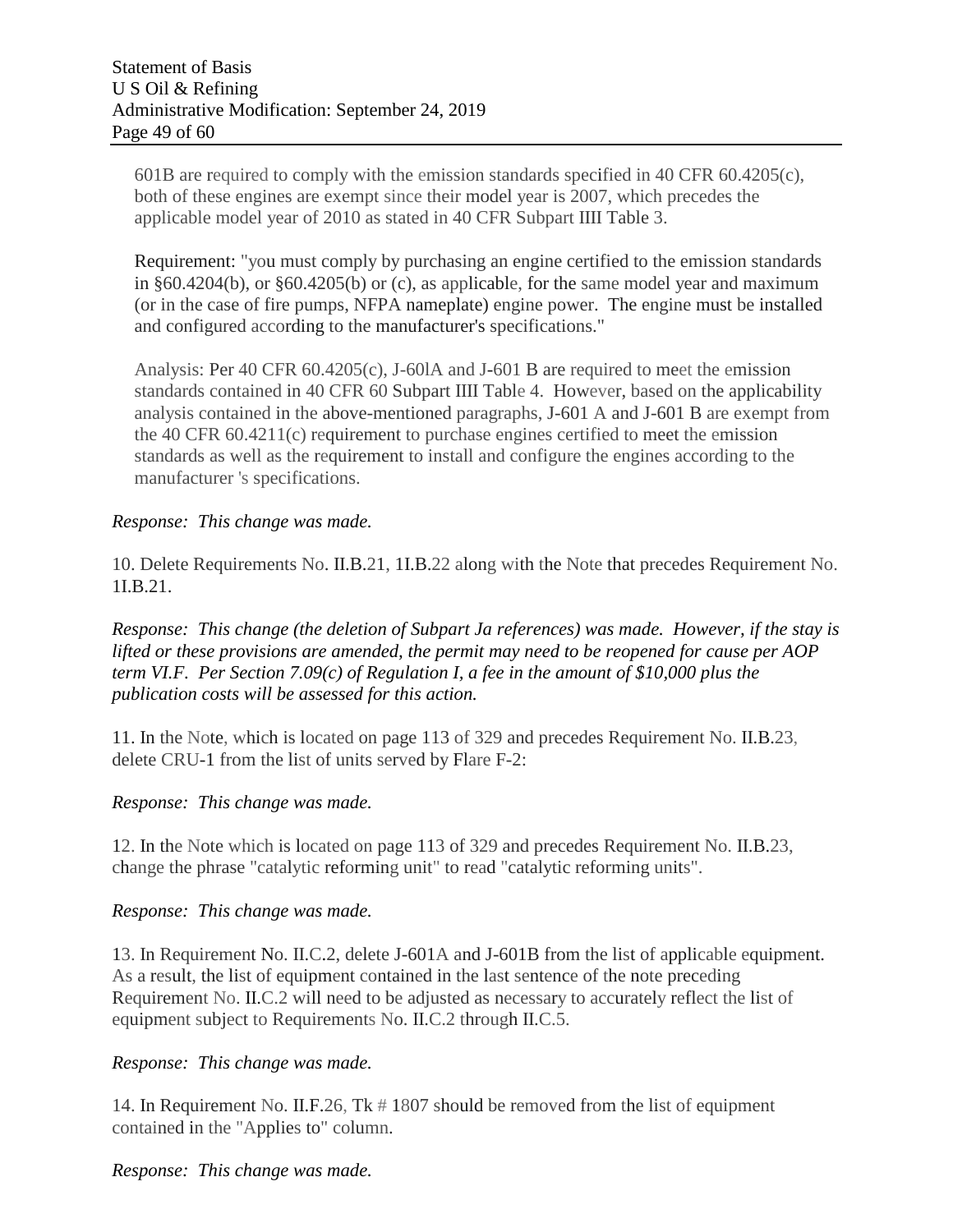601B are required to comply with the emission standards specified in 40 CFR 60.4205(c), both of these engines are exempt since their model year is 2007, which precedes the applicable model year of 2010 as stated in 40 CFR Subpart IIII Table 3.

Requirement: "you must comply by purchasing an engine certified to the emission standards in §60.4204(b), or §60.4205(b) or (c), as applicable, for the same model year and maximum (or in the case of fire pumps, NFPA nameplate) engine power. The engine must be installed and configured according to the manufacturer's specifications."

Analysis: Per 40 CFR 60.4205(c), J-60lA and J-601 B are required to meet the emission standards contained in 40 CFR 60 Subpart IIII Table 4. However, based on the applicability analysis contained in the above-mentioned paragraphs, J-601 A and J-601 B are exempt from the 40 CFR 60.4211(c) requirement to purchase engines certified to meet the emission standards as well as the requirement to install and configure the engines according to the manufacturer 's specifications.

*Response: This change was made.*

10. Delete Requirements No. II.B.21, 1I.B.22 along with the Note that precedes Requirement No. 1I.B.21.

*Response: This change (the deletion of Subpart Ja references) was made. However, if the stay is lifted or these provisions are amended, the permit may need to be reopened for cause per AOP term VI.F. Per Section 7.09(c) of Regulation I, a fee in the amount of $10,000 plus the publication costs will be assessed for this action.*

11. In the Note, which is located on page 113 of 329 and precedes Requirement No. II.B.23, delete CRU-1 from the list of units served by Flare F-2:

*Response: This change was made.*

12. In the Note which is located on page 113 of 329 and precedes Requirement No. II.B.23, change the phrase "catalytic reforming unit" to read "catalytic reforming units".

*Response: This change was made.*

13. In Requirement No. II.C.2, delete J-601A and J-601B from the list of applicable equipment. As a result, the list of equipment contained in the last sentence of the note preceding Requirement No. II.C.2 will need to be adjusted as necessary to accurately reflect the list of equipment subject to Requirements No. II.C.2 through II.C.5.

*Response: This change was made.*

14. In Requirement No. II.F.26, Tk # 1807 should be removed from the list of equipment contained in the "Applies to" column.

*Response: This change was made.*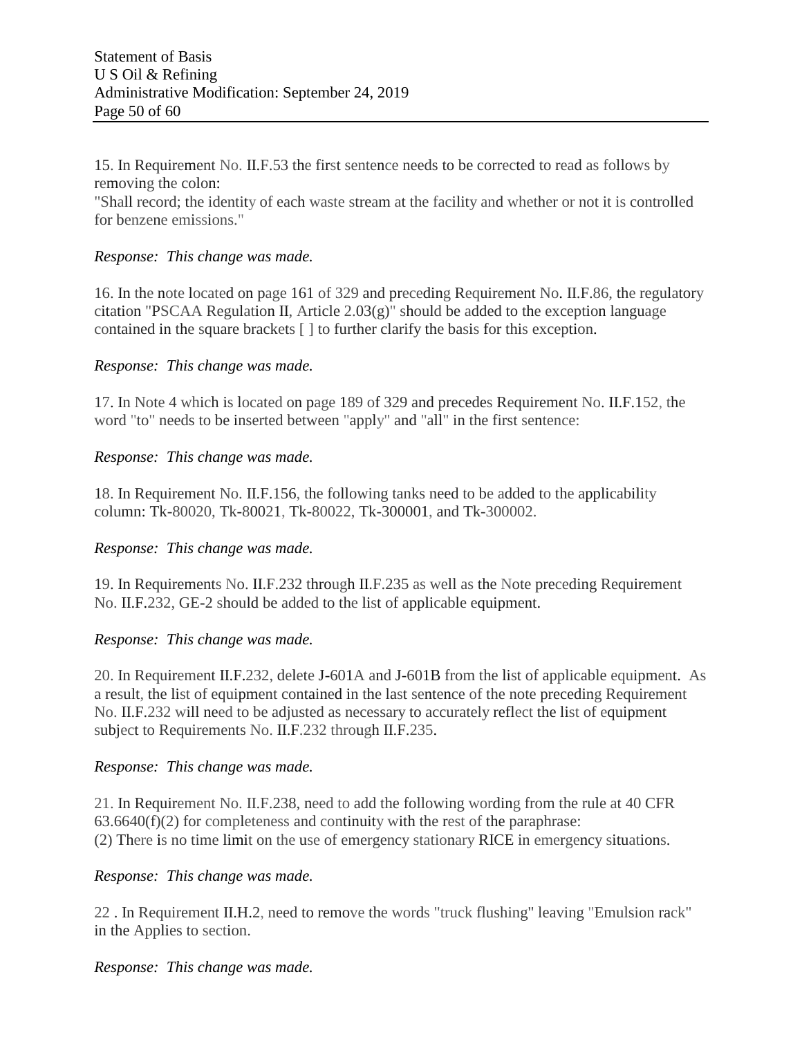15. In Requirement No. II.F.53 the first sentence needs to be corrected to read as follows by removing the colon:
"Shall record; the identity of each waste stream at the facility and whether or not it is controlled for benzene emissions."

*Response: This change was made.*

16. In the note located on page 161 of 329 and preceding Requirement No. II.F.86, the regulatory citation "PSCAA Regulation II, Article 2.03(g)" should be added to the exception language contained in the square brackets [ ] to further clarify the basis for this exception.

*Response: This change was made.*

17. In Note 4 which is located on page 189 of 329 and precedes Requirement No. II.F.152, the word "to" needs to be inserted between "apply" and "all" in the first sentence:

*Response: This change was made.*

18. In Requirement No. II.F.156, the following tanks need to be added to the applicability column: Tk-80020, Tk-80021, Tk-80022, Tk-300001, and Tk-300002.

*Response: This change was made.*

19. In Requirements No. II.F.232 through II.F.235 as well as the Note preceding Requirement No. II.F.232, GE-2 should be added to the list of applicable equipment.

*Response: This change was made.*

20. In Requirement II.F.232, delete J-601A and J-601B from the list of applicable equipment. As a result, the list of equipment contained in the last sentence of the note preceding Requirement No. II.F.232 will need to be adjusted as necessary to accurately reflect the list of equipment subject to Requirements No. II.F.232 through II.F.235.

*Response: This change was made.*

21. In Requirement No. II.F.238, need to add the following wording from the rule at 40 CFR 63.6640(f)(2) for completeness and continuity with the rest of the paraphrase:
(2) There is no time limit on the use of emergency stationary RICE in emergency situations.

*Response: This change was made.*

22 . In Requirement II.H.2, need to remove the words "truck flushing" leaving "Emulsion rack" in the Applies to section.

*Response: This change was made.*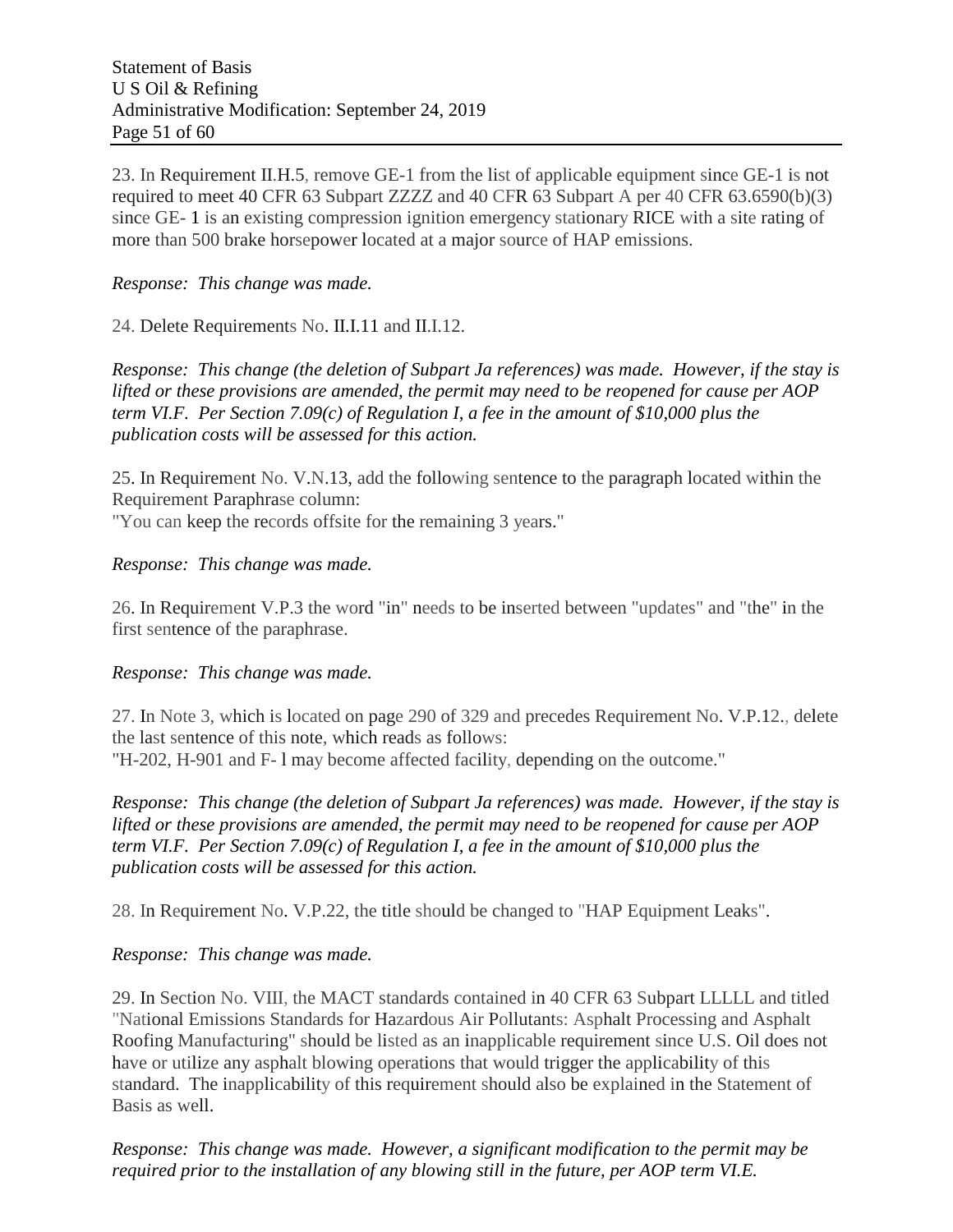23. In Requirement II.H.5, remove GE-1 from the list of applicable equipment since GE-1 is not required to meet 40 CFR 63 Subpart ZZZZ and 40 CFR 63 Subpart A per 40 CFR 63.6590(b)(3) since GE- 1 is an existing compression ignition emergency stationary RICE with a site rating of more than 500 brake horsepower located at a major source of HAP emissions.

*Response: This change was made.*

24. Delete Requirements No. II.I.11 and II.I.12.

*Response: This change (the deletion of Subpart Ja references) was made. However, if the stay is lifted or these provisions are amended, the permit may need to be reopened for cause per AOP term VI.F. Per Section 7.09(c) of Regulation I, a fee in the amount of $10,000 plus the publication costs will be assessed for this action.*

25. In Requirement No. V.N.13, add the following sentence to the paragraph located within the Requirement Paraphrase column:
"You can keep the records offsite for the remaining 3 years."

*Response: This change was made.*

26. In Requirement V.P.3 the word "in" needs to be inserted between "updates" and "the" in the first sentence of the paraphrase.

*Response: This change was made.*

27. In Note 3, which is located on page 290 of 329 and precedes Requirement No. V.P.12., delete the last sentence of this note, which reads as follows:
"H-202, H-901 and F- l may become affected facility, depending on the outcome."

*Response: This change (the deletion of Subpart Ja references) was made. However, if the stay is lifted or these provisions are amended, the permit may need to be reopened for cause per AOP term VI.F. Per Section 7.09(c) of Regulation I, a fee in the amount of $10,000 plus the publication costs will be assessed for this action.*

28. In Requirement No. V.P.22, the title should be changed to "HAP Equipment Leaks".

*Response: This change was made.*

29. In Section No. VIII, the MACT standards contained in 40 CFR 63 Subpart LLLLL and titled "National Emissions Standards for Hazardous Air Pollutants: Asphalt Processing and Asphalt Roofing Manufacturing" should be listed as an inapplicable requirement since U.S. Oil does not have or utilize any asphalt blowing operations that would trigger the applicability of this standard. The inapplicability of this requirement should also be explained in the Statement of Basis as well.

*Response: This change was made. However, a significant modification to the permit may be required prior to the installation of any blowing still in the future, per AOP term VI.E.*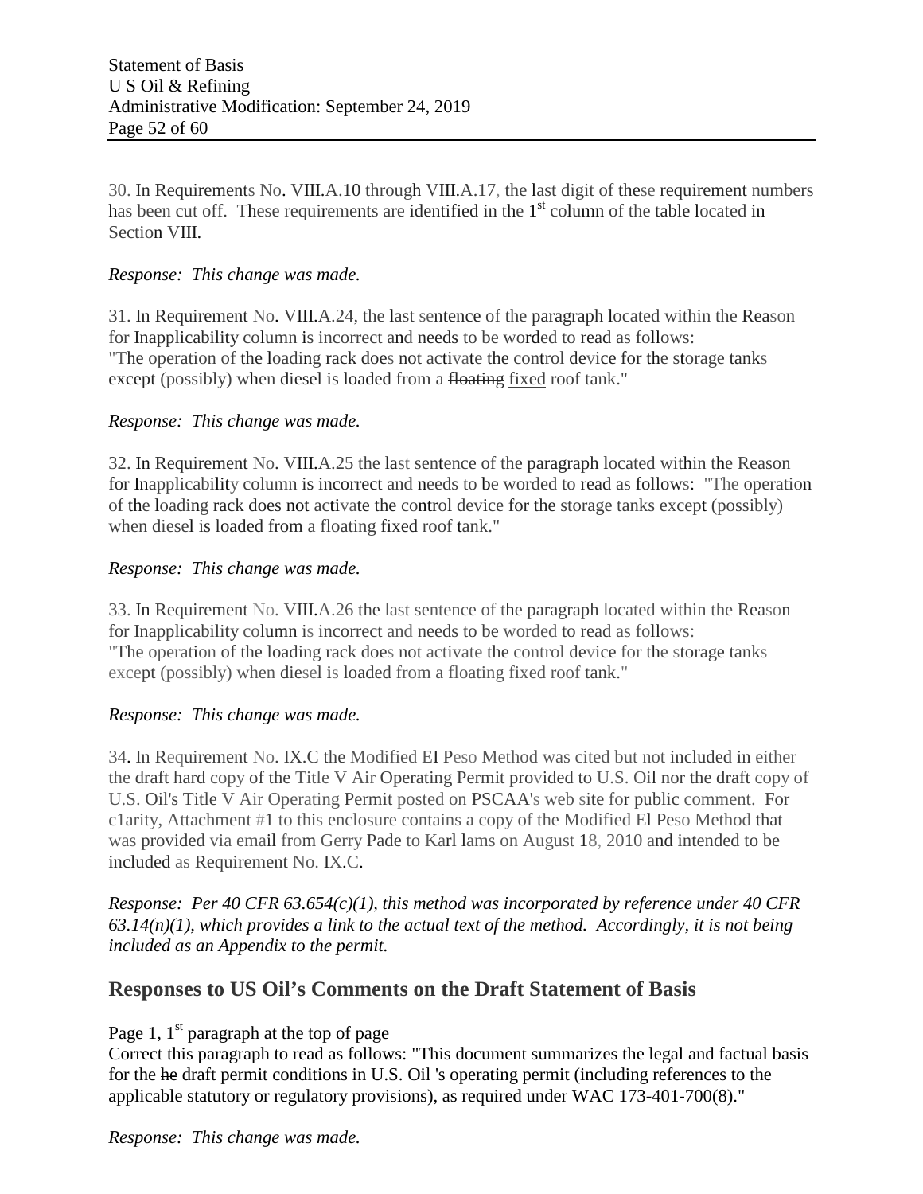30. In Requirements No. VIII.A.10 through VIII.A.17, the last digit of these requirement numbers has been cut off. These requirements are identified in the 1st column of the table located in Section VIII.

*Response: This change was made.*

31. In Requirement No. VIII.A.24, the last sentence of the paragraph located within the Reason for Inapplicability column is incorrect and needs to be worded to read as follows:
"The operation of the loading rack does not activate the control device for the storage tanks except (possibly) when diesel is loaded from a ~~floating~~ <u>fixed</u> roof tank."

*Response: This change was made.*

32. In Requirement No. VIII.A.25 the last sentence of the paragraph located within the Reason for Inapplicability column is incorrect and needs to be worded to read as follows: "The operation of the loading rack does not activate the control device for the storage tanks except (possibly) when diesel is loaded from a floating fixed roof tank."

*Response: This change was made.*

33. In Requirement No. VIII.A.26 the last sentence of the paragraph located within the Reason for Inapplicability column is incorrect and needs to be worded to read as follows:
"The operation of the loading rack does not activate the control device for the storage tanks except (possibly) when diesel is loaded from a floating fixed roof tank."

*Response: This change was made.*

34. In Requirement No. IX.C the Modified EI Peso Method was cited but not included in either the draft hard copy of the Title V Air Operating Permit provided to U.S. Oil nor the draft copy of U.S. Oil's Title V Air Operating Permit posted on PSCAA's web site for public comment. For c1arity, Attachment #1 to this enclosure contains a copy of the Modified El Peso Method that was provided via email from Gerry Pade to Karl lams on August 18, 2010 and intended to be included as Requirement No. IX.C.

*Response: Per 40 CFR 63.654(c)(1), this method was incorporated by reference under 40 CFR 63.14(n)(1), which provides a link to the actual text of the method. Accordingly, it is not being included as an Appendix to the permit.*

## Responses to US Oil's Comments on the Draft Statement of Basis

Page 1, 1st paragraph at the top of page
Correct this paragraph to read as follows: "This document summarizes the legal and factual basis for <u>the</u> ~~he~~ draft permit conditions in U.S. Oil 's operating permit (including references to the applicable statutory or regulatory provisions), as required under WAC 173-401-700(8)."

*Response: This change was made.*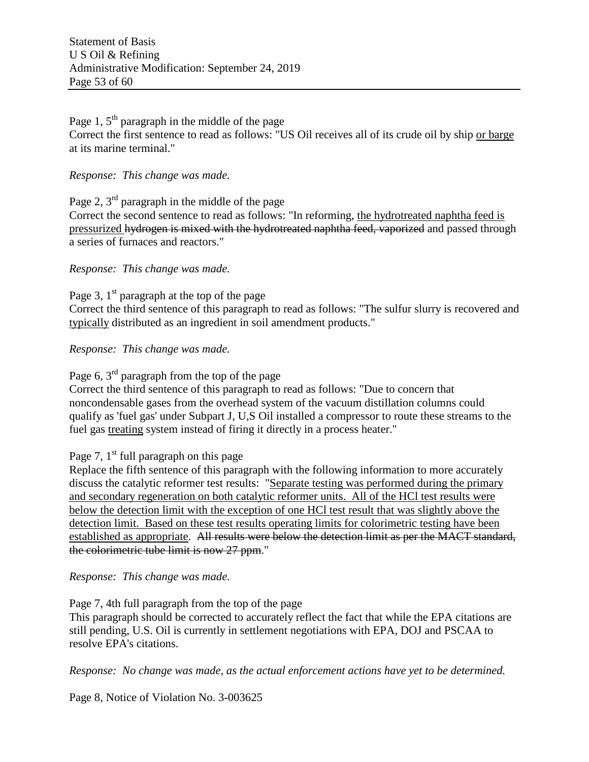Page 1, 5th paragraph in the middle of the page
Correct the first sentence to read as follows: "US Oil receives all of its crude oil by ship <u>or barge</u> at its marine terminal."

*Response: This change was made.*

Page 2, 3rd paragraph in the middle of the page
Correct the second sentence to read as follows: "In reforming, <u>the hydrotreated naphtha feed is pressurized</u> ~~hydrogen is mixed with the hydrotreated naphtha feed, vaporized~~ and passed through a series of furnaces and reactors."

*Response: This change was made.*

Page 3, 1st paragraph at the top of the page
Correct the third sentence of this paragraph to read as follows: "The sulfur slurry is recovered and <u>typically</u> distributed as an ingredient in soil amendment products."

*Response: This change was made.*

Page 6, 3rd paragraph from the top of the page
Correct the third sentence of this paragraph to read as follows: "Due to concern that noncondensable gases from the overhead system of the vacuum distillation columns could qualify as 'fuel gas' under Subpart J, U,S Oil installed a compressor to route these streams to the fuel gas <u>treating</u> system instead of firing it directly in a process heater."

Page 7, 1st full paragraph on this page
Replace the fifth sentence of this paragraph with the following information to more accurately discuss the catalytic reformer test results: "<u>Separate testing was performed during the primary and secondary regeneration on both catalytic reformer units. All of the HCl test results were below the detection limit with the exception of one HCl test result that was slightly above the detection limit. Based on these test results operating limits for colorimetric testing have been established as appropriate</u>. ~~All results were below the detection limit as per the MACT standard, the colorimetric tube limit is now 27 ppm.~~"

*Response: This change was made.*

Page 7, 4th full paragraph from the top of the page
This paragraph should be corrected to accurately reflect the fact that while the EPA citations are still pending, U.S. Oil is currently in settlement negotiations with EPA, DOJ and PSCAA to resolve EPA's citations.

*Response: No change was made, as the actual enforcement actions have yet to be determined.*

Page 8, Notice of Violation No. 3-003625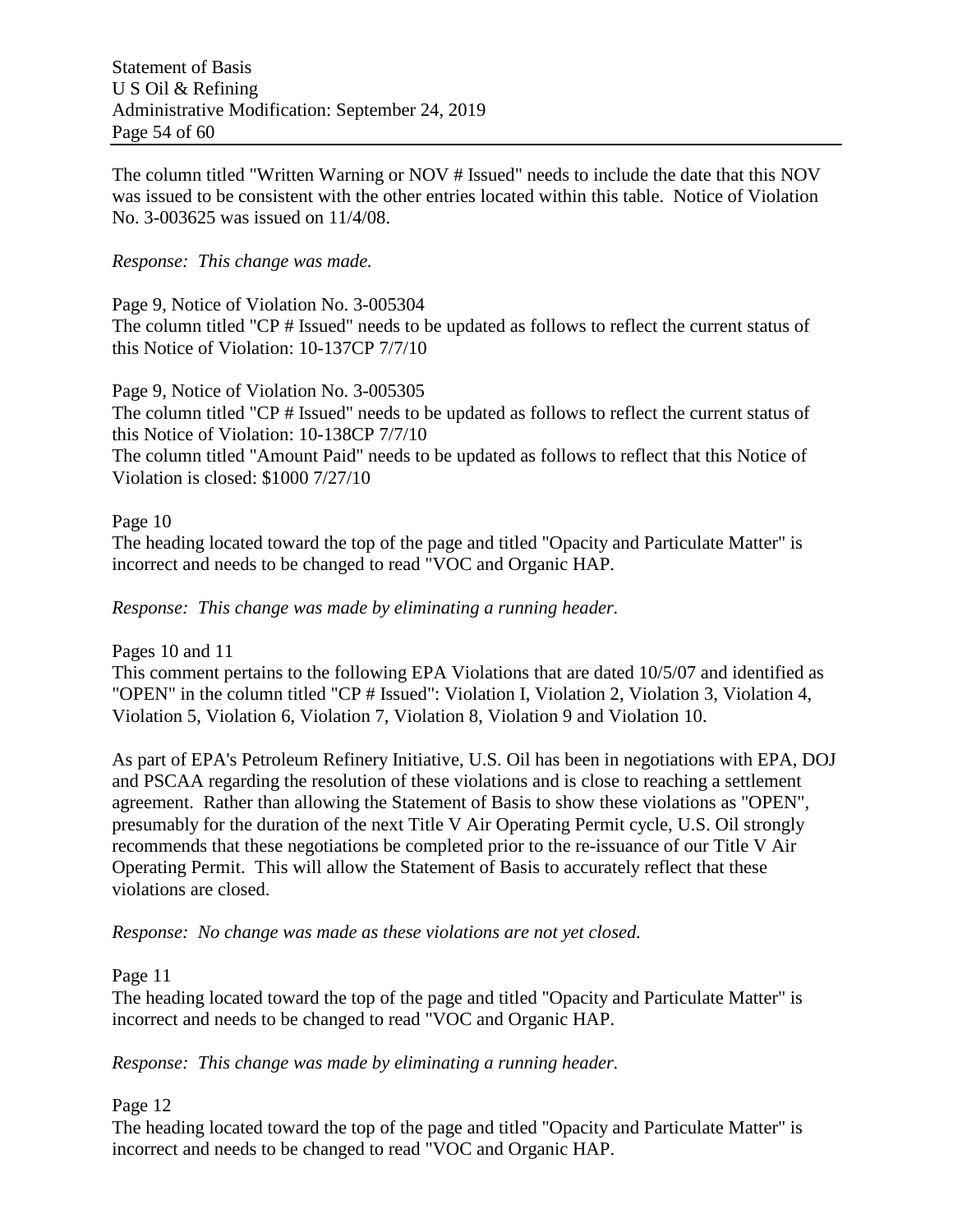The column titled "Written Warning or NOV # Issued" needs to include the date that this NOV was issued to be consistent with the other entries located within this table. Notice of Violation No. 3-003625 was issued on 11/4/08.

*Response: This change was made.*

Page 9, Notice of Violation No. 3-005304
The column titled "CP # Issued" needs to be updated as follows to reflect the current status of this Notice of Violation: 10-137CP 7/7/10

Page 9, Notice of Violation No. 3-005305
The column titled "CP # Issued" needs to be updated as follows to reflect the current status of this Notice of Violation: 10-138CP 7/7/10
The column titled "Amount Paid" needs to be updated as follows to reflect that this Notice of Violation is closed: $1000 7/27/10

Page 10
The heading located toward the top of the page and titled "Opacity and Particulate Matter" is incorrect and needs to be changed to read "VOC and Organic HAP.

*Response: This change was made by eliminating a running header.*

Pages 10 and 11
This comment pertains to the following EPA Violations that are dated 10/5/07 and identified as "OPEN" in the column titled "CP # Issued": Violation I, Violation 2, Violation 3, Violation 4, Violation 5, Violation 6, Violation 7, Violation 8, Violation 9 and Violation 10.

As part of EPA's Petroleum Refinery Initiative, U.S. Oil has been in negotiations with EPA, DOJ and PSCAA regarding the resolution of these violations and is close to reaching a settlement agreement. Rather than allowing the Statement of Basis to show these violations as "OPEN", presumably for the duration of the next Title V Air Operating Permit cycle, U.S. Oil strongly recommends that these negotiations be completed prior to the re-issuance of our Title V Air Operating Permit. This will allow the Statement of Basis to accurately reflect that these violations are closed.

*Response: No change was made as these violations are not yet closed.*

Page 11
The heading located toward the top of the page and titled "Opacity and Particulate Matter" is incorrect and needs to be changed to read "VOC and Organic HAP.

*Response: This change was made by eliminating a running header.*

Page 12
The heading located toward the top of the page and titled "Opacity and Particulate Matter" is incorrect and needs to be changed to read "VOC and Organic HAP.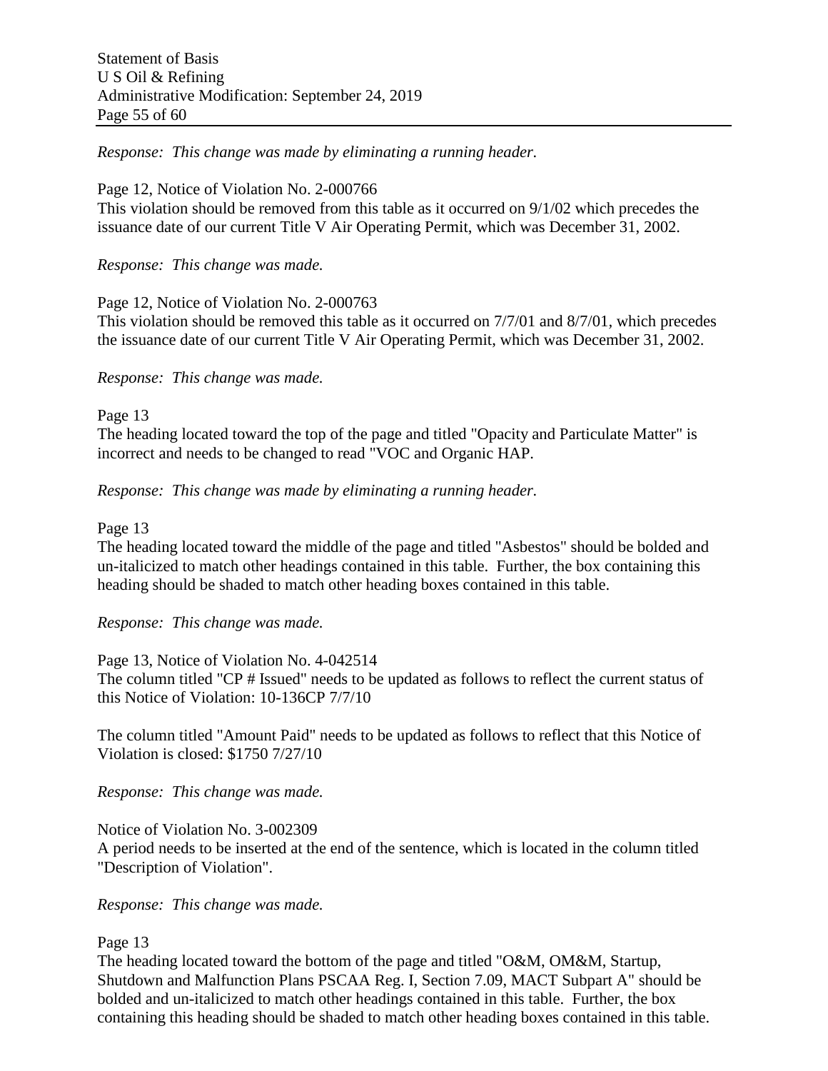*Response: This change was made by eliminating a running header.*

Page 12, Notice of Violation No. 2-000766
This violation should be removed from this table as it occurred on 9/1/02 which precedes the issuance date of our current Title V Air Operating Permit, which was December 31, 2002.

*Response: This change was made.*

Page 12, Notice of Violation No. 2-000763
This violation should be removed this table as it occurred on 7/7/01 and 8/7/01, which precedes the issuance date of our current Title V Air Operating Permit, which was December 31, 2002.

*Response: This change was made.*

Page 13
The heading located toward the top of the page and titled "Opacity and Particulate Matter" is incorrect and needs to be changed to read "VOC and Organic HAP.

*Response: This change was made by eliminating a running header.*

Page 13
The heading located toward the middle of the page and titled "Asbestos" should be bolded and un-italicized to match other headings contained in this table. Further, the box containing this heading should be shaded to match other heading boxes contained in this table.

*Response: This change was made.*

Page 13, Notice of Violation No. 4-042514
The column titled "CP # Issued" needs to be updated as follows to reflect the current status of this Notice of Violation: 10-136CP 7/7/10

The column titled "Amount Paid" needs to be updated as follows to reflect that this Notice of Violation is closed: $1750 7/27/10

*Response: This change was made.*

Notice of Violation No. 3-002309
A period needs to be inserted at the end of the sentence, which is located in the column titled "Description of Violation".

*Response: This change was made.*

Page 13
The heading located toward the bottom of the page and titled "O&M, OM&M, Startup, Shutdown and Malfunction Plans PSCAA Reg. I, Section 7.09, MACT Subpart A" should be bolded and un-italicized to match other headings contained in this table. Further, the box containing this heading should be shaded to match other heading boxes contained in this table.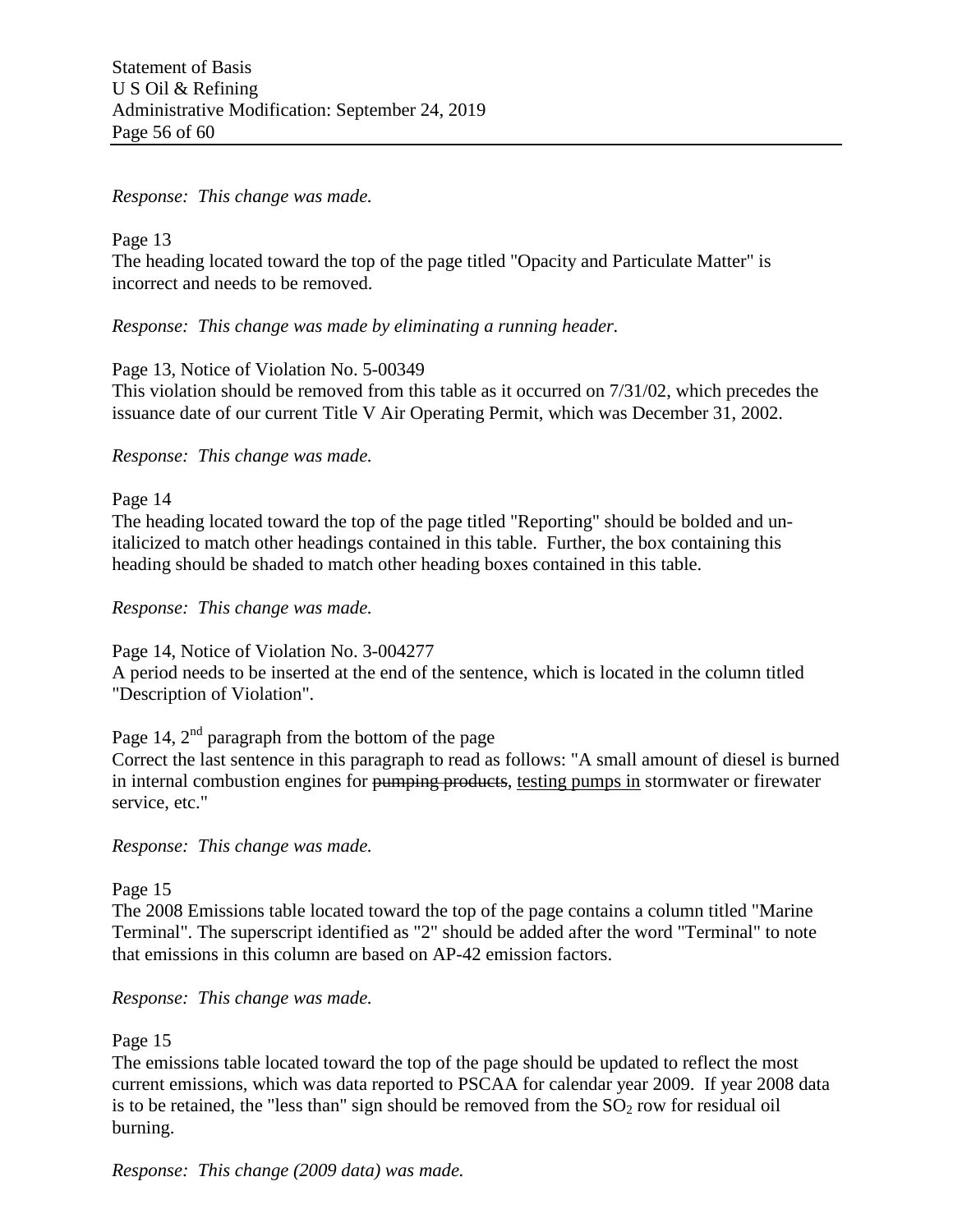*Response: This change was made.*

Page 13
The heading located toward the top of the page titled "Opacity and Particulate Matter" is incorrect and needs to be removed.

*Response: This change was made by eliminating a running header.*

Page 13, Notice of Violation No. 5-00349
This violation should be removed from this table as it occurred on 7/31/02, which precedes the issuance date of our current Title V Air Operating Permit, which was December 31, 2002.

*Response: This change was made.*

Page 14
The heading located toward the top of the page titled "Reporting" should be bolded and un-italicized to match other headings contained in this table. Further, the box containing this heading should be shaded to match other heading boxes contained in this table.

*Response: This change was made.*

Page 14, Notice of Violation No. 3-004277
A period needs to be inserted at the end of the sentence, which is located in the column titled "Description of Violation".

Page 14, 2nd paragraph from the bottom of the page
Correct the last sentence in this paragraph to read as follows: "A small amount of diesel is burned in internal combustion engines for ~~pumping products~~, <u>testing pumps in</u> stormwater or firewater service, etc."

*Response: This change was made.*

Page 15
The 2008 Emissions table located toward the top of the page contains a column titled "Marine Terminal". The superscript identified as "2" should be added after the word "Terminal" to note that emissions in this column are based on AP-42 emission factors.

*Response: This change was made.*

Page 15
The emissions table located toward the top of the page should be updated to reflect the most current emissions, which was data reported to PSCAA for calendar year 2009. If year 2008 data is to be retained, the "less than" sign should be removed from the $SO_2$ row for residual oil burning.

*Response: This change (2009 data) was made.*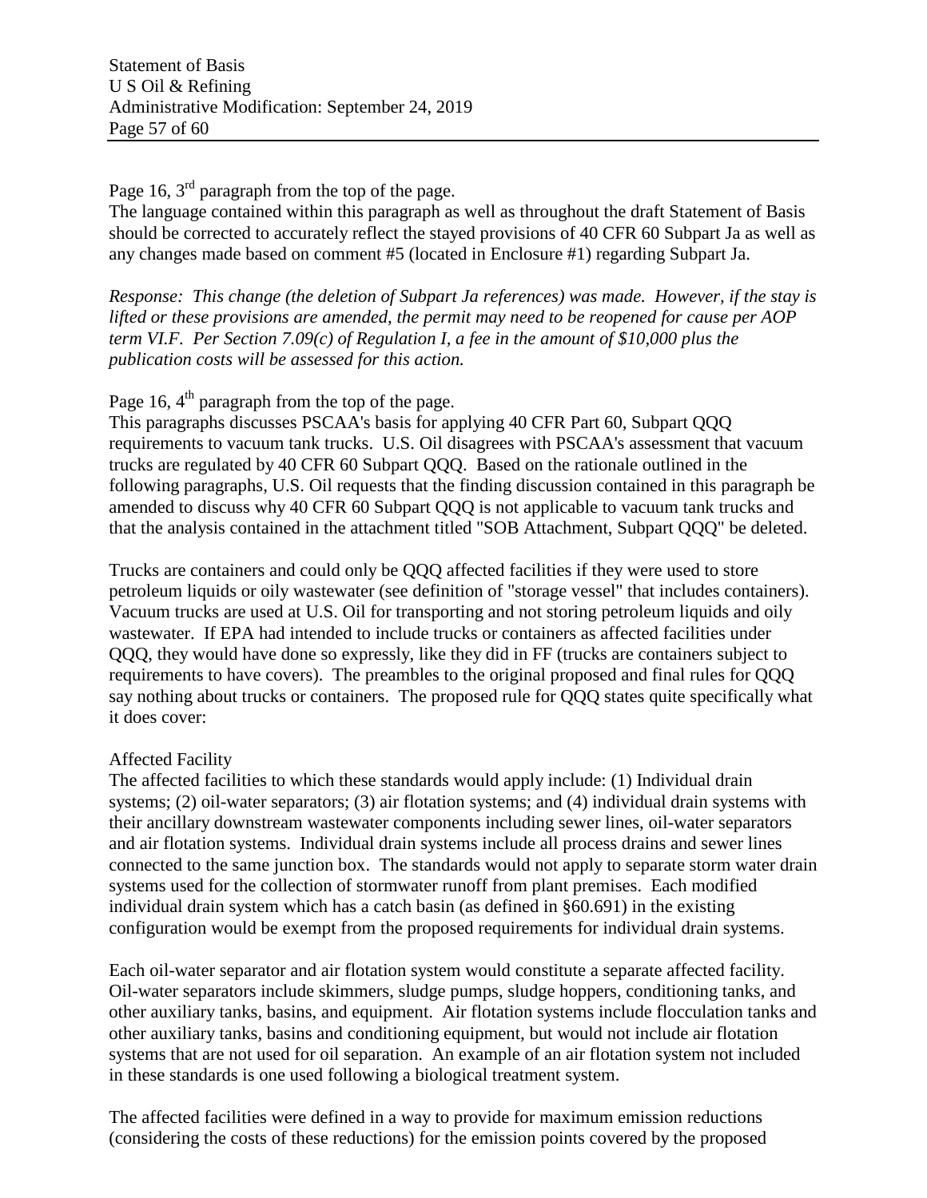Page 16, 3rd paragraph from the top of the page.
The language contained within this paragraph as well as throughout the draft Statement of Basis should be corrected to accurately reflect the stayed provisions of 40 CFR 60 Subpart Ja as well as any changes made based on comment #5 (located in Enclosure #1) regarding Subpart Ja.

*Response: This change (the deletion of Subpart Ja references) was made. However, if the stay is lifted or these provisions are amended, the permit may need to be reopened for cause per AOP term VI.F. Per Section 7.09(c) of Regulation I, a fee in the amount of $10,000 plus the publication costs will be assessed for this action.*

Page 16, 4th paragraph from the top of the page.
This paragraphs discusses PSCAA's basis for applying 40 CFR Part 60, Subpart QQQ requirements to vacuum tank trucks. U.S. Oil disagrees with PSCAA's assessment that vacuum trucks are regulated by 40 CFR 60 Subpart QQQ. Based on the rationale outlined in the following paragraphs, U.S. Oil requests that the finding discussion contained in this paragraph be amended to discuss why 40 CFR 60 Subpart QQQ is not applicable to vacuum tank trucks and that the analysis contained in the attachment titled "SOB Attachment, Subpart QQQ" be deleted.

Trucks are containers and could only be QQQ affected facilities if they were used to store petroleum liquids or oily wastewater (see definition of "storage vessel" that includes containers). Vacuum trucks are used at U.S. Oil for transporting and not storing petroleum liquids and oily wastewater. If EPA had intended to include trucks or containers as affected facilities under QQQ, they would have done so expressly, like they did in FF (trucks are containers subject to requirements to have covers). The preambles to the original proposed and final rules for QQQ say nothing about trucks or containers. The proposed rule for QQQ states quite specifically what it does cover:

Affected Facility
The affected facilities to which these standards would apply include: (1) Individual drain systems; (2) oil-water separators; (3) air flotation systems; and (4) individual drain systems with their ancillary downstream wastewater components including sewer lines, oil-water separators and air flotation systems. Individual drain systems include all process drains and sewer lines connected to the same junction box. The standards would not apply to separate storm water drain systems used for the collection of stormwater runoff from plant premises. Each modified individual drain system which has a catch basin (as defined in §60.691) in the existing configuration would be exempt from the proposed requirements for individual drain systems.

Each oil-water separator and air flotation system would constitute a separate affected facility. Oil-water separators include skimmers, sludge pumps, sludge hoppers, conditioning tanks, and other auxiliary tanks, basins, and equipment. Air flotation systems include flocculation tanks and other auxiliary tanks, basins and conditioning equipment, but would not include air flotation systems that are not used for oil separation. An example of an air flotation system not included in these standards is one used following a biological treatment system.

The affected facilities were defined in a way to provide for maximum emission reductions (considering the costs of these reductions) for the emission points covered by the proposed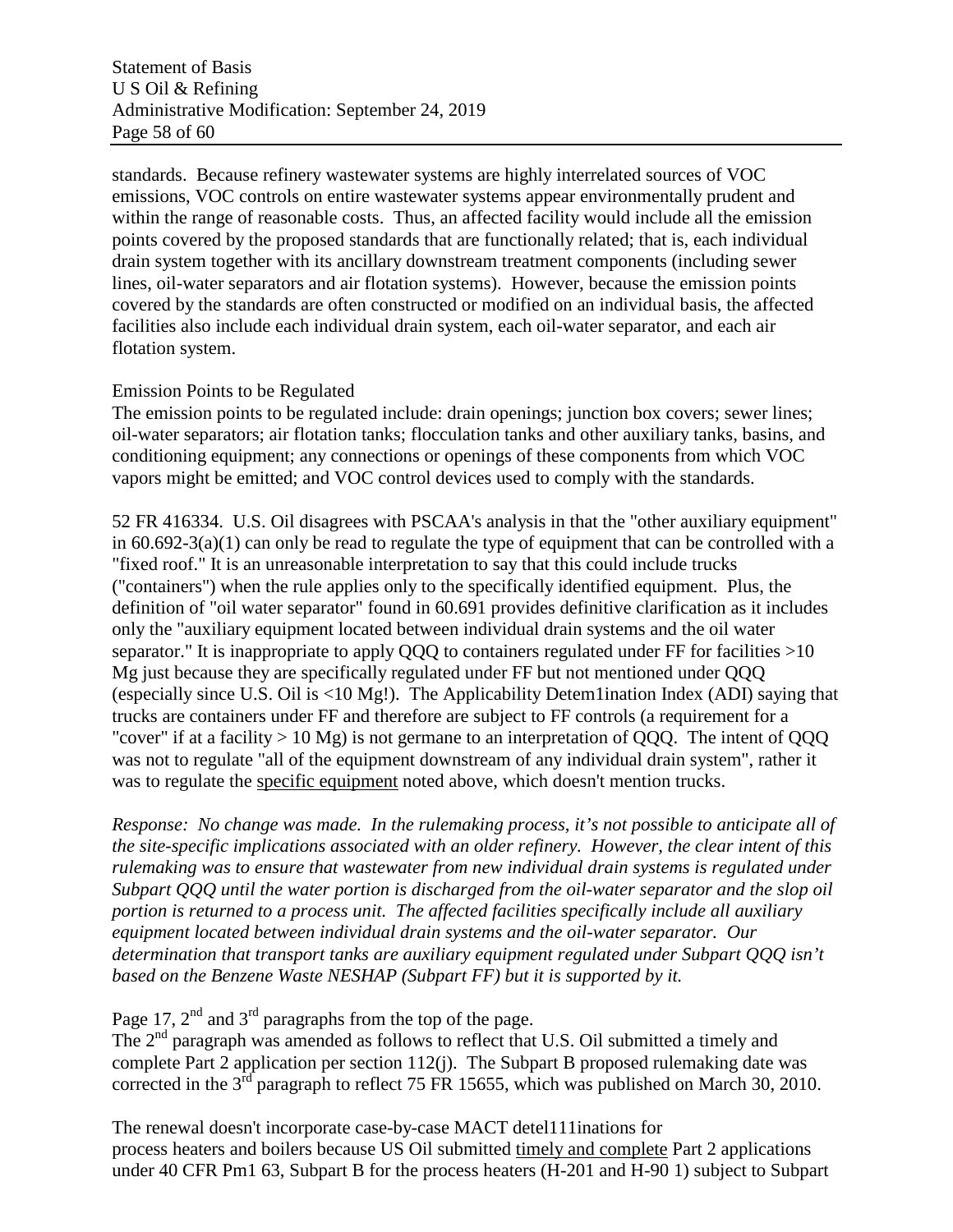standards. Because refinery wastewater systems are highly interrelated sources of VOC emissions, VOC controls on entire wastewater systems appear environmentally prudent and within the range of reasonable costs. Thus, an affected facility would include all the emission points covered by the proposed standards that are functionally related; that is, each individual drain system together with its ancillary downstream treatment components (including sewer lines, oil-water separators and air flotation systems). However, because the emission points covered by the standards are often constructed or modified on an individual basis, the affected facilities also include each individual drain system, each oil-water separator, and each air flotation system.

Emission Points to be Regulated
The emission points to be regulated include: drain openings; junction box covers; sewer lines; oil-water separators; air flotation tanks; flocculation tanks and other auxiliary tanks, basins, and conditioning equipment; any connections or openings of these components from which VOC vapors might be emitted; and VOC control devices used to comply with the standards.

52 FR 416334. U.S. Oil disagrees with PSCAA's analysis in that the "other auxiliary equipment" in 60.692-3(a)(1) can only be read to regulate the type of equipment that can be controlled with a "fixed roof." It is an unreasonable interpretation to say that this could include trucks ("containers") when the rule applies only to the specifically identified equipment. Plus, the definition of "oil water separator" found in 60.691 provides definitive clarification as it includes only the "auxiliary equipment located between individual drain systems and the oil water separator." It is inappropriate to apply QQQ to containers regulated under FF for facilities >10 Mg just because they are specifically regulated under FF but not mentioned under QQQ (especially since U.S. Oil is <10 Mg!). The Applicability Detem1ination Index (ADI) saying that trucks are containers under FF and therefore are subject to FF controls (a requirement for a "cover" if at a facility > 10 Mg) is not germane to an interpretation of QQQ. The intent of QQQ was not to regulate "all of the equipment downstream of any individual drain system", rather it was to regulate the <u>specific equipment</u> noted above, which doesn't mention trucks.

*Response: No change was made. In the rulemaking process, it's not possible to anticipate all of the site-specific implications associated with an older refinery. However, the clear intent of this rulemaking was to ensure that wastewater from new individual drain systems is regulated under Subpart QQQ until the water portion is discharged from the oil-water separator and the slop oil portion is returned to a process unit. The affected facilities specifically include all auxiliary equipment located between individual drain systems and the oil-water separator. Our determination that transport tanks are auxiliary equipment regulated under Subpart QQQ isn't based on the Benzene Waste NESHAP (Subpart FF) but it is supported by it.*

Page 17, 2nd and 3rd paragraphs from the top of the page.
The 2nd paragraph was amended as follows to reflect that U.S. Oil submitted a timely and complete Part 2 application per section 112(j). The Subpart B proposed rulemaking date was corrected in the 3rd paragraph to reflect 75 FR 15655, which was published on March 30, 2010.

The renewal doesn't incorporate case-by-case MACT detel111inations for process heaters and boilers because US Oil submitted <u>timely and complete</u> Part 2 applications under 40 CFR Pm1 63, Subpart B for the process heaters (H-201 and H-90 1) subject to Subpart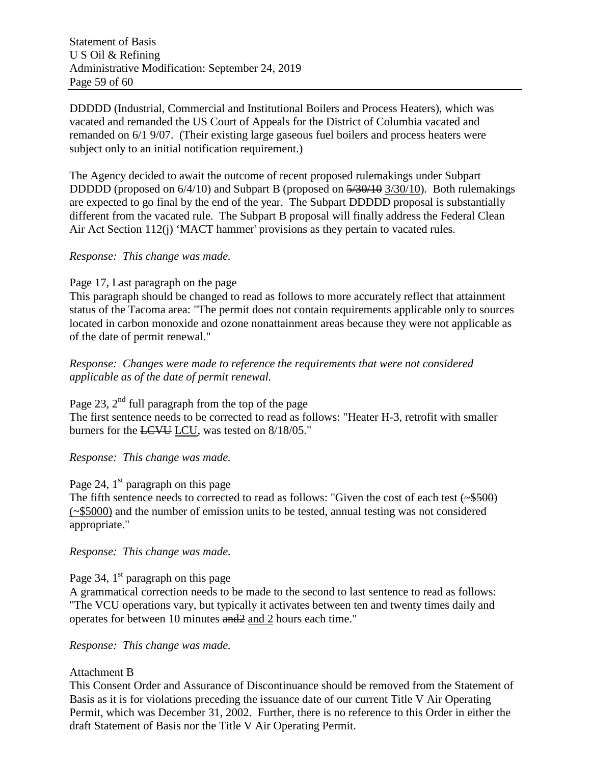DDDDD (Industrial, Commercial and Institutional Boilers and Process Heaters), which was vacated and remanded the US Court of Appeals for the District of Columbia vacated and remanded on 6/1 9/07. (Their existing large gaseous fuel boilers and process heaters were subject only to an initial notification requirement.)

The Agency decided to await the outcome of recent proposed rulemakings under Subpart DDDDD (proposed on 6/4/10) and Subpart B (proposed on ~~5/30/10~~ 3/30/10). Both rulemakings are expected to go final by the end of the year. The Subpart DDDDD proposal is substantially different from the vacated rule. The Subpart B proposal will finally address the Federal Clean Air Act Section 112(j) 'MACT hammer' provisions as they pertain to vacated rules.

*Response: This change was made.*

Page 17, Last paragraph on the page
This paragraph should be changed to read as follows to more accurately reflect that attainment status of the Tacoma area: "The permit does not contain requirements applicable only to sources located in carbon monoxide and ozone nonattainment areas because they were not applicable as of the date of permit renewal."

*Response: Changes were made to reference the requirements that were not considered applicable as of the date of permit renewal.*

Page 23, 2nd full paragraph from the top of the page
The first sentence needs to be corrected to read as follows: "Heater H-3, retrofit with smaller burners for the ~~LCVU~~ LCU, was tested on 8/18/05."

*Response: This change was made.*

Page 24, 1st paragraph on this page
The fifth sentence needs to corrected to read as follows: "Given the cost of each test ~~(~$500)~~ (~$5000) and the number of emission units to be tested, annual testing was not considered appropriate."

*Response: This change was made.*

Page 34, 1st paragraph on this page
A grammatical correction needs to be made to the second to last sentence to read as follows: "The VCU operations vary, but typically it activates between ten and twenty times daily and operates for between 10 minutes ~~and2~~ and 2 hours each time."

*Response: This change was made.*

Attachment B
This Consent Order and Assurance of Discontinuance should be removed from the Statement of Basis as it is for violations preceding the issuance date of our current Title V Air Operating Permit, which was December 31, 2002. Further, there is no reference to this Order in either the draft Statement of Basis nor the Title V Air Operating Permit.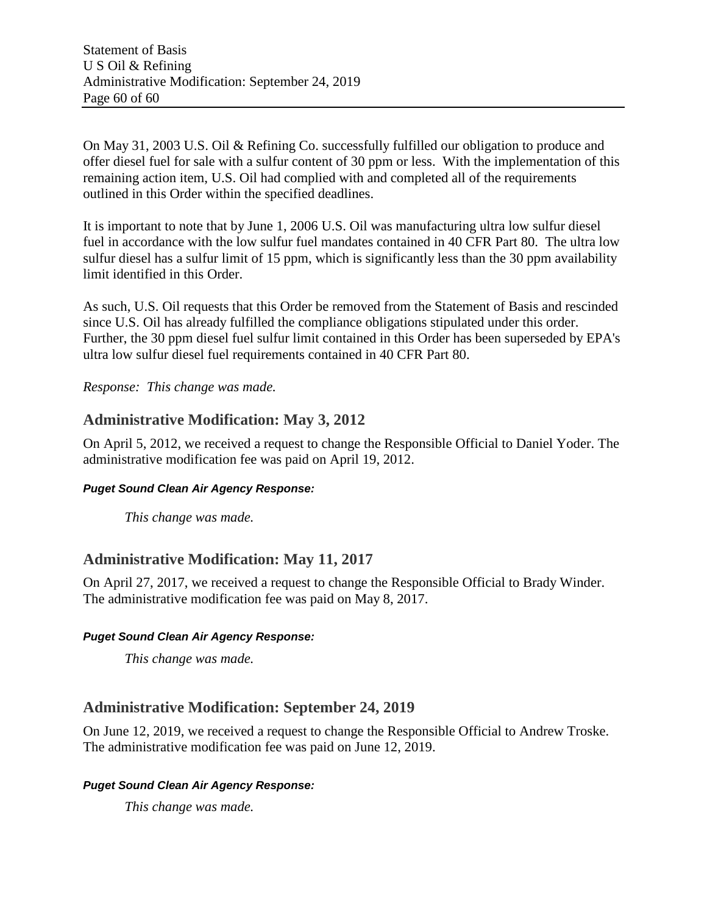On May 31, 2003 U.S. Oil & Refining Co. successfully fulfilled our obligation to produce and offer diesel fuel for sale with a sulfur content of 30 ppm or less. With the implementation of this remaining action item, U.S. Oil had complied with and completed all of the requirements outlined in this Order within the specified deadlines.

It is important to note that by June 1, 2006 U.S. Oil was manufacturing ultra low sulfur diesel fuel in accordance with the low sulfur fuel mandates contained in 40 CFR Part 80. The ultra low sulfur diesel has a sulfur limit of 15 ppm, which is significantly less than the 30 ppm availability limit identified in this Order.

As such, U.S. Oil requests that this Order be removed from the Statement of Basis and rescinded since U.S. Oil has already fulfilled the compliance obligations stipulated under this order. Further, the 30 ppm diesel fuel sulfur limit contained in this Order has been superseded by EPA's ultra low sulfur diesel fuel requirements contained in 40 CFR Part 80.

*Response: This change was made.*

## Administrative Modification: May 3, 2012

On April 5, 2012, we received a request to change the Responsible Official to Daniel Yoder. The administrative modification fee was paid on April 19, 2012.

***Puget Sound Clean Air Agency Response:***

*This change was made.*

## Administrative Modification: May 11, 2017

On April 27, 2017, we received a request to change the Responsible Official to Brady Winder. The administrative modification fee was paid on May 8, 2017.

***Puget Sound Clean Air Agency Response:***

*This change was made.*

## Administrative Modification: September 24, 2019

On June 12, 2019, we received a request to change the Responsible Official to Andrew Troske. The administrative modification fee was paid on June 12, 2019.

***Puget Sound Clean Air Agency Response:***

*This change was made.*